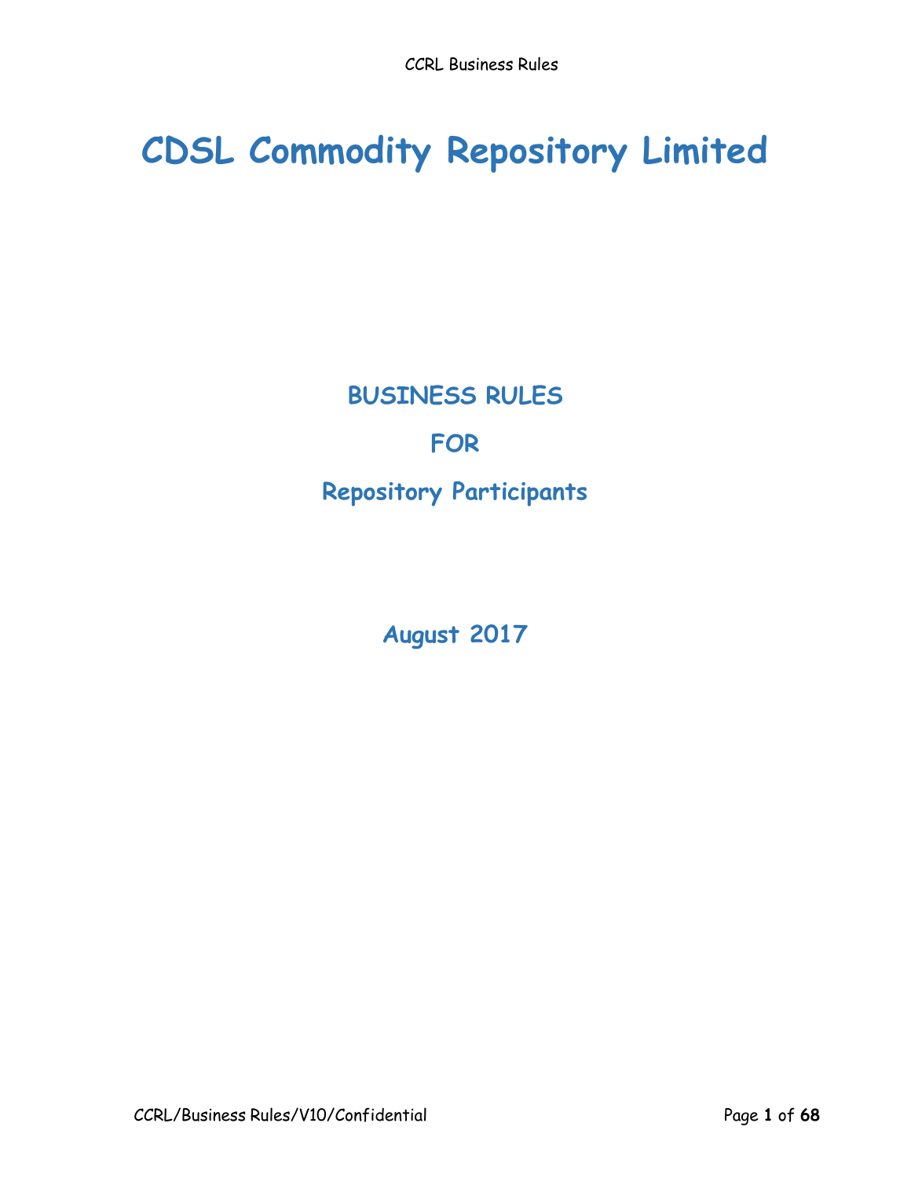# CDSL Commodity Repository Limited

## BUSINESS RULES

## FOR

## Repository Participants

**August 2017**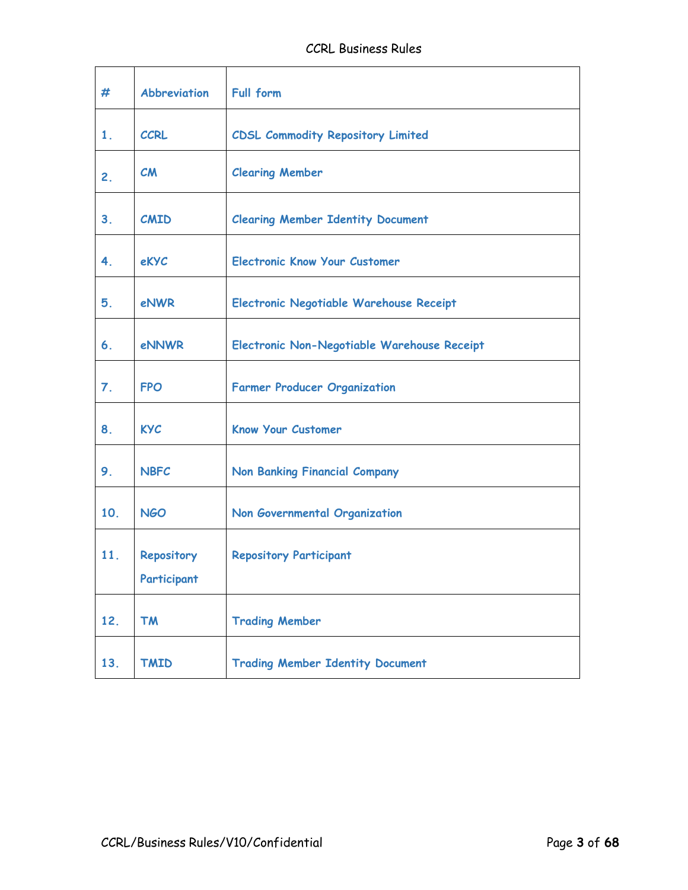| # | Abbreviation | Full form |
|---|---|---|
| 1. | CCRL | CDSL Commodity Repository Limited |
| 2. | CM | Clearing Member |
| 3. | CMID | Clearing Member Identity Document |
| 4. | eKYC | Electronic Know Your Customer |
| 5. | eNWR | Electronic Negotiable Warehouse Receipt |
| 6. | eNNWR | Electronic Non-Negotiable Warehouse Receipt |
| 7. | FPO | Farmer Producer Organization |
| 8. | KYC | Know Your Customer |
| 9. | NBFC | Non Banking Financial Company |
| 10. | NGO | Non Governmental Organization |
| 11. | Repository Participant | Repository Participant |
| 12. | TM | Trading Member |
| 13. | TMID | Trading Member Identity Document |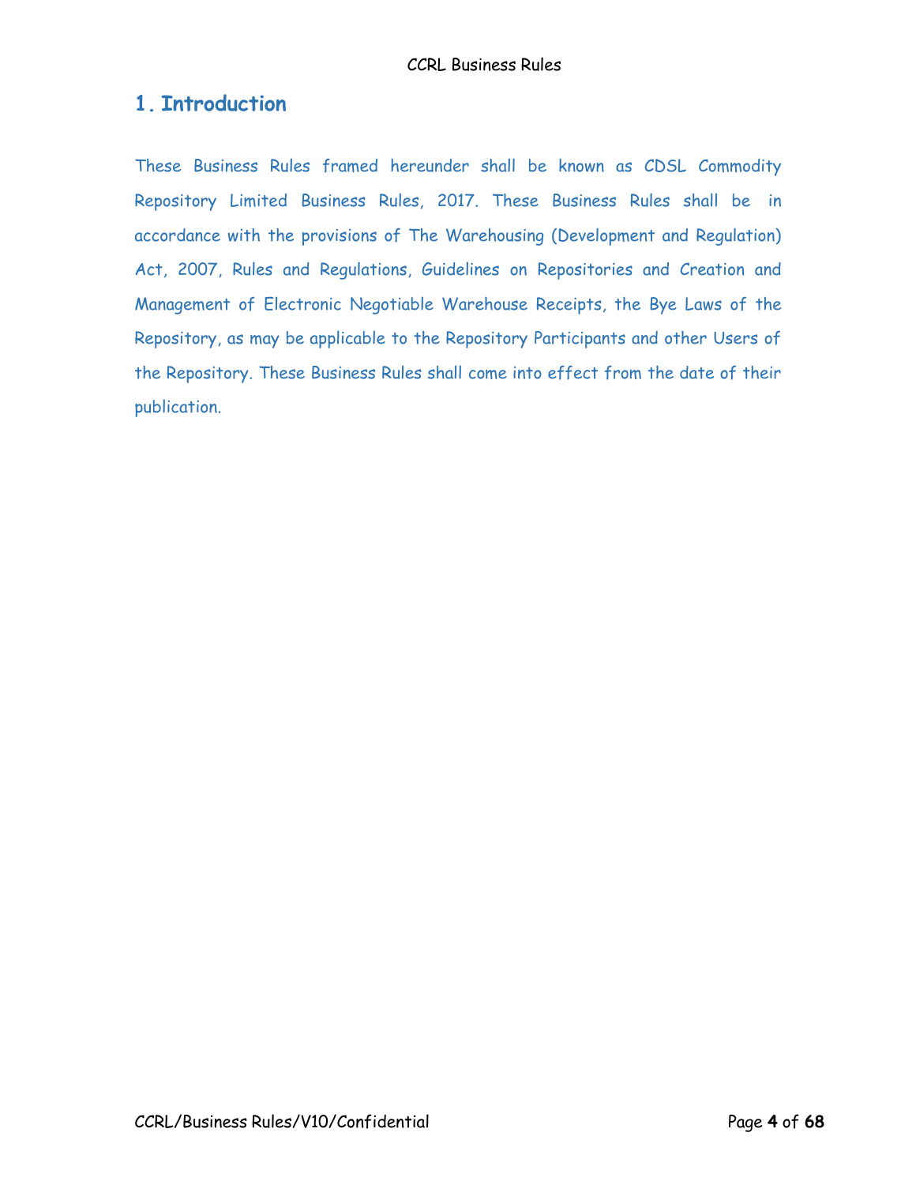# 1. Introduction

These Business Rules framed hereunder shall be known as CDSL Commodity Repository Limited Business Rules, 2017. These Business Rules shall be in accordance with the provisions of The Warehousing (Development and Regulation) Act, 2007, Rules and Regulations, Guidelines on Repositories and Creation and Management of Electronic Negotiable Warehouse Receipts, the Bye Laws of the Repository, as may be applicable to the Repository Participants and other Users of the Repository. These Business Rules shall come into effect from the date of their publication.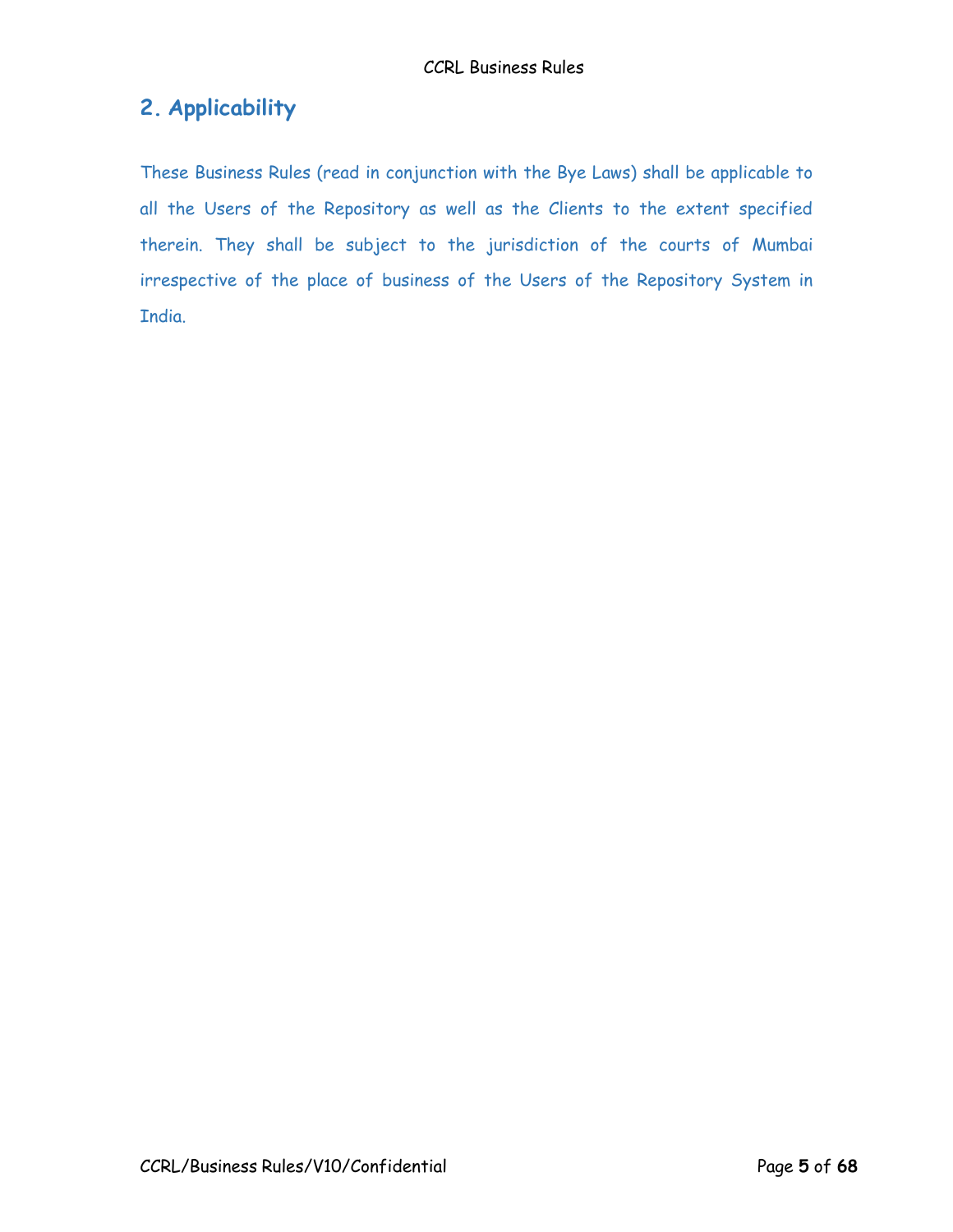## 2. Applicability

These Business Rules (read in conjunction with the Bye Laws) shall be applicable to all the Users of the Repository as well as the Clients to the extent specified therein. They shall be subject to the jurisdiction of the courts of Mumbai irrespective of the place of business of the Users of the Repository System in India.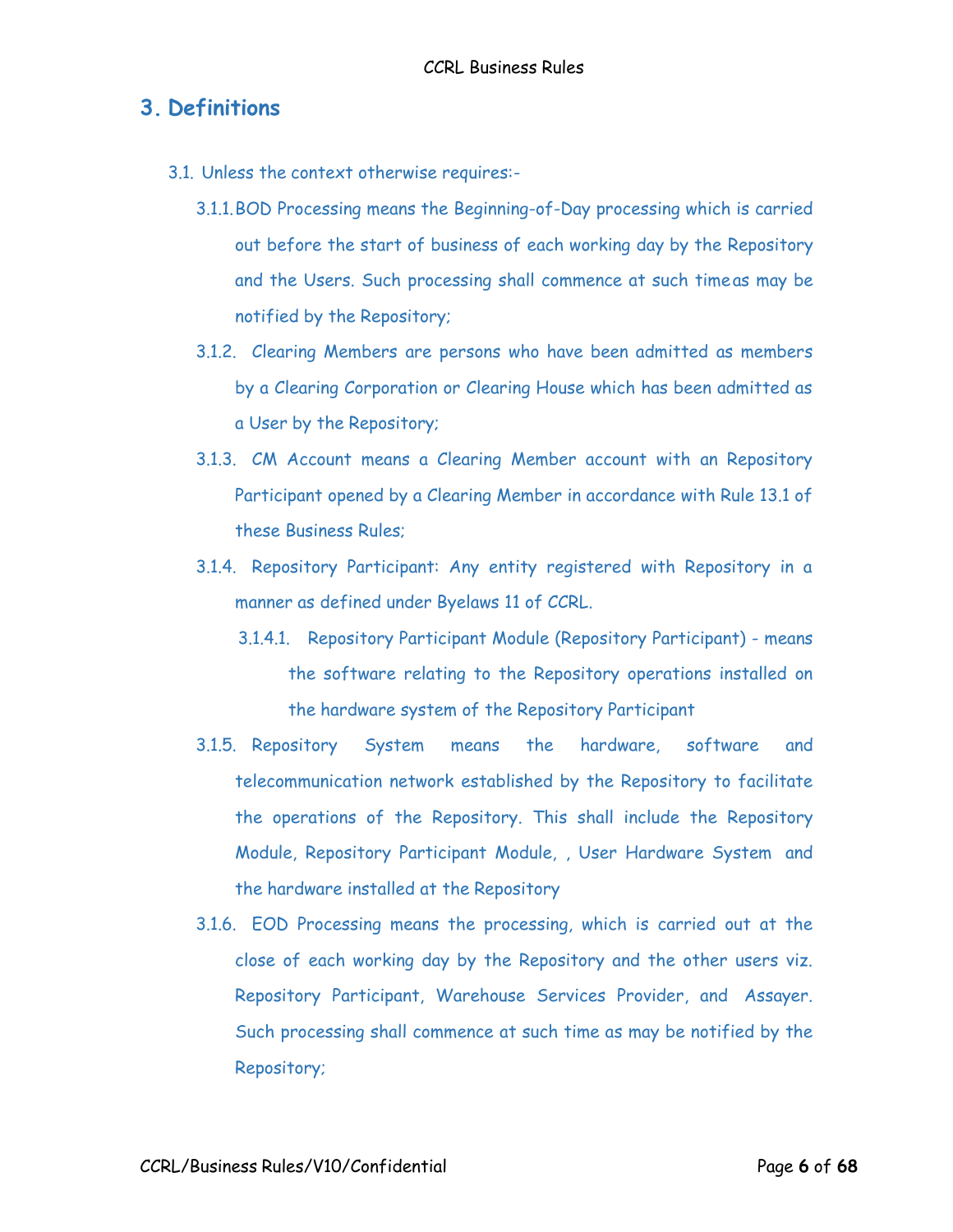# 3. Definitions

3.1. Unless the context otherwise requires:-

3.1.1. BOD Processing means the Beginning-of-Day processing which is carried out before the start of business of each working day by the Repository and the Users. Such processing shall commence at such time as may be notified by the Repository;

3.1.2. Clearing Members are persons who have been admitted as members by a Clearing Corporation or Clearing House which has been admitted as a User by the Repository;

3.1.3. CM Account means a Clearing Member account with an Repository Participant opened by a Clearing Member in accordance with Rule 13.1 of these Business Rules;

3.1.4. Repository Participant: Any entity registered with Repository in a manner as defined under Byelaws 11 of CCRL.

3.1.4.1. Repository Participant Module (Repository Participant) - means the software relating to the Repository operations installed on the hardware system of the Repository Participant

3.1.5. Repository System means the hardware, software and telecommunication network established by the Repository to facilitate the operations of the Repository. This shall include the Repository Module, Repository Participant Module, , User Hardware System and the hardware installed at the Repository

3.1.6. EOD Processing means the processing, which is carried out at the close of each working day by the Repository and the other users viz. Repository Participant, Warehouse Services Provider, and Assayer. Such processing shall commence at such time as may be notified by the Repository;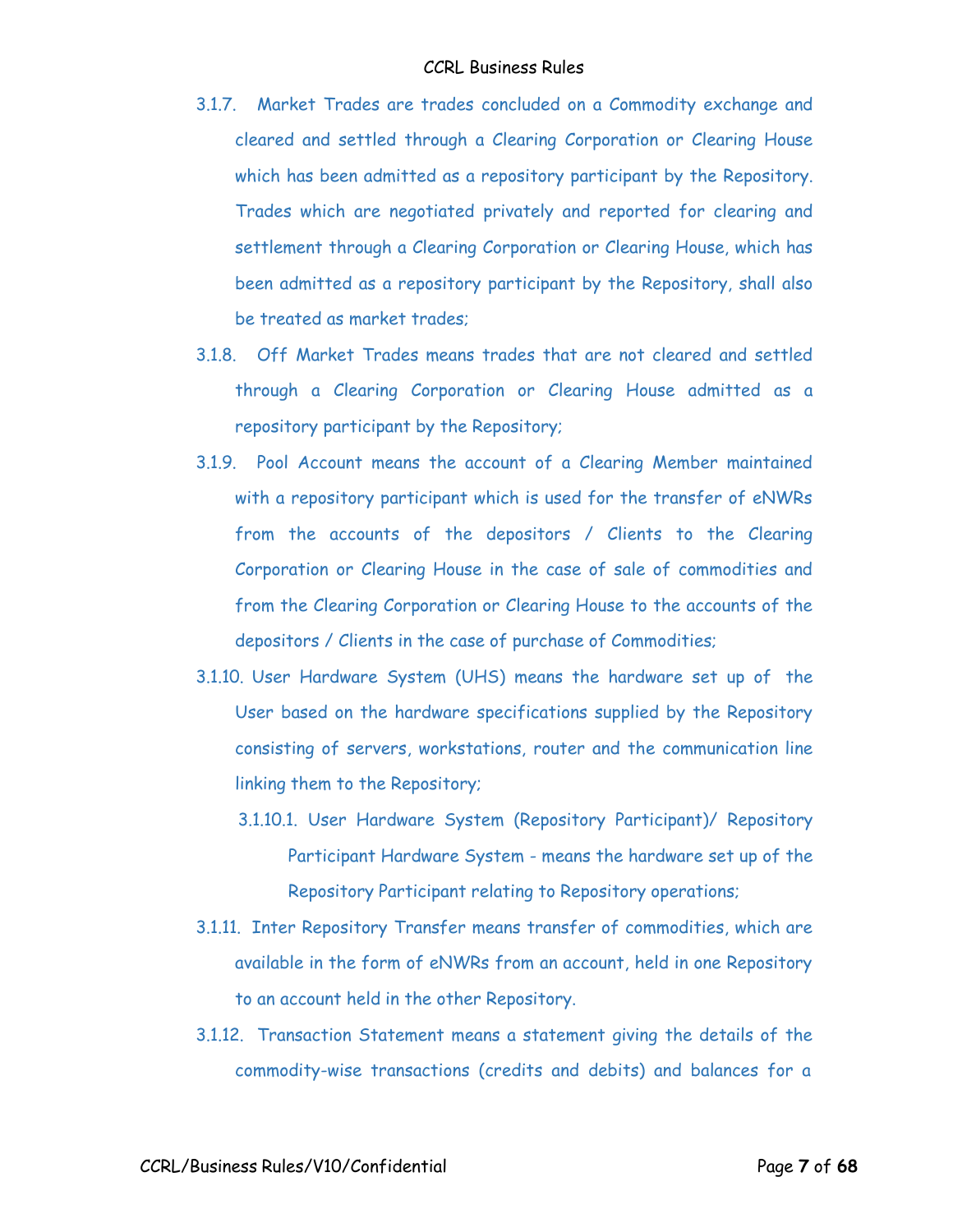3.1.7. Market Trades are trades concluded on a Commodity exchange and cleared and settled through a Clearing Corporation or Clearing House which has been admitted as a repository participant by the Repository. Trades which are negotiated privately and reported for clearing and settlement through a Clearing Corporation or Clearing House, which has been admitted as a repository participant by the Repository, shall also be treated as market trades;

3.1.8. Off Market Trades means trades that are not cleared and settled through a Clearing Corporation or Clearing House admitted as a repository participant by the Repository;

3.1.9. Pool Account means the account of a Clearing Member maintained with a repository participant which is used for the transfer of eNWRs from the accounts of the depositors / Clients to the Clearing Corporation or Clearing House in the case of sale of commodities and from the Clearing Corporation or Clearing House to the accounts of the depositors / Clients in the case of purchase of Commodities;

3.1.10. User Hardware System (UHS) means the hardware set up of the User based on the hardware specifications supplied by the Repository consisting of servers, workstations, router and the communication line linking them to the Repository;

3.1.10.1. User Hardware System (Repository Participant)/ Repository Participant Hardware System - means the hardware set up of the Repository Participant relating to Repository operations;

3.1.11. Inter Repository Transfer means transfer of commodities, which are available in the form of eNWRs from an account, held in one Repository to an account held in the other Repository.

3.1.12. Transaction Statement means a statement giving the details of the commodity-wise transactions (credits and debits) and balances for a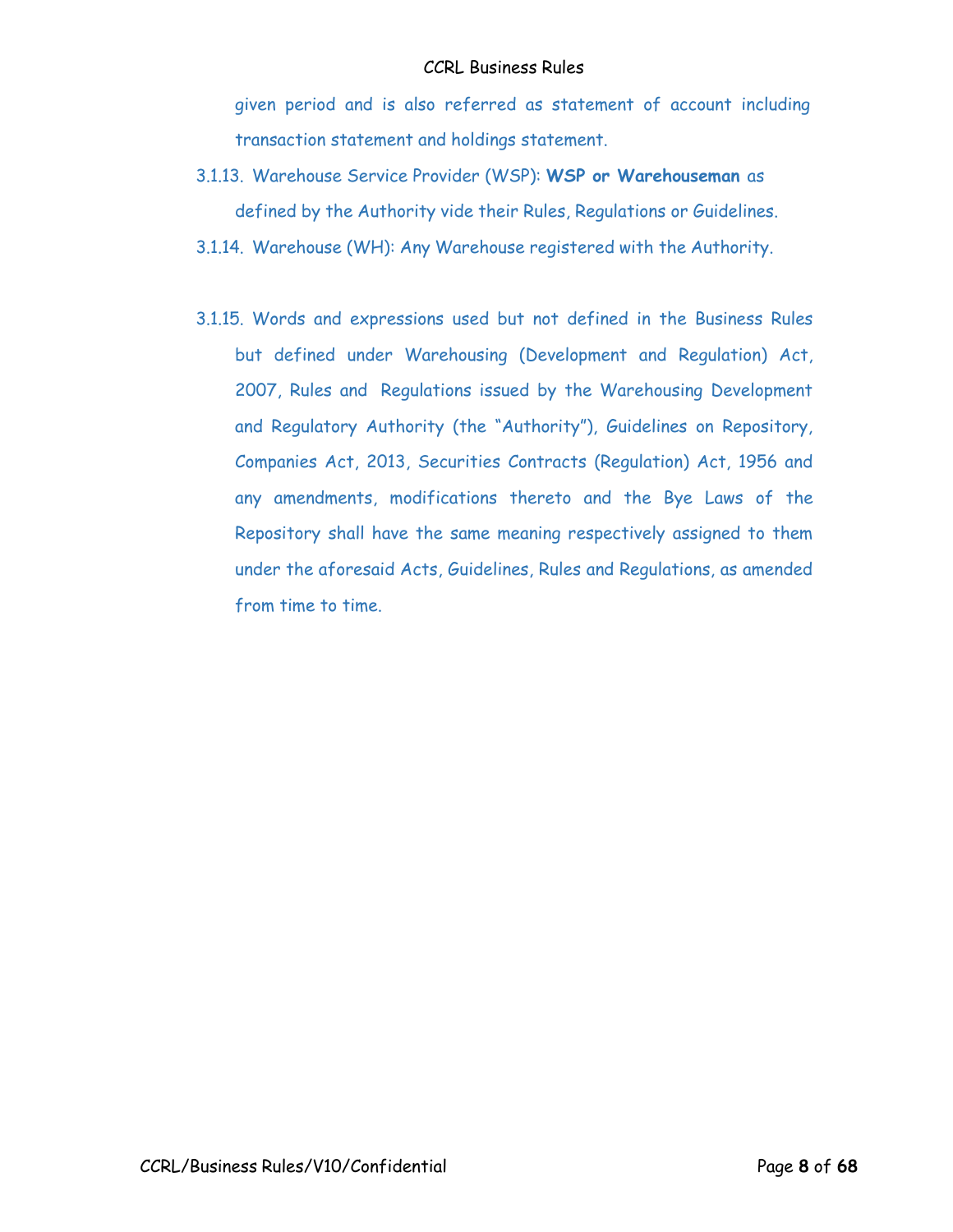given period and is also referred as statement of account including transaction statement and holdings statement.

3.1.13. Warehouse Service Provider (WSP): **WSP or Warehouseman** as defined by the Authority vide their Rules, Regulations or Guidelines.

3.1.14. Warehouse (WH): Any Warehouse registered with the Authority.

3.1.15. Words and expressions used but not defined in the Business Rules but defined under Warehousing (Development and Regulation) Act, 2007, Rules and Regulations issued by the Warehousing Development and Regulatory Authority (the "Authority"), Guidelines on Repository, Companies Act, 2013, Securities Contracts (Regulation) Act, 1956 and any amendments, modifications thereto and the Bye Laws of the Repository shall have the same meaning respectively assigned to them under the aforesaid Acts, Guidelines, Rules and Regulations, as amended from time to time.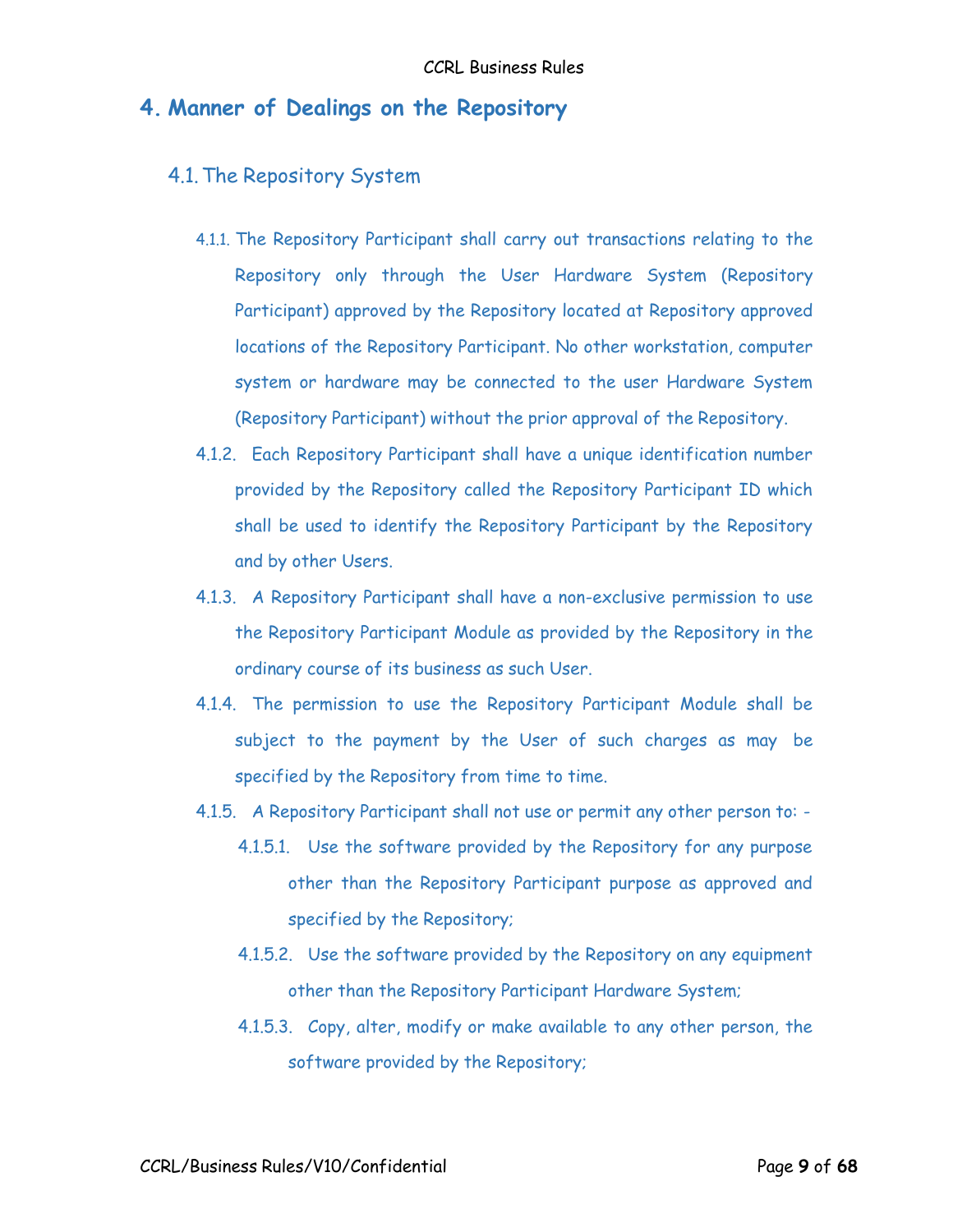# 4. Manner of Dealings on the Repository

## 4.1. The Repository System

4.1.1. The Repository Participant shall carry out transactions relating to the Repository only through the User Hardware System (Repository Participant) approved by the Repository located at Repository approved locations of the Repository Participant. No other workstation, computer system or hardware may be connected to the user Hardware System (Repository Participant) without the prior approval of the Repository.

4.1.2. Each Repository Participant shall have a unique identification number provided by the Repository called the Repository Participant ID which shall be used to identify the Repository Participant by the Repository and by other Users.

4.1.3. A Repository Participant shall have a non-exclusive permission to use the Repository Participant Module as provided by the Repository in the ordinary course of its business as such User.

4.1.4. The permission to use the Repository Participant Module shall be subject to the payment by the User of such charges as may be specified by the Repository from time to time.

4.1.5. A Repository Participant shall not use or permit any other person to: -

4.1.5.1. Use the software provided by the Repository for any purpose other than the Repository Participant purpose as approved and specified by the Repository;

4.1.5.2. Use the software provided by the Repository on any equipment other than the Repository Participant Hardware System;

4.1.5.3. Copy, alter, modify or make available to any other person, the software provided by the Repository;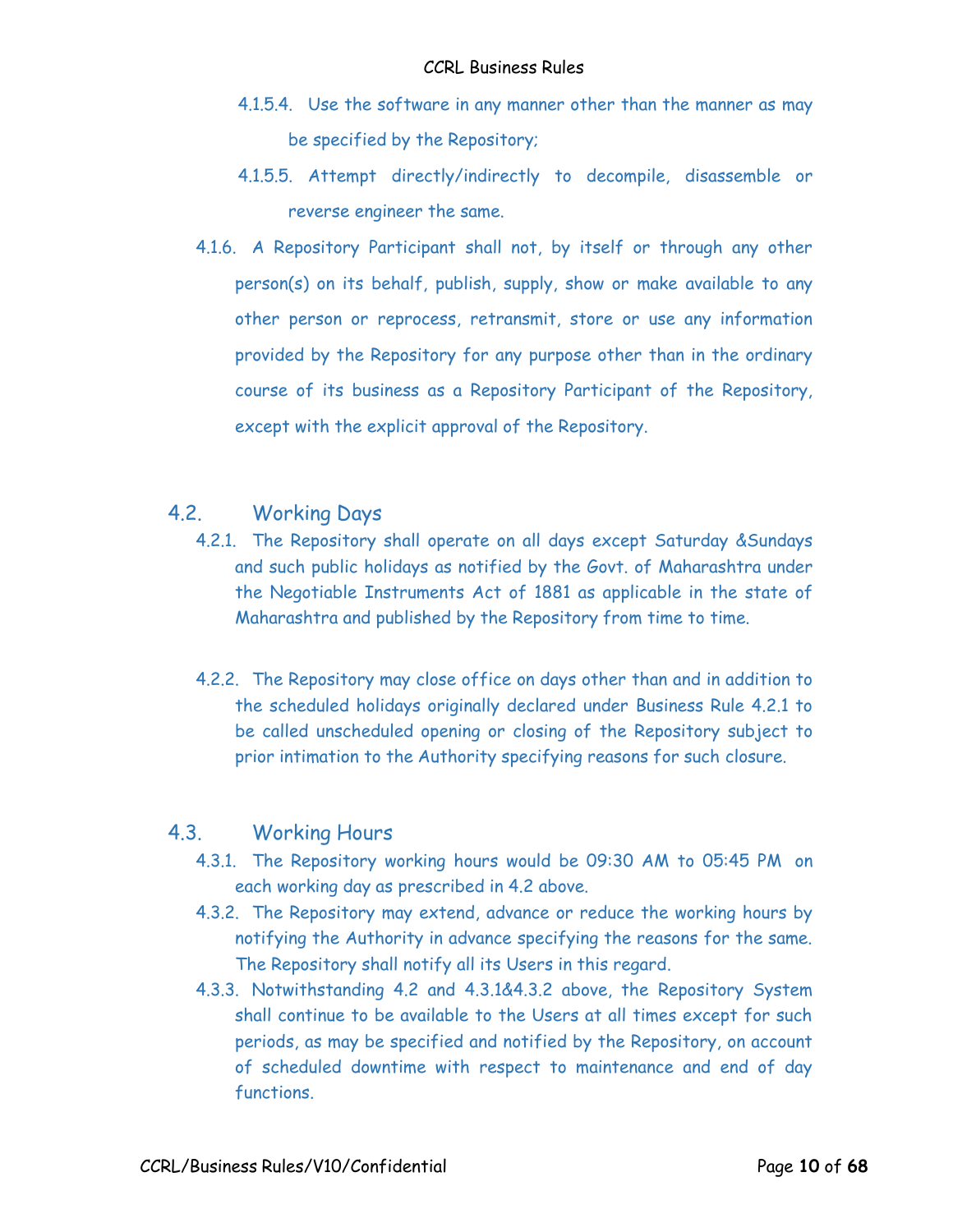4.1.5.4. Use the software in any manner other than the manner as may be specified by the Repository;

4.1.5.5. Attempt directly/indirectly to decompile, disassemble or reverse engineer the same.

4.1.6. A Repository Participant shall not, by itself or through any other person(s) on its behalf, publish, supply, show or make available to any other person or reprocess, retransmit, store or use any information provided by the Repository for any purpose other than in the ordinary course of its business as a Repository Participant of the Repository, except with the explicit approval of the Repository.

## 4.2. Working Days

4.2.1. The Repository shall operate on all days except Saturday &Sundays and such public holidays as notified by the Govt. of Maharashtra under the Negotiable Instruments Act of 1881 as applicable in the state of Maharashtra and published by the Repository from time to time.

4.2.2. The Repository may close office on days other than and in addition to the scheduled holidays originally declared under Business Rule 4.2.1 to be called unscheduled opening or closing of the Repository subject to prior intimation to the Authority specifying reasons for such closure.

## 4.3. Working Hours

4.3.1. The Repository working hours would be 09:30 AM to 05:45 PM on each working day as prescribed in 4.2 above.

4.3.2. The Repository may extend, advance or reduce the working hours by notifying the Authority in advance specifying the reasons for the same. The Repository shall notify all its Users in this regard.

4.3.3. Notwithstanding 4.2 and 4.3.1&4.3.2 above, the Repository System shall continue to be available to the Users at all times except for such periods, as may be specified and notified by the Repository, on account of scheduled downtime with respect to maintenance and end of day functions.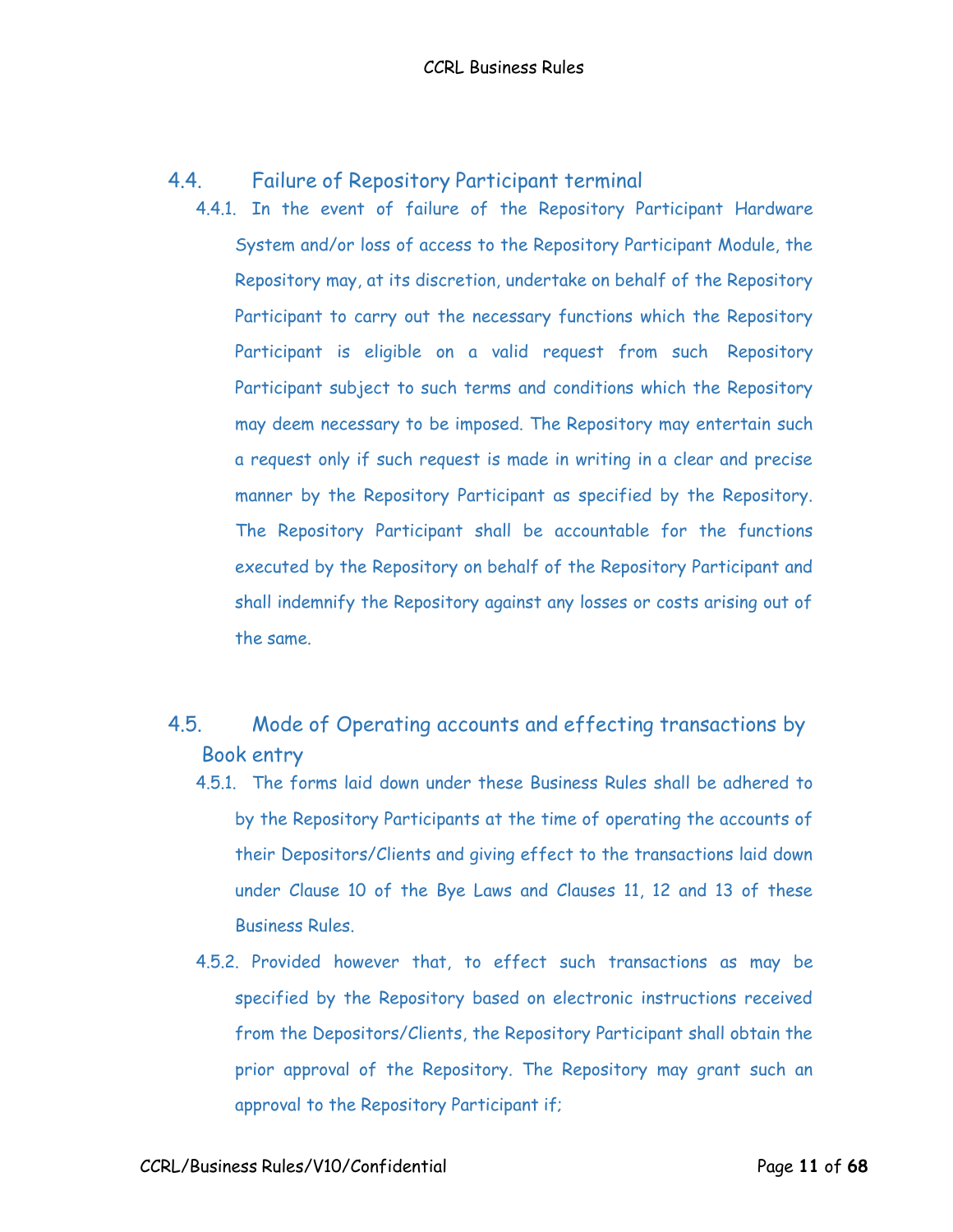## 4.4. Failure of Repository Participant terminal

4.4.1. In the event of failure of the Repository Participant Hardware System and/or loss of access to the Repository Participant Module, the Repository may, at its discretion, undertake on behalf of the Repository Participant to carry out the necessary functions which the Repository Participant is eligible on a valid request from such Repository Participant subject to such terms and conditions which the Repository may deem necessary to be imposed. The Repository may entertain such a request only if such request is made in writing in a clear and precise manner by the Repository Participant as specified by the Repository. The Repository Participant shall be accountable for the functions executed by the Repository on behalf of the Repository Participant and shall indemnify the Repository against any losses or costs arising out of the same.

## 4.5. Mode of Operating accounts and effecting transactions by Book entry

4.5.1. The forms laid down under these Business Rules shall be adhered to by the Repository Participants at the time of operating the accounts of their Depositors/Clients and giving effect to the transactions laid down under Clause 10 of the Bye Laws and Clauses 11, 12 and 13 of these Business Rules.

4.5.2. Provided however that, to effect such transactions as may be specified by the Repository based on electronic instructions received from the Depositors/Clients, the Repository Participant shall obtain the prior approval of the Repository. The Repository may grant such an approval to the Repository Participant if;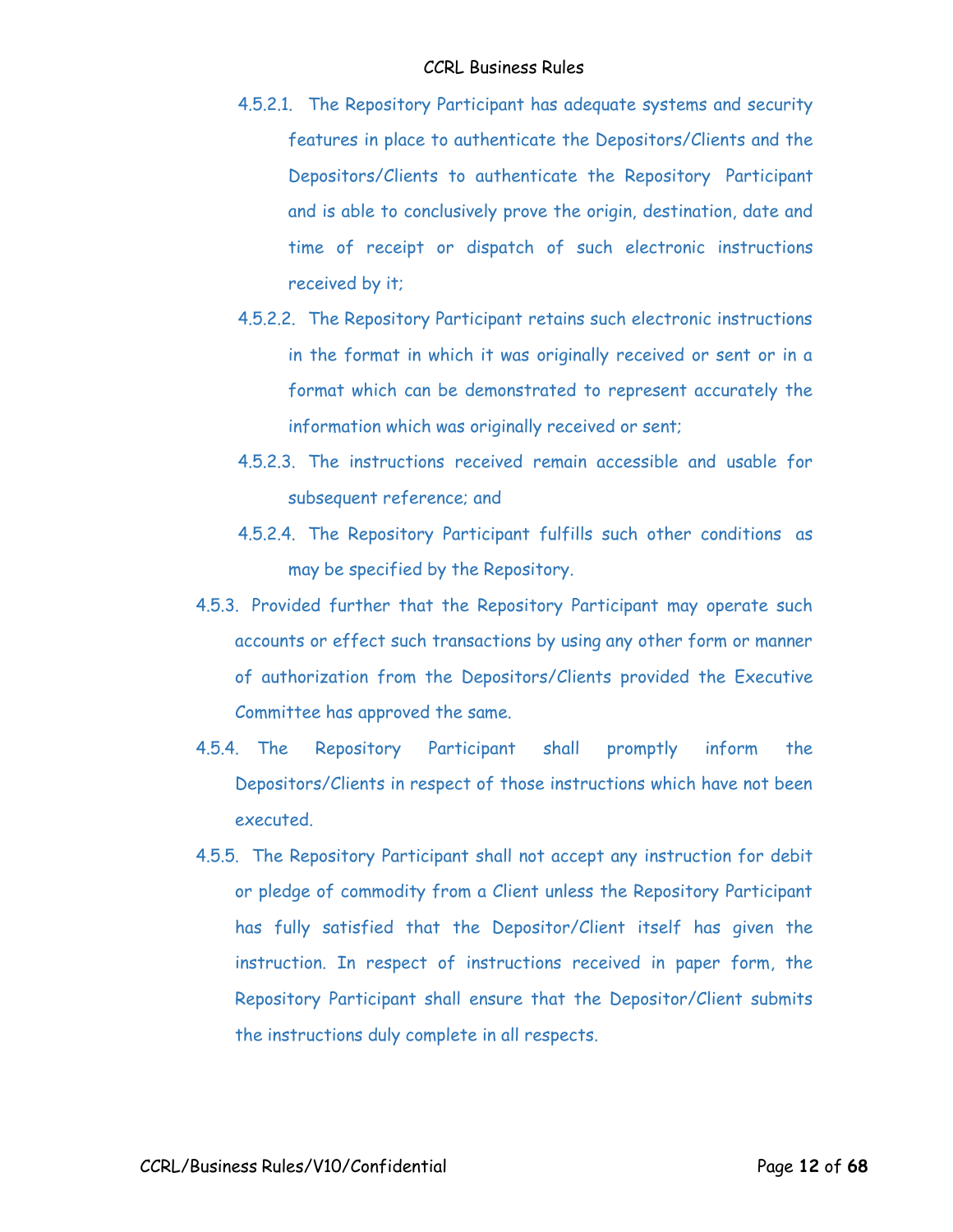4.5.2.1. The Repository Participant has adequate systems and security features in place to authenticate the Depositors/Clients and the Depositors/Clients to authenticate the Repository Participant and is able to conclusively prove the origin, destination, date and time of receipt or dispatch of such electronic instructions received by it;

4.5.2.2. The Repository Participant retains such electronic instructions in the format in which it was originally received or sent or in a format which can be demonstrated to represent accurately the information which was originally received or sent;

4.5.2.3. The instructions received remain accessible and usable for subsequent reference; and

4.5.2.4. The Repository Participant fulfills such other conditions as may be specified by the Repository.

4.5.3. Provided further that the Repository Participant may operate such accounts or effect such transactions by using any other form or manner of authorization from the Depositors/Clients provided the Executive Committee has approved the same.

4.5.4. The Repository Participant shall promptly inform the Depositors/Clients in respect of those instructions which have not been executed.

4.5.5. The Repository Participant shall not accept any instruction for debit or pledge of commodity from a Client unless the Repository Participant has fully satisfied that the Depositor/Client itself has given the instruction. In respect of instructions received in paper form, the Repository Participant shall ensure that the Depositor/Client submits the instructions duly complete in all respects.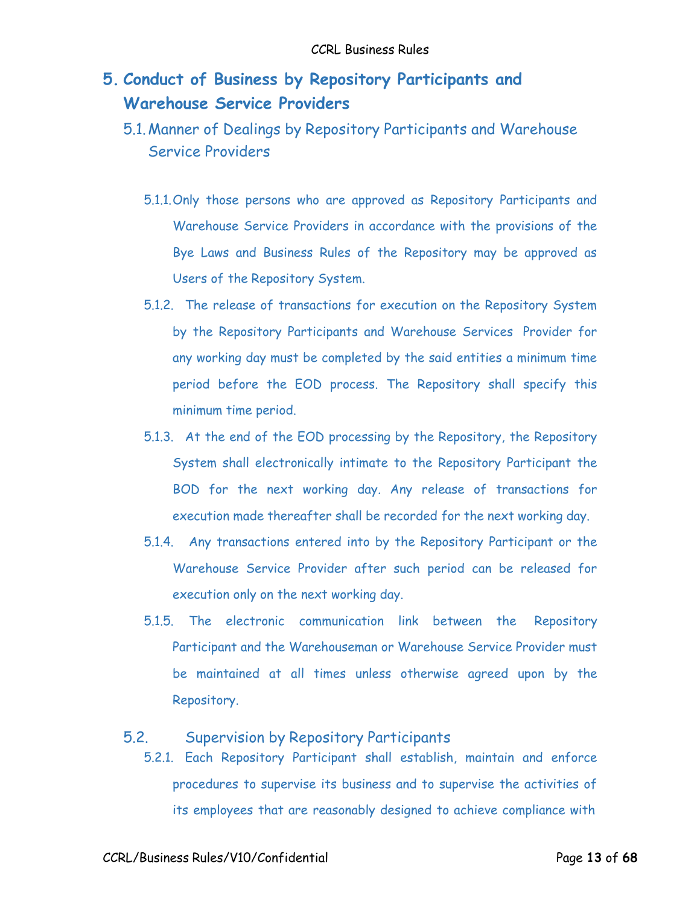# 5. Conduct of Business by Repository Participants and Warehouse Service Providers

## 5.1. Manner of Dealings by Repository Participants and Warehouse Service Providers

5.1.1. Only those persons who are approved as Repository Participants and Warehouse Service Providers in accordance with the provisions of the Bye Laws and Business Rules of the Repository may be approved as Users of the Repository System.

5.1.2. The release of transactions for execution on the Repository System by the Repository Participants and Warehouse Services Provider for any working day must be completed by the said entities a minimum time period before the EOD process. The Repository shall specify this minimum time period.

5.1.3. At the end of the EOD processing by the Repository, the Repository System shall electronically intimate to the Repository Participant the BOD for the next working day. Any release of transactions for execution made thereafter shall be recorded for the next working day.

5.1.4. Any transactions entered into by the Repository Participant or the Warehouse Service Provider after such period can be released for execution only on the next working day.

5.1.5. The electronic communication link between the Repository Participant and the Warehouseman or Warehouse Service Provider must be maintained at all times unless otherwise agreed upon by the Repository.

## 5.2. Supervision by Repository Participants

5.2.1. Each Repository Participant shall establish, maintain and enforce procedures to supervise its business and to supervise the activities of its employees that are reasonably designed to achieve compliance with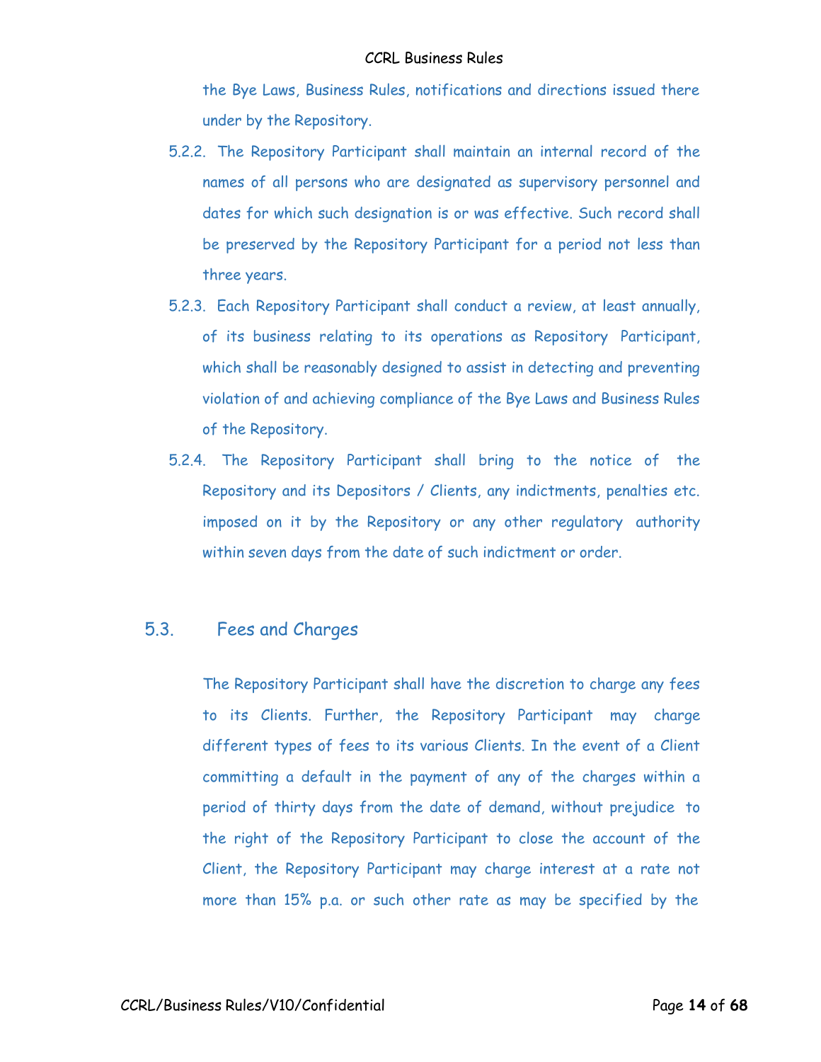the Bye Laws, Business Rules, notifications and directions issued there under by the Repository.

5.2.2. The Repository Participant shall maintain an internal record of the names of all persons who are designated as supervisory personnel and dates for which such designation is or was effective. Such record shall be preserved by the Repository Participant for a period not less than three years.

5.2.3. Each Repository Participant shall conduct a review, at least annually, of its business relating to its operations as Repository Participant, which shall be reasonably designed to assist in detecting and preventing violation of and achieving compliance of the Bye Laws and Business Rules of the Repository.

5.2.4. The Repository Participant shall bring to the notice of the Repository and its Depositors / Clients, any indictments, penalties etc. imposed on it by the Repository or any other regulatory authority within seven days from the date of such indictment or order.

## 5.3. Fees and Charges

The Repository Participant shall have the discretion to charge any fees to its Clients. Further, the Repository Participant may charge different types of fees to its various Clients. In the event of a Client committing a default in the payment of any of the charges within a period of thirty days from the date of demand, without prejudice to the right of the Repository Participant to close the account of the Client, the Repository Participant may charge interest at a rate not more than 15% p.a. or such other rate as may be specified by the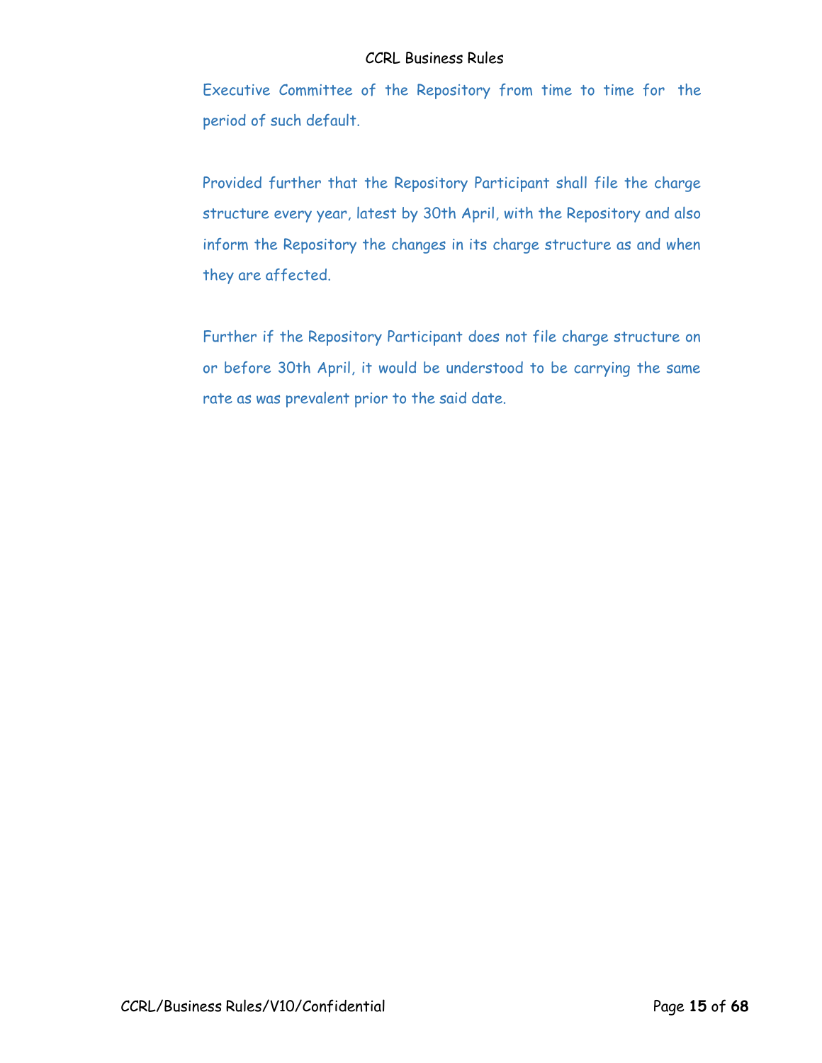Executive Committee of the Repository from time to time for the period of such default.

Provided further that the Repository Participant shall file the charge structure every year, latest by 30th April, with the Repository and also inform the Repository the changes in its charge structure as and when they are affected.

Further if the Repository Participant does not file charge structure on or before 30th April, it would be understood to be carrying the same rate as was prevalent prior to the said date.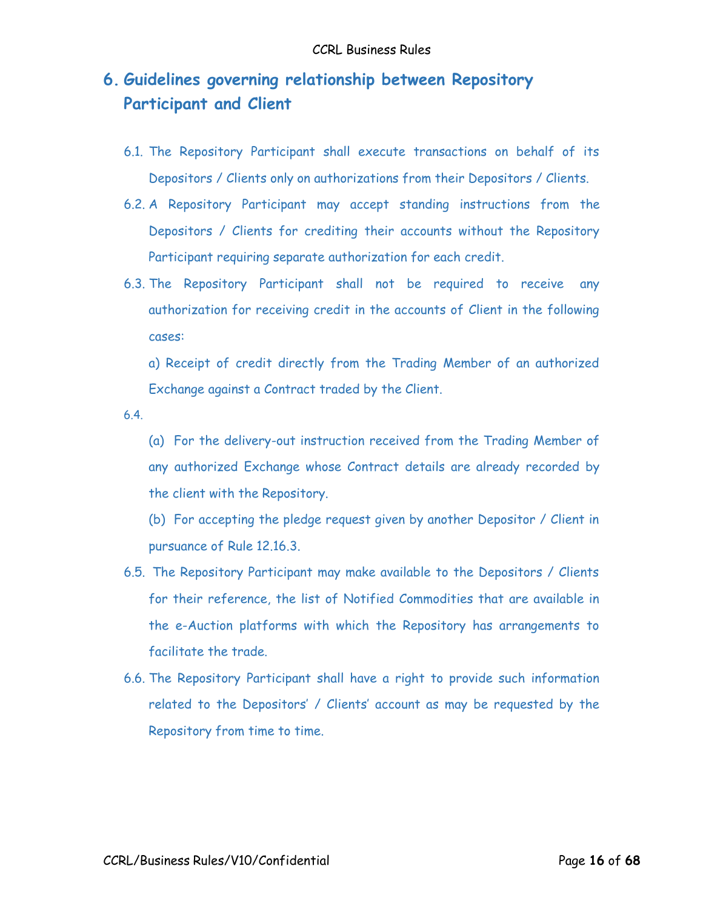# 6. Guidelines governing relationship between Repository Participant and Client

6.1. The Repository Participant shall execute transactions on behalf of its Depositors / Clients only on authorizations from their Depositors / Clients.

6.2. A Repository Participant may accept standing instructions from the Depositors / Clients for crediting their accounts without the Repository Participant requiring separate authorization for each credit.

6.3. The Repository Participant shall not be required to receive any authorization for receiving credit in the accounts of Client in the following cases:

a) Receipt of credit directly from the Trading Member of an authorized Exchange against a Contract traded by the Client.

6.4.

(a) For the delivery-out instruction received from the Trading Member of any authorized Exchange whose Contract details are already recorded by the client with the Repository.

(b) For accepting the pledge request given by another Depositor / Client in pursuance of Rule 12.16.3.

6.5. The Repository Participant may make available to the Depositors / Clients for their reference, the list of Notified Commodities that are available in the e-Auction platforms with which the Repository has arrangements to facilitate the trade.

6.6. The Repository Participant shall have a right to provide such information related to the Depositors' / Clients' account as may be requested by the Repository from time to time.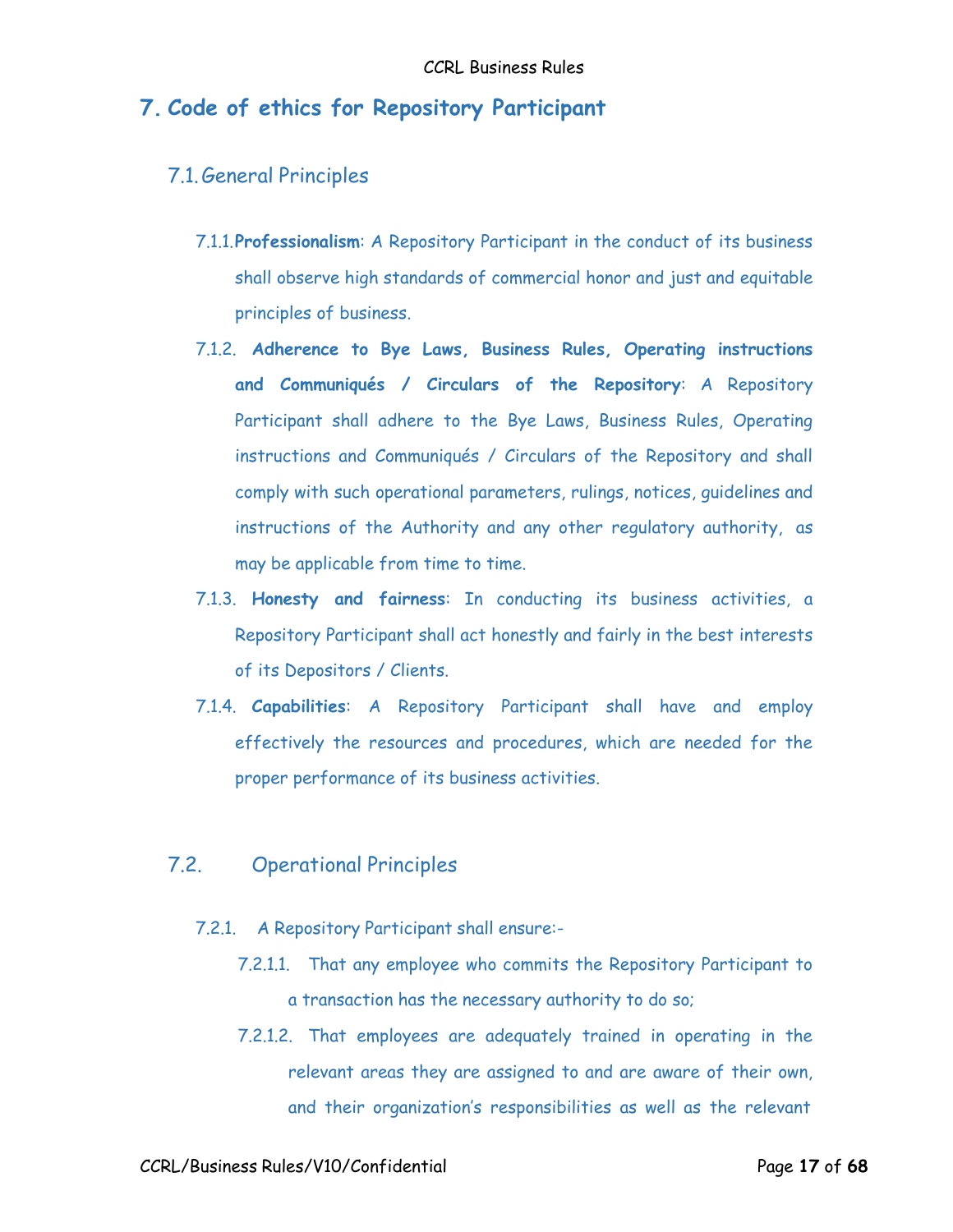# 7. Code of ethics for Repository Participant

## 7.1. General Principles

7.1.1. **Professionalism**: A Repository Participant in the conduct of its business shall observe high standards of commercial honor and just and equitable principles of business.

7.1.2. **Adherence to Bye Laws, Business Rules, Operating instructions and Communiqués / Circulars of the Repository**: A Repository Participant shall adhere to the Bye Laws, Business Rules, Operating instructions and Communiqués / Circulars of the Repository and shall comply with such operational parameters, rulings, notices, guidelines and instructions of the Authority and any other regulatory authority, as may be applicable from time to time.

7.1.3. **Honesty and fairness**: In conducting its business activities, a Repository Participant shall act honestly and fairly in the best interests of its Depositors / Clients.

7.1.4. **Capabilities**: A Repository Participant shall have and employ effectively the resources and procedures, which are needed for the proper performance of its business activities.

## 7.2. Operational Principles

7.2.1. A Repository Participant shall ensure:-

7.2.1.1. That any employee who commits the Repository Participant to a transaction has the necessary authority to do so;

7.2.1.2. That employees are adequately trained in operating in the relevant areas they are assigned to and are aware of their own, and their organization's responsibilities as well as the relevant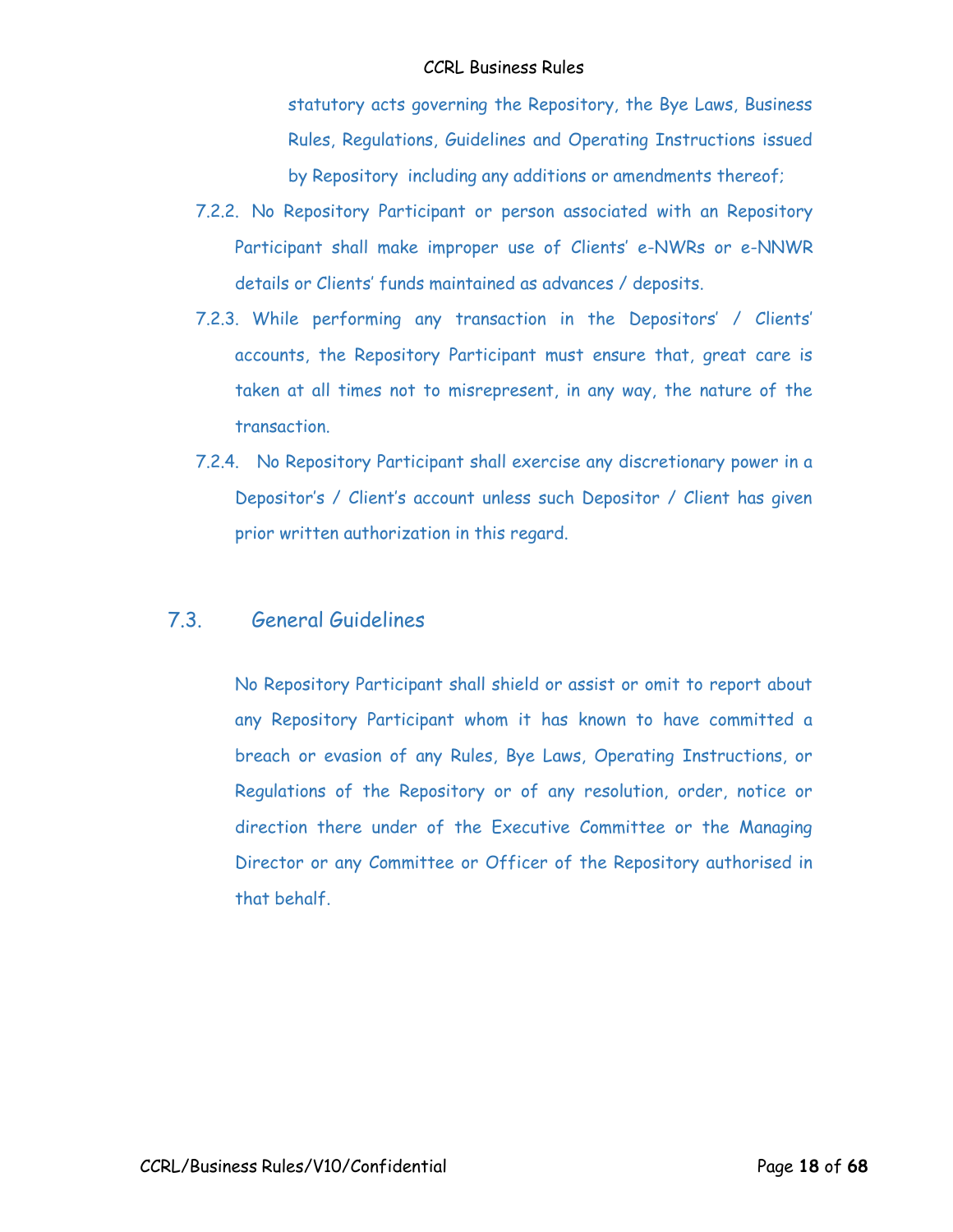statutory acts governing the Repository, the Bye Laws, Business Rules, Regulations, Guidelines and Operating Instructions issued by Repository including any additions or amendments thereof;

7.2.2. No Repository Participant or person associated with an Repository Participant shall make improper use of Clients' e-NWRs or e-NNWR details or Clients' funds maintained as advances / deposits.

7.2.3. While performing any transaction in the Depositors' / Clients' accounts, the Repository Participant must ensure that, great care is taken at all times not to misrepresent, in any way, the nature of the transaction.

7.2.4. No Repository Participant shall exercise any discretionary power in a Depositor's / Client's account unless such Depositor / Client has given prior written authorization in this regard.

## 7.3. General Guidelines

No Repository Participant shall shield or assist or omit to report about any Repository Participant whom it has known to have committed a breach or evasion of any Rules, Bye Laws, Operating Instructions, or Regulations of the Repository or of any resolution, order, notice or direction there under of the Executive Committee or the Managing Director or any Committee or Officer of the Repository authorised in that behalf.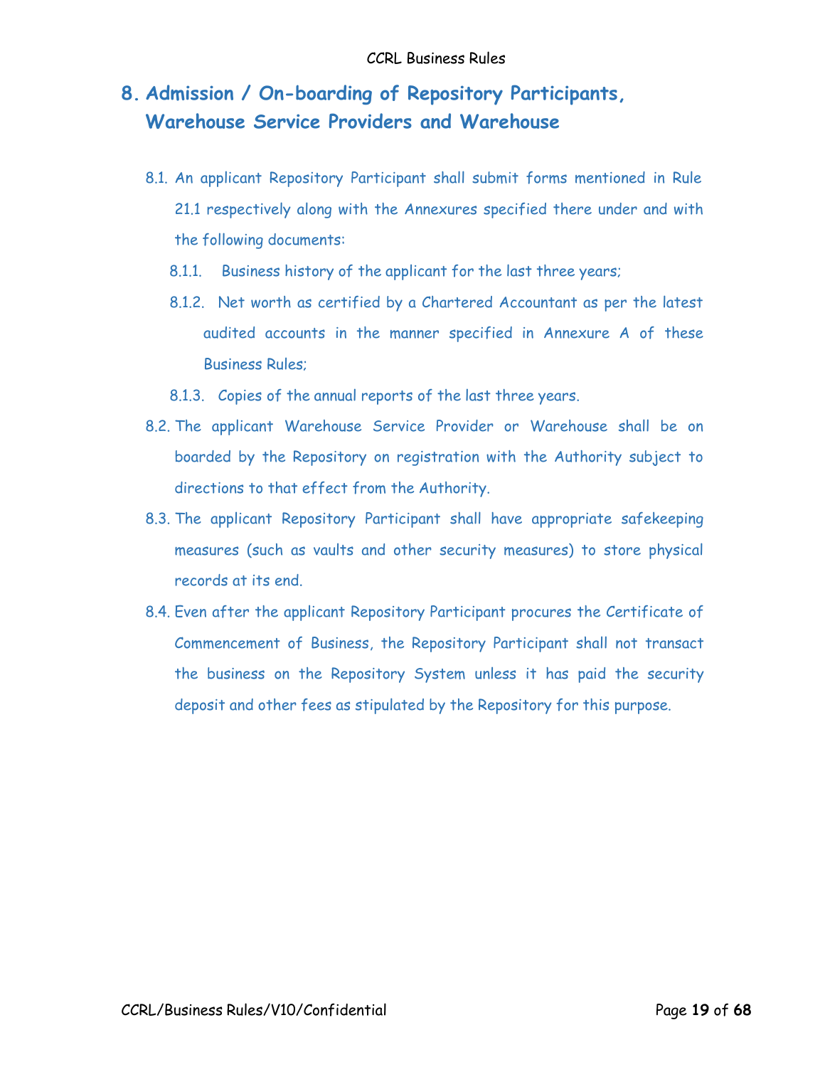# 8. Admission / On-boarding of Repository Participants, Warehouse Service Providers and Warehouse

8.1. An applicant Repository Participant shall submit forms mentioned in Rule 21.1 respectively along with the Annexures specified there under and with the following documents:

8.1.1. Business history of the applicant for the last three years;

8.1.2. Net worth as certified by a Chartered Accountant as per the latest audited accounts in the manner specified in Annexure A of these Business Rules;

8.1.3. Copies of the annual reports of the last three years.

8.2. The applicant Warehouse Service Provider or Warehouse shall be on boarded by the Repository on registration with the Authority subject to directions to that effect from the Authority.

8.3. The applicant Repository Participant shall have appropriate safekeeping measures (such as vaults and other security measures) to store physical records at its end.

8.4. Even after the applicant Repository Participant procures the Certificate of Commencement of Business, the Repository Participant shall not transact the business on the Repository System unless it has paid the security deposit and other fees as stipulated by the Repository for this purpose.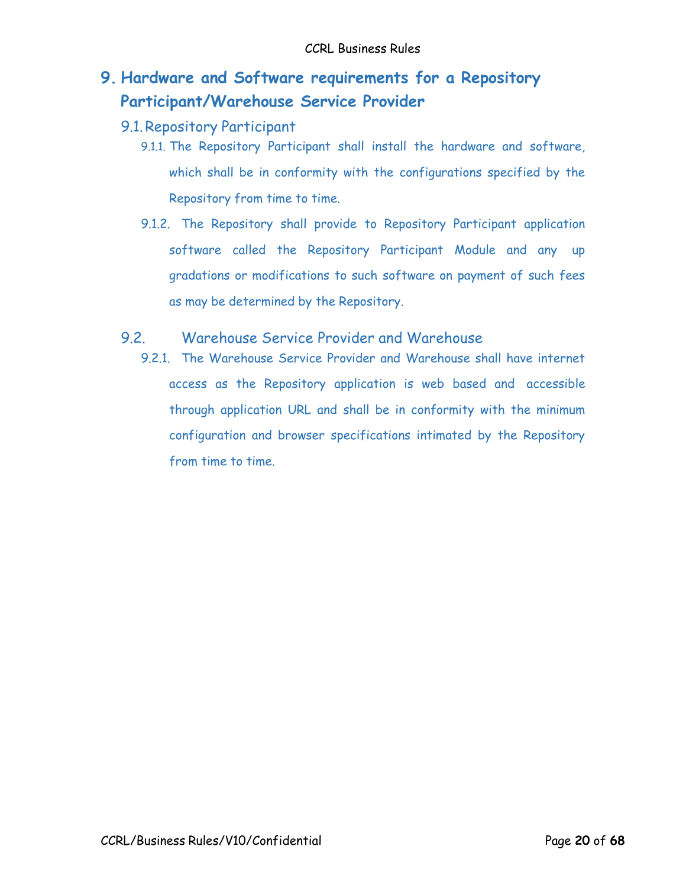# 9. Hardware and Software requirements for a Repository Participant/Warehouse Service Provider

## 9.1. Repository Participant

9.1.1. The Repository Participant shall install the hardware and software, which shall be in conformity with the configurations specified by the Repository from time to time.

9.1.2. The Repository shall provide to Repository Participant application software called the Repository Participant Module and any up gradations or modifications to such software on payment of such fees as may be determined by the Repository.

## 9.2. Warehouse Service Provider and Warehouse

9.2.1. The Warehouse Service Provider and Warehouse shall have internet access as the Repository application is web based and accessible through application URL and shall be in conformity with the minimum configuration and browser specifications intimated by the Repository from time to time.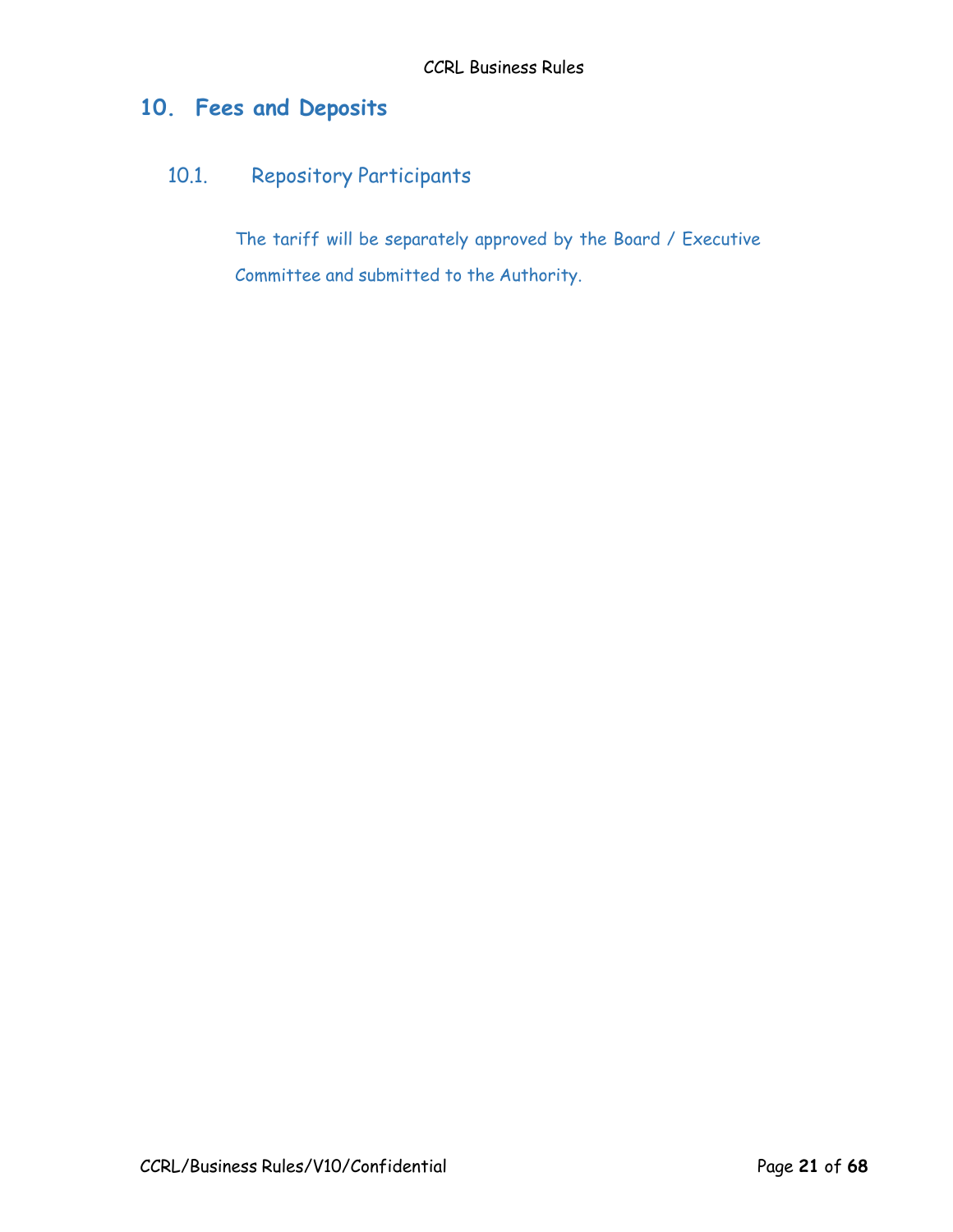# 10. Fees and Deposits

## 10.1. Repository Participants

The tariff will be separately approved by the Board / Executive Committee and submitted to the Authority.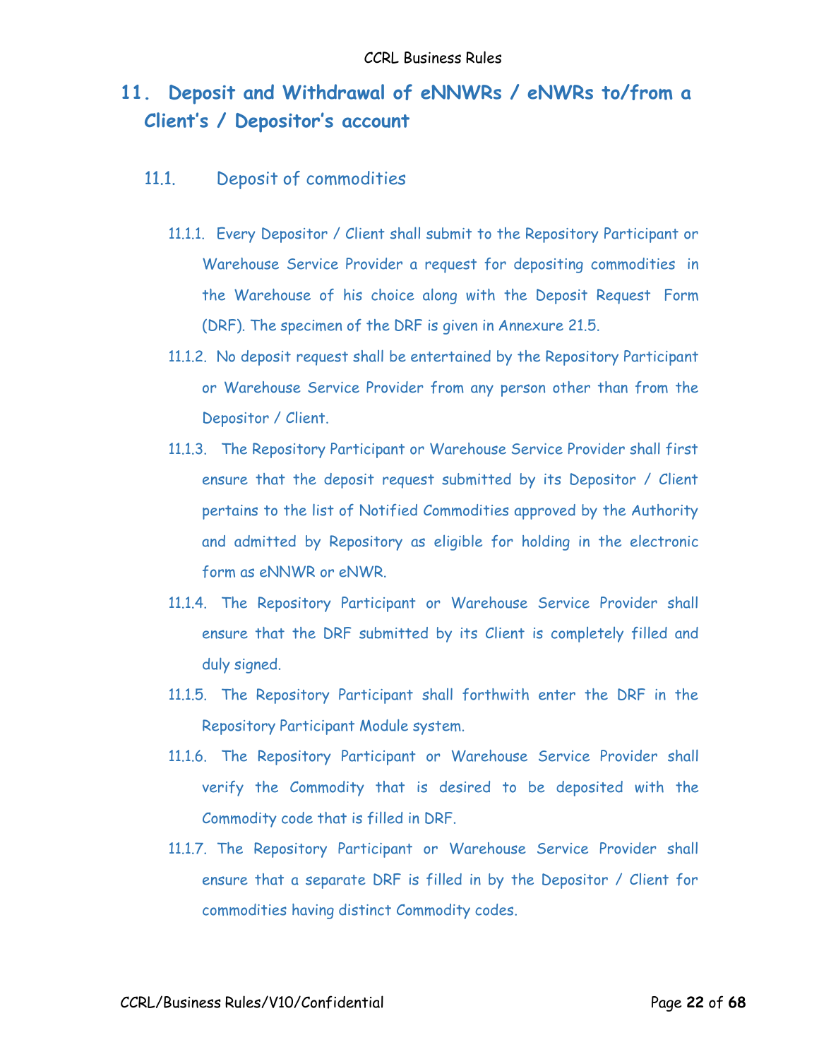# 11. Deposit and Withdrawal of eNNWRs / eNWRs to/from a Client's / Depositor's account

## 11.1. Deposit of commodities

11.1.1. Every Depositor / Client shall submit to the Repository Participant or Warehouse Service Provider a request for depositing commodities in the Warehouse of his choice along with the Deposit Request Form (DRF). The specimen of the DRF is given in Annexure 21.5.

11.1.2. No deposit request shall be entertained by the Repository Participant or Warehouse Service Provider from any person other than from the Depositor / Client.

11.1.3. The Repository Participant or Warehouse Service Provider shall first ensure that the deposit request submitted by its Depositor / Client pertains to the list of Notified Commodities approved by the Authority and admitted by Repository as eligible for holding in the electronic form as eNNWR or eNWR.

11.1.4. The Repository Participant or Warehouse Service Provider shall ensure that the DRF submitted by its Client is completely filled and duly signed.

11.1.5. The Repository Participant shall forthwith enter the DRF in the Repository Participant Module system.

11.1.6. The Repository Participant or Warehouse Service Provider shall verify the Commodity that is desired to be deposited with the Commodity code that is filled in DRF.

11.1.7. The Repository Participant or Warehouse Service Provider shall ensure that a separate DRF is filled in by the Depositor / Client for commodities having distinct Commodity codes.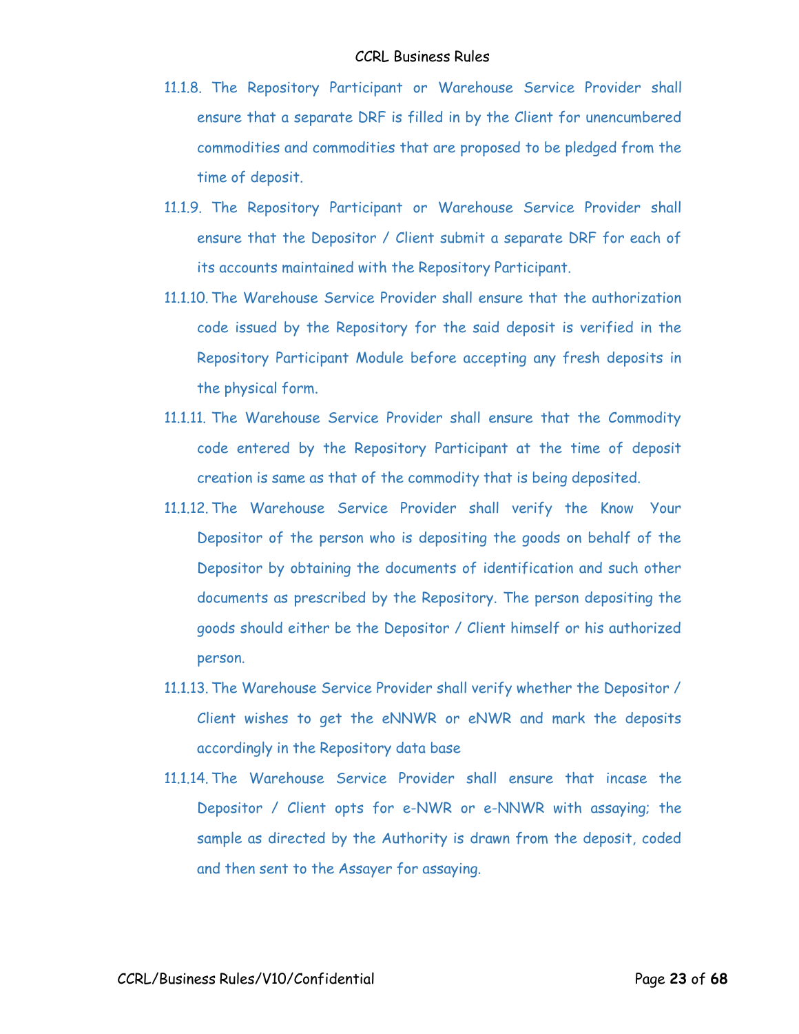11.1.8. The Repository Participant or Warehouse Service Provider shall ensure that a separate DRF is filled in by the Client for unencumbered commodities and commodities that are proposed to be pledged from the time of deposit.

11.1.9. The Repository Participant or Warehouse Service Provider shall ensure that the Depositor / Client submit a separate DRF for each of its accounts maintained with the Repository Participant.

11.1.10. The Warehouse Service Provider shall ensure that the authorization code issued by the Repository for the said deposit is verified in the Repository Participant Module before accepting any fresh deposits in the physical form.

11.1.11. The Warehouse Service Provider shall ensure that the Commodity code entered by the Repository Participant at the time of deposit creation is same as that of the commodity that is being deposited.

11.1.12. The Warehouse Service Provider shall verify the Know Your Depositor of the person who is depositing the goods on behalf of the Depositor by obtaining the documents of identification and such other documents as prescribed by the Repository. The person depositing the goods should either be the Depositor / Client himself or his authorized person.

11.1.13. The Warehouse Service Provider shall verify whether the Depositor / Client wishes to get the eNNWR or eNWR and mark the deposits accordingly in the Repository data base

11.1.14. The Warehouse Service Provider shall ensure that incase the Depositor / Client opts for e-NWR or e-NNWR with assaying; the sample as directed by the Authority is drawn from the deposit, coded and then sent to the Assayer for assaying.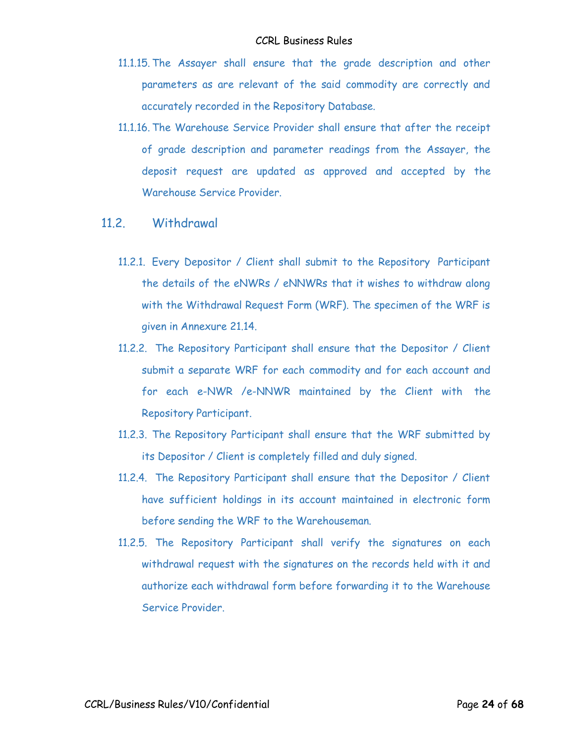11.1.15. The Assayer shall ensure that the grade description and other parameters as are relevant of the said commodity are correctly and accurately recorded in the Repository Database.

11.1.16. The Warehouse Service Provider shall ensure that after the receipt of grade description and parameter readings from the Assayer, the deposit request are updated as approved and accepted by the Warehouse Service Provider.

## 11.2. Withdrawal

11.2.1. Every Depositor / Client shall submit to the Repository Participant the details of the eNWRs / eNNWRs that it wishes to withdraw along with the Withdrawal Request Form (WRF). The specimen of the WRF is given in Annexure 21.14.

11.2.2. The Repository Participant shall ensure that the Depositor / Client submit a separate WRF for each commodity and for each account and for each e-NWR /e-NNWR maintained by the Client with the Repository Participant.

11.2.3. The Repository Participant shall ensure that the WRF submitted by its Depositor / Client is completely filled and duly signed.

11.2.4. The Repository Participant shall ensure that the Depositor / Client have sufficient holdings in its account maintained in electronic form before sending the WRF to the Warehouseman.

11.2.5. The Repository Participant shall verify the signatures on each withdrawal request with the signatures on the records held with it and authorize each withdrawal form before forwarding it to the Warehouse Service Provider.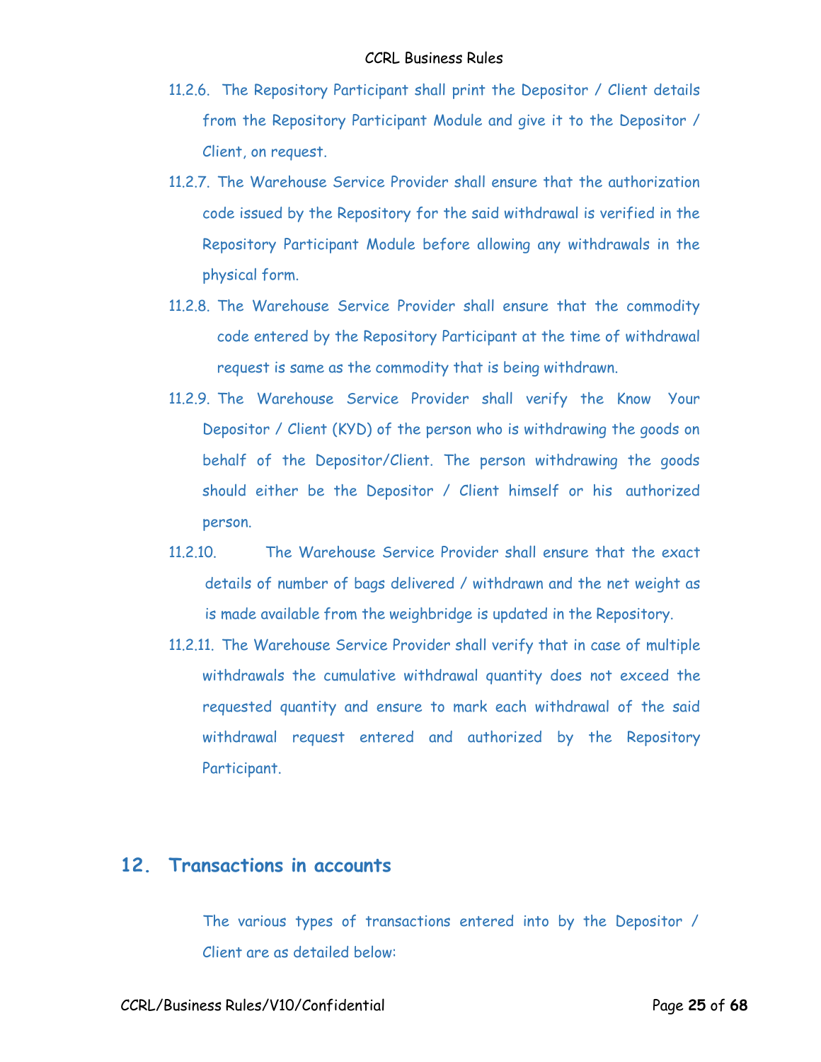11.2.6. The Repository Participant shall print the Depositor / Client details from the Repository Participant Module and give it to the Depositor / Client, on request.

11.2.7. The Warehouse Service Provider shall ensure that the authorization code issued by the Repository for the said withdrawal is verified in the Repository Participant Module before allowing any withdrawals in the physical form.

11.2.8. The Warehouse Service Provider shall ensure that the commodity code entered by the Repository Participant at the time of withdrawal request is same as the commodity that is being withdrawn.

11.2.9. The Warehouse Service Provider shall verify the Know Your Depositor / Client (KYD) of the person who is withdrawing the goods on behalf of the Depositor/Client. The person withdrawing the goods should either be the Depositor / Client himself or his authorized person.

11.2.10. The Warehouse Service Provider shall ensure that the exact details of number of bags delivered / withdrawn and the net weight as is made available from the weighbridge is updated in the Repository.

11.2.11. The Warehouse Service Provider shall verify that in case of multiple withdrawals the cumulative withdrawal quantity does not exceed the requested quantity and ensure to mark each withdrawal of the said withdrawal request entered and authorized by the Repository Participant.

## 12. Transactions in accounts

The various types of transactions entered into by the Depositor / Client are as detailed below: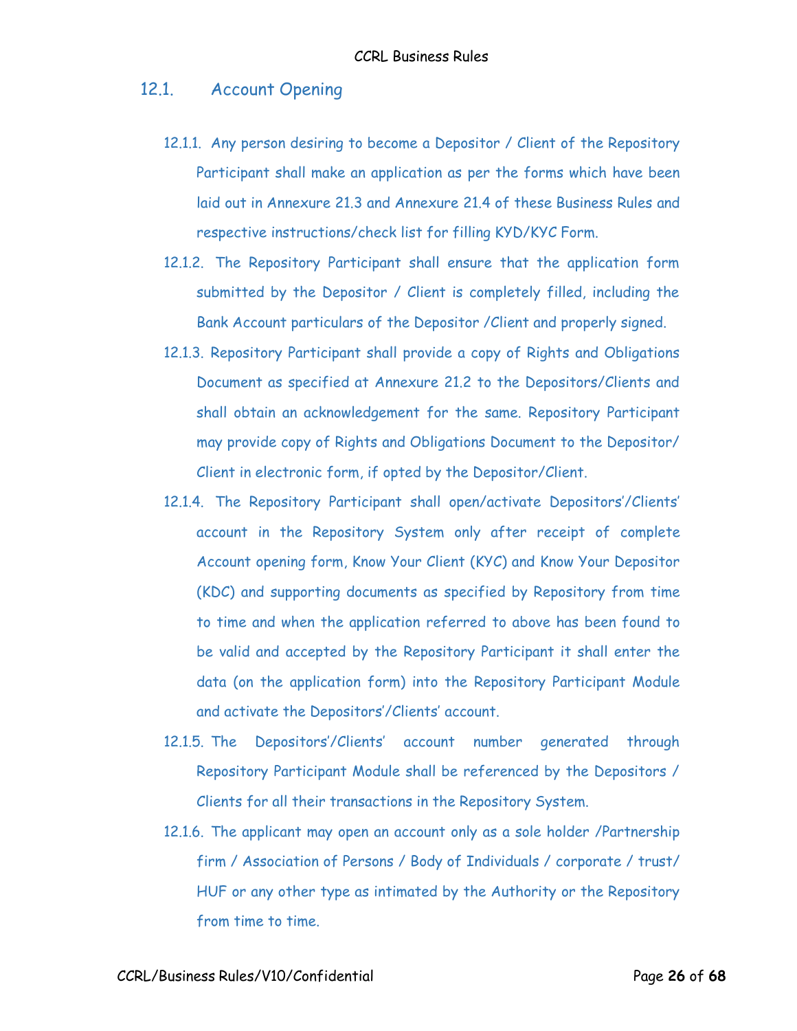## 12.1. Account Opening

12.1.1. Any person desiring to become a Depositor / Client of the Repository Participant shall make an application as per the forms which have been laid out in Annexure 21.3 and Annexure 21.4 of these Business Rules and respective instructions/check list for filling KYD/KYC Form.

12.1.2. The Repository Participant shall ensure that the application form submitted by the Depositor / Client is completely filled, including the Bank Account particulars of the Depositor /Client and properly signed.

12.1.3. Repository Participant shall provide a copy of Rights and Obligations Document as specified at Annexure 21.2 to the Depositors/Clients and shall obtain an acknowledgement for the same. Repository Participant may provide copy of Rights and Obligations Document to the Depositor/ Client in electronic form, if opted by the Depositor/Client.

12.1.4. The Repository Participant shall open/activate Depositors'/Clients' account in the Repository System only after receipt of complete Account opening form, Know Your Client (KYC) and Know Your Depositor (KDC) and supporting documents as specified by Repository from time to time and when the application referred to above has been found to be valid and accepted by the Repository Participant it shall enter the data (on the application form) into the Repository Participant Module and activate the Depositors'/Clients' account.

12.1.5. The Depositors'/Clients' account number generated through Repository Participant Module shall be referenced by the Depositors / Clients for all their transactions in the Repository System.

12.1.6. The applicant may open an account only as a sole holder /Partnership firm / Association of Persons / Body of Individuals / corporate / trust/ HUF or any other type as intimated by the Authority or the Repository from time to time.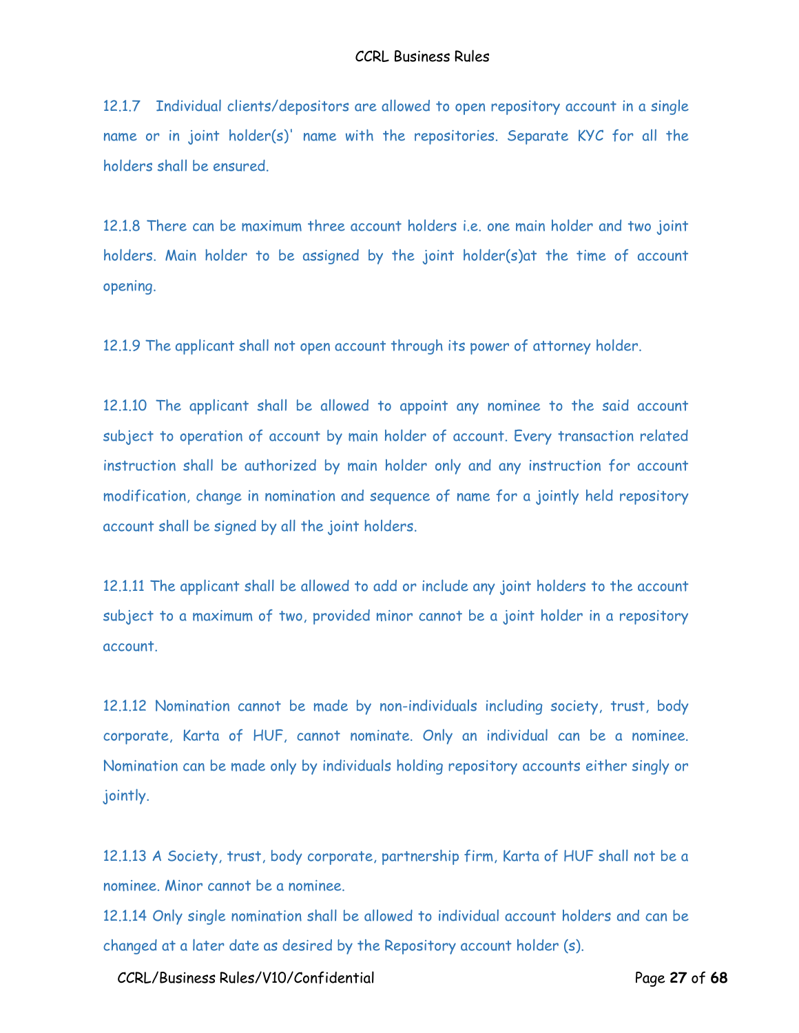12.1.7 Individual clients/depositors are allowed to open repository account in a single name or in joint holder(s)' name with the repositories. Separate KYC for all the holders shall be ensured.

12.1.8 There can be maximum three account holders i.e. one main holder and two joint holders. Main holder to be assigned by the joint holder(s)at the time of account opening.

12.1.9 The applicant shall not open account through its power of attorney holder.

12.1.10 The applicant shall be allowed to appoint any nominee to the said account subject to operation of account by main holder of account. Every transaction related instruction shall be authorized by main holder only and any instruction for account modification, change in nomination and sequence of name for a jointly held repository account shall be signed by all the joint holders.

12.1.11 The applicant shall be allowed to add or include any joint holders to the account subject to a maximum of two, provided minor cannot be a joint holder in a repository account.

12.1.12 Nomination cannot be made by non-individuals including society, trust, body corporate, Karta of HUF, cannot nominate. Only an individual can be a nominee. Nomination can be made only by individuals holding repository accounts either singly or jointly.

12.1.13 A Society, trust, body corporate, partnership firm, Karta of HUF shall not be a nominee. Minor cannot be a nominee.

12.1.14 Only single nomination shall be allowed to individual account holders and can be changed at a later date as desired by the Repository account holder (s).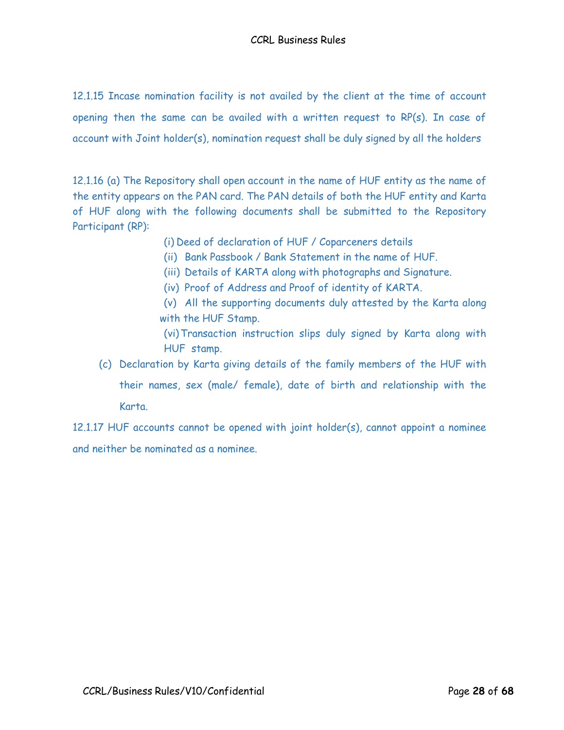12.1.15 Incase nomination facility is not availed by the client at the time of account opening then the same can be availed with a written request to RP(s). In case of account with Joint holder(s), nomination request shall be duly signed by all the holders

12.1.16 (a) The Repository shall open account in the name of HUF entity as the name of the entity appears on the PAN card. The PAN details of both the HUF entity and Karta of HUF along with the following documents shall be submitted to the Repository Participant (RP):

(i) Deed of declaration of HUF / Coparceners details

(ii) Bank Passbook / Bank Statement in the name of HUF.

(iii) Details of KARTA along with photographs and Signature.

(iv) Proof of Address and Proof of identity of KARTA.

(v) All the supporting documents duly attested by the Karta along with the HUF Stamp.

(vi) Transaction instruction slips duly signed by Karta along with HUF stamp.

(c) Declaration by Karta giving details of the family members of the HUF with their names, sex (male/ female), date of birth and relationship with the Karta.

12.1.17 HUF accounts cannot be opened with joint holder(s), cannot appoint a nominee and neither be nominated as a nominee.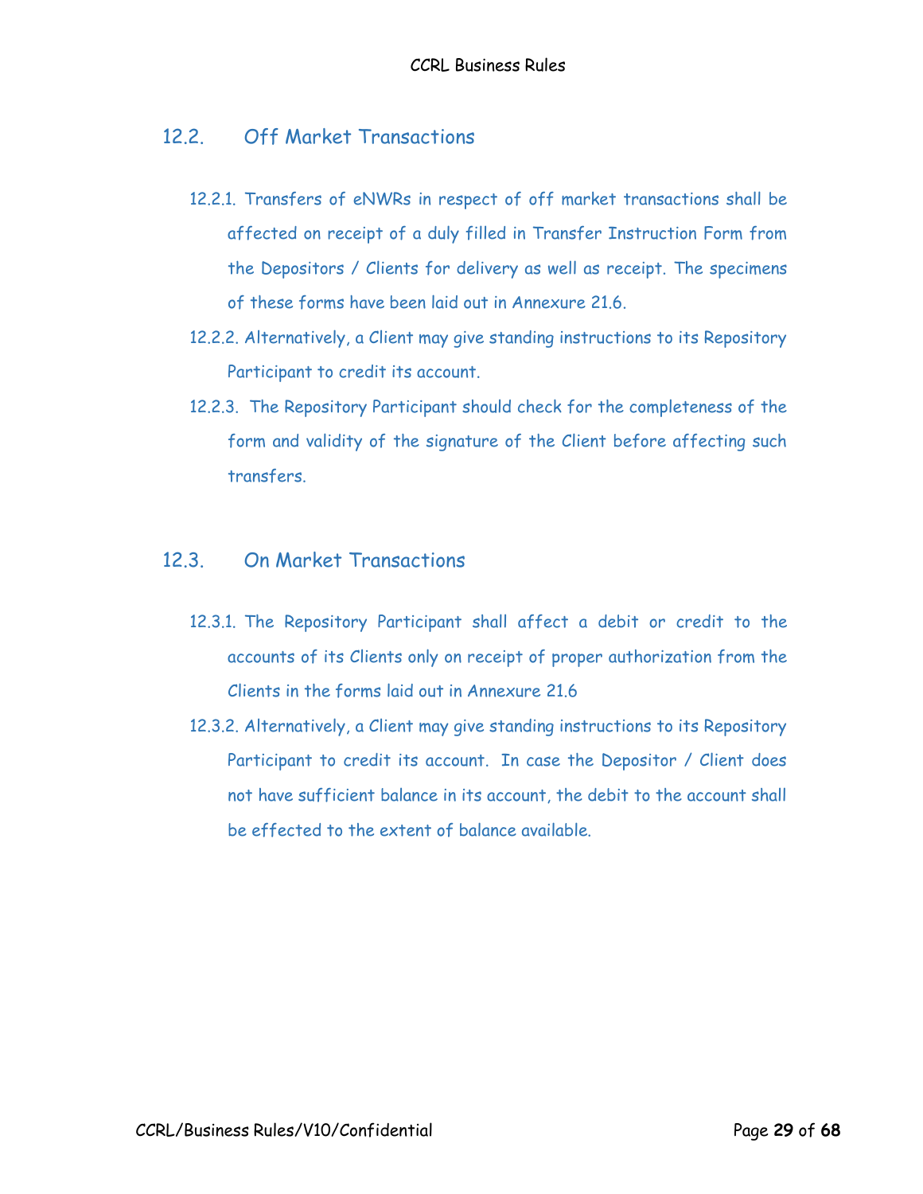## 12.2. Off Market Transactions

12.2.1. Transfers of eNWRs in respect of off market transactions shall be affected on receipt of a duly filled in Transfer Instruction Form from the Depositors / Clients for delivery as well as receipt. The specimens of these forms have been laid out in Annexure 21.6.

12.2.2. Alternatively, a Client may give standing instructions to its Repository Participant to credit its account.

12.2.3. The Repository Participant should check for the completeness of the form and validity of the signature of the Client before affecting such transfers.

## 12.3. On Market Transactions

12.3.1. The Repository Participant shall affect a debit or credit to the accounts of its Clients only on receipt of proper authorization from the Clients in the forms laid out in Annexure 21.6

12.3.2. Alternatively, a Client may give standing instructions to its Repository Participant to credit its account. In case the Depositor / Client does not have sufficient balance in its account, the debit to the account shall be effected to the extent of balance available.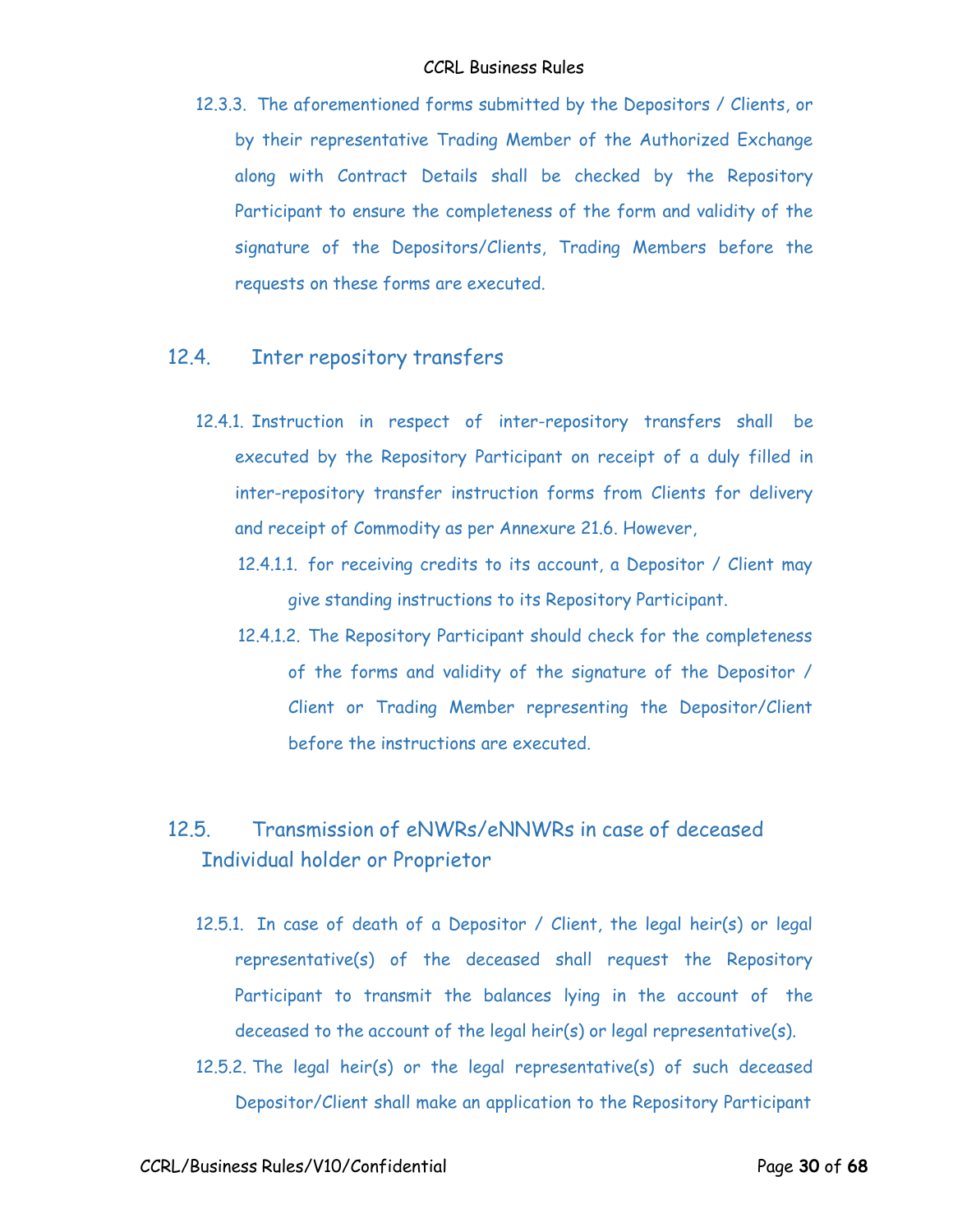12.3.3. The aforementioned forms submitted by the Depositors / Clients, or by their representative Trading Member of the Authorized Exchange along with Contract Details shall be checked by the Repository Participant to ensure the completeness of the form and validity of the signature of the Depositors/Clients, Trading Members before the requests on these forms are executed.

## 12.4. Inter repository transfers

12.4.1. Instruction in respect of inter-repository transfers shall be executed by the Repository Participant on receipt of a duly filled in inter-repository transfer instruction forms from Clients for delivery and receipt of Commodity as per Annexure 21.6. However,

12.4.1.1. for receiving credits to its account, a Depositor / Client may give standing instructions to its Repository Participant.

12.4.1.2. The Repository Participant should check for the completeness of the forms and validity of the signature of the Depositor / Client or Trading Member representing the Depositor/Client before the instructions are executed.

## 12.5. Transmission of eNWRs/eNNWRs in case of deceased Individual holder or Proprietor

12.5.1. In case of death of a Depositor / Client, the legal heir(s) or legal representative(s) of the deceased shall request the Repository Participant to transmit the balances lying in the account of the deceased to the account of the legal heir(s) or legal representative(s).

12.5.2. The legal heir(s) or the legal representative(s) of such deceased Depositor/Client shall make an application to the Repository Participant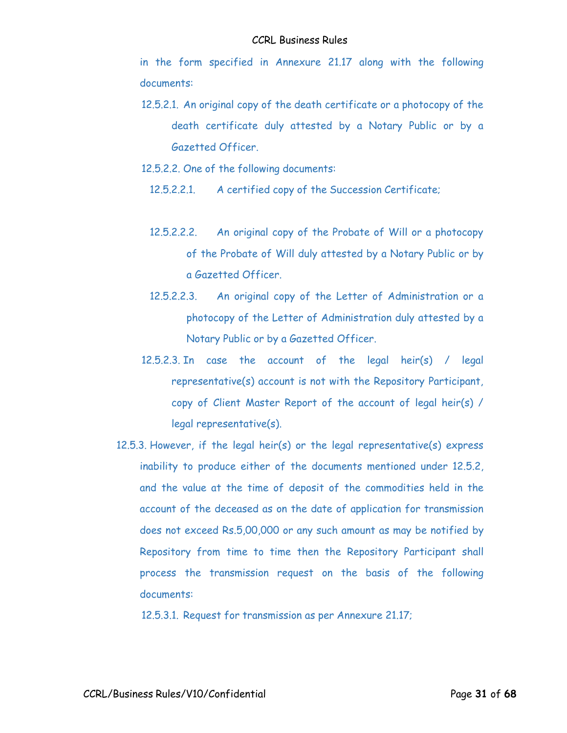in the form specified in Annexure 21.17 along with the following documents:

12.5.2.1. An original copy of the death certificate or a photocopy of the death certificate duly attested by a Notary Public or by a Gazetted Officer.

12.5.2.2. One of the following documents:

12.5.2.2.1. A certified copy of the Succession Certificate;

12.5.2.2.2. An original copy of the Probate of Will or a photocopy of the Probate of Will duly attested by a Notary Public or by a Gazetted Officer.

12.5.2.2.3. An original copy of the Letter of Administration or a photocopy of the Letter of Administration duly attested by a Notary Public or by a Gazetted Officer.

12.5.2.3. In case the account of the legal heir(s) / legal representative(s) account is not with the Repository Participant, copy of Client Master Report of the account of legal heir(s) / legal representative(s).

12.5.3. However, if the legal heir(s) or the legal representative(s) express inability to produce either of the documents mentioned under 12.5.2, and the value at the time of deposit of the commodities held in the account of the deceased as on the date of application for transmission does not exceed Rs.5,00,000 or any such amount as may be notified by Repository from time to time then the Repository Participant shall process the transmission request on the basis of the following documents:

12.5.3.1. Request for transmission as per Annexure 21.17;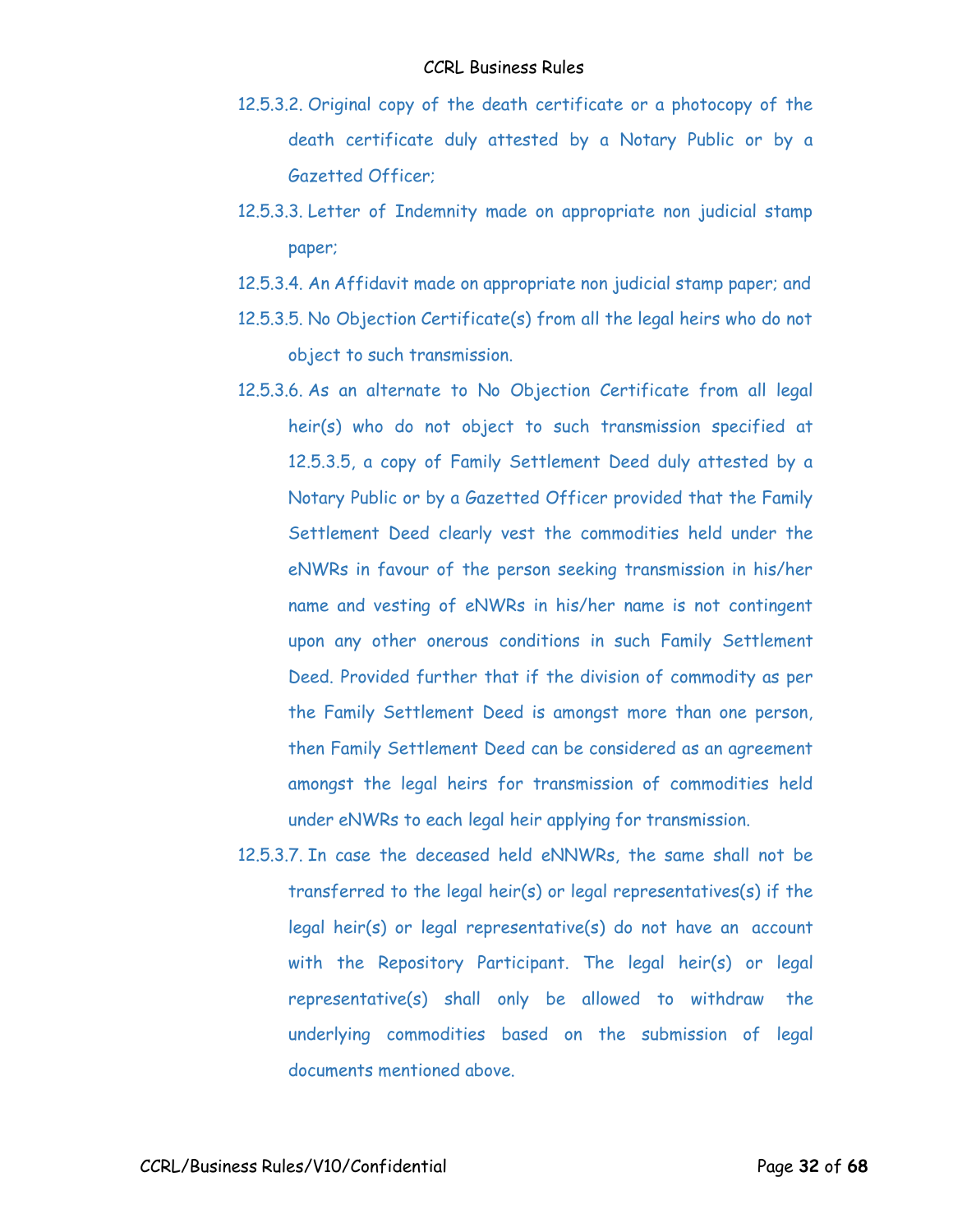12.5.3.2. Original copy of the death certificate or a photocopy of the death certificate duly attested by a Notary Public or by a Gazetted Officer;

12.5.3.3. Letter of Indemnity made on appropriate non judicial stamp paper;

12.5.3.4. An Affidavit made on appropriate non judicial stamp paper; and

12.5.3.5. No Objection Certificate(s) from all the legal heirs who do not object to such transmission.

12.5.3.6. As an alternate to No Objection Certificate from all legal heir(s) who do not object to such transmission specified at 12.5.3.5, a copy of Family Settlement Deed duly attested by a Notary Public or by a Gazetted Officer provided that the Family Settlement Deed clearly vest the commodities held under the eNWRs in favour of the person seeking transmission in his/her name and vesting of eNWRs in his/her name is not contingent upon any other onerous conditions in such Family Settlement Deed. Provided further that if the division of commodity as per the Family Settlement Deed is amongst more than one person, then Family Settlement Deed can be considered as an agreement amongst the legal heirs for transmission of commodities held under eNWRs to each legal heir applying for transmission.

12.5.3.7. In case the deceased held eNNWRs, the same shall not be transferred to the legal heir(s) or legal representatives(s) if the legal heir(s) or legal representative(s) do not have an account with the Repository Participant. The legal heir(s) or legal representative(s) shall only be allowed to withdraw the underlying commodities based on the submission of legal documents mentioned above.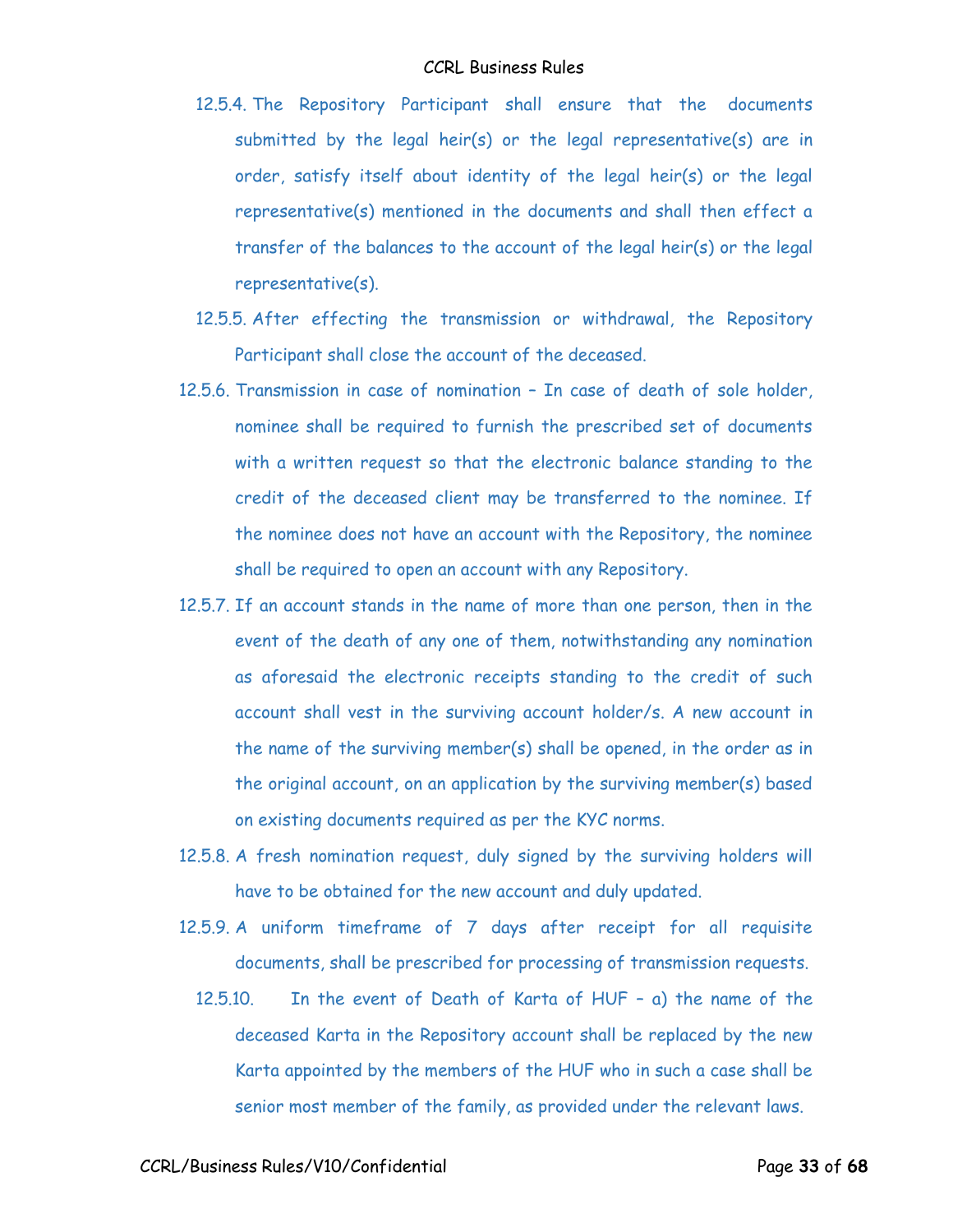12.5.4. The Repository Participant shall ensure that the documents submitted by the legal heir(s) or the legal representative(s) are in order, satisfy itself about identity of the legal heir(s) or the legal representative(s) mentioned in the documents and shall then effect a transfer of the balances to the account of the legal heir(s) or the legal representative(s).

12.5.5. After effecting the transmission or withdrawal, the Repository Participant shall close the account of the deceased.

12.5.6. Transmission in case of nomination – In case of death of sole holder, nominee shall be required to furnish the prescribed set of documents with a written request so that the electronic balance standing to the credit of the deceased client may be transferred to the nominee. If the nominee does not have an account with the Repository, the nominee shall be required to open an account with any Repository.

12.5.7. If an account stands in the name of more than one person, then in the event of the death of any one of them, notwithstanding any nomination as aforesaid the electronic receipts standing to the credit of such account shall vest in the surviving account holder/s. A new account in the name of the surviving member(s) shall be opened, in the order as in the original account, on an application by the surviving member(s) based on existing documents required as per the KYC norms.

12.5.8. A fresh nomination request, duly signed by the surviving holders will have to be obtained for the new account and duly updated.

12.5.9. A uniform timeframe of 7 days after receipt for all requisite documents, shall be prescribed for processing of transmission requests.

12.5.10. In the event of Death of Karta of HUF – a) the name of the deceased Karta in the Repository account shall be replaced by the new Karta appointed by the members of the HUF who in such a case shall be senior most member of the family, as provided under the relevant laws.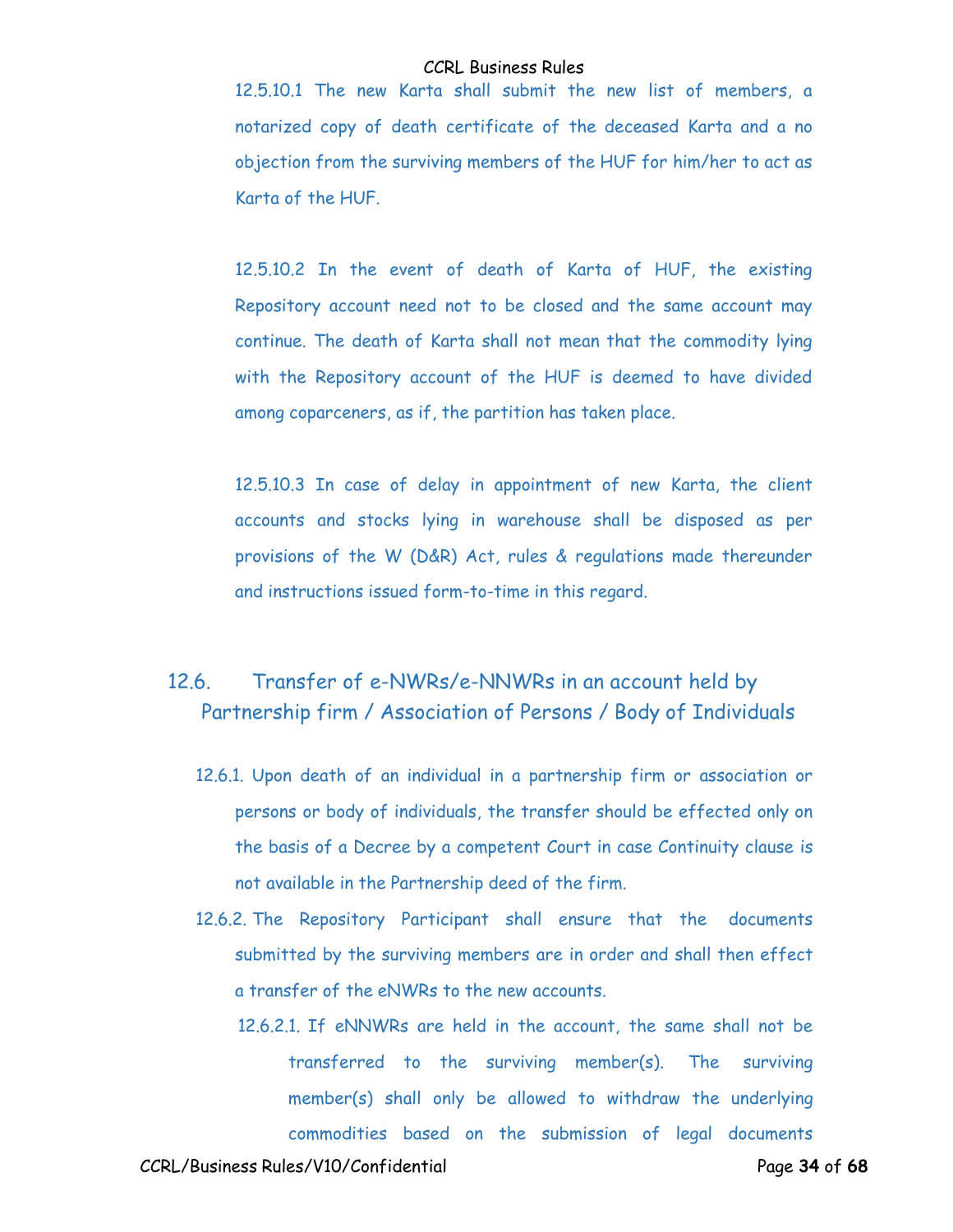12.5.10.1 The new Karta shall submit the new list of members, a notarized copy of death certificate of the deceased Karta and a no objection from the surviving members of the HUF for him/her to act as Karta of the HUF.

12.5.10.2 In the event of death of Karta of HUF, the existing Repository account need not to be closed and the same account may continue. The death of Karta shall not mean that the commodity lying with the Repository account of the HUF is deemed to have divided among coparceners, as if, the partition has taken place.

12.5.10.3 In case of delay in appointment of new Karta, the client accounts and stocks lying in warehouse shall be disposed as per provisions of the W (D&R) Act, rules & regulations made thereunder and instructions issued form-to-time in this regard.

## 12.6. Transfer of e-NWRs/e-NNWRs in an account held by Partnership firm / Association of Persons / Body of Individuals

12.6.1. Upon death of an individual in a partnership firm or association or persons or body of individuals, the transfer should be effected only on the basis of a Decree by a competent Court in case Continuity clause is not available in the Partnership deed of the firm.

12.6.2. The Repository Participant shall ensure that the documents submitted by the surviving members are in order and shall then effect a transfer of the eNWRs to the new accounts.

12.6.2.1. If eNNWRs are held in the account, the same shall not be transferred to the surviving member(s). The surviving member(s) shall only be allowed to withdraw the underlying commodities based on the submission of legal documents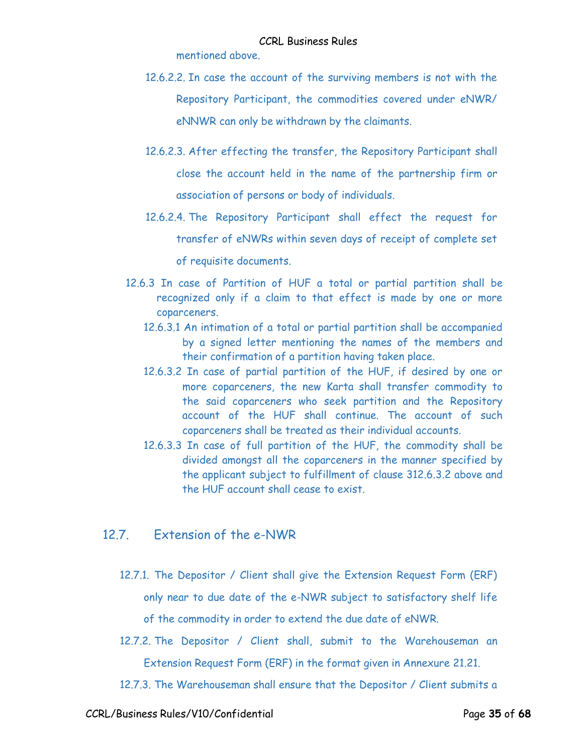mentioned above.

12.6.2.2. In case the account of the surviving members is not with the Repository Participant, the commodities covered under eNWR/ eNNWR can only be withdrawn by the claimants.

12.6.2.3. After effecting the transfer, the Repository Participant shall close the account held in the name of the partnership firm or association of persons or body of individuals.

12.6.2.4. The Repository Participant shall effect the request for transfer of eNWRs within seven days of receipt of complete set of requisite documents.

12.6.3 In case of Partition of HUF a total or partial partition shall be recognized only if a claim to that effect is made by one or more coparceners.

12.6.3.1 An intimation of a total or partial partition shall be accompanied by a signed letter mentioning the names of the members and their confirmation of a partition having taken place.

12.6.3.2 In case of partial partition of the HUF, if desired by one or more coparceners, the new Karta shall transfer commodity to the said coparceners who seek partition and the Repository account of the HUF shall continue. The account of such coparceners shall be treated as their individual accounts.

12.6.3.3 In case of full partition of the HUF, the commodity shall be divided amongst all the coparceners in the manner specified by the applicant subject to fulfillment of clause 312.6.3.2 above and the HUF account shall cease to exist.

## 12.7. Extension of the e-NWR

12.7.1. The Depositor / Client shall give the Extension Request Form (ERF) only near to due date of the e-NWR subject to satisfactory shelf life of the commodity in order to extend the due date of eNWR.

12.7.2. The Depositor / Client shall, submit to the Warehouseman an Extension Request Form (ERF) in the format given in Annexure 21.21.

12.7.3. The Warehouseman shall ensure that the Depositor / Client submits a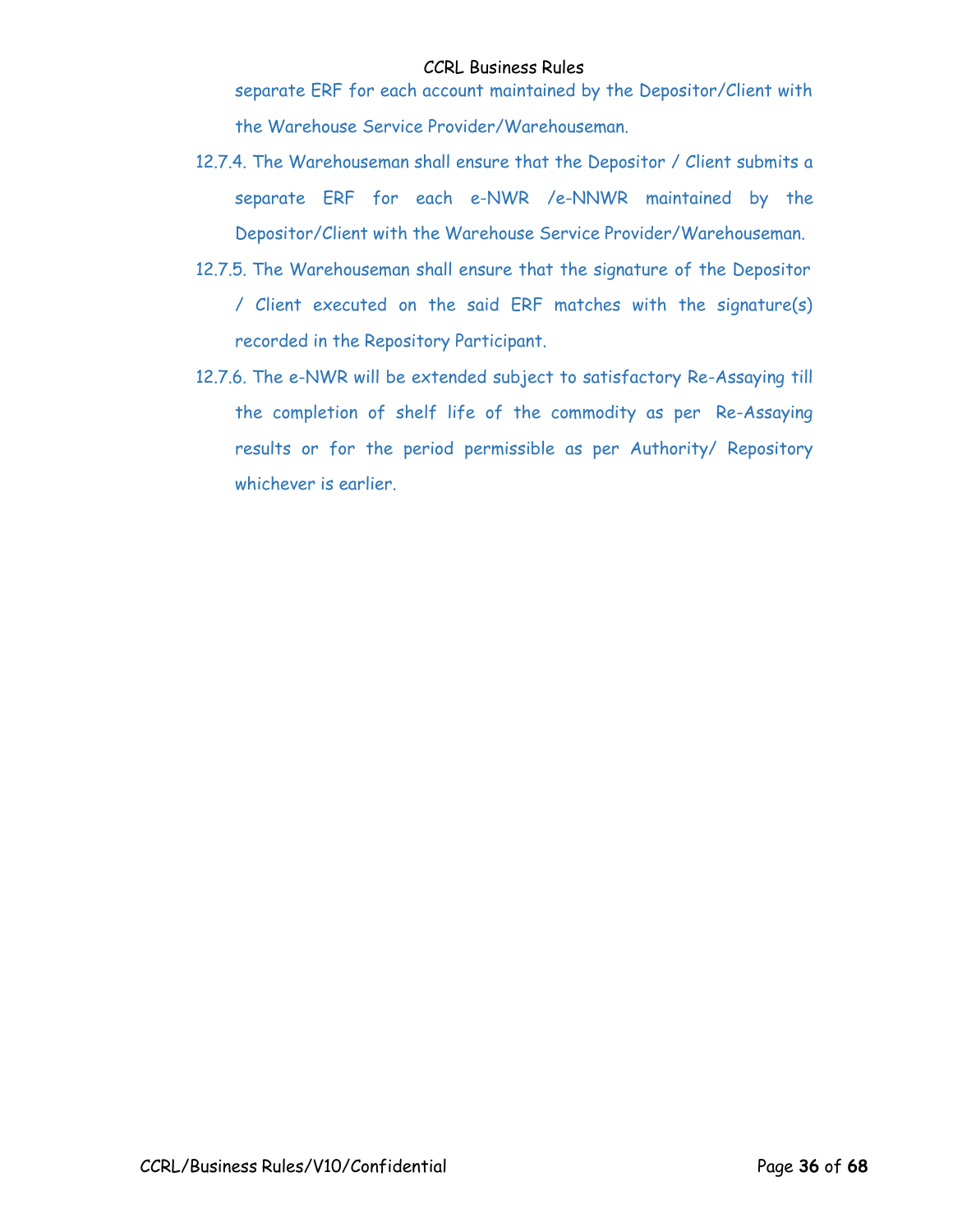separate ERF for each account maintained by the Depositor/Client with the Warehouse Service Provider/Warehouseman.

12.7.4. The Warehouseman shall ensure that the Depositor / Client submits a separate ERF for each e-NWR /e-NNWR maintained by the Depositor/Client with the Warehouse Service Provider/Warehouseman.

12.7.5. The Warehouseman shall ensure that the signature of the Depositor / Client executed on the said ERF matches with the signature(s) recorded in the Repository Participant.

12.7.6. The e-NWR will be extended subject to satisfactory Re-Assaying till the completion of shelf life of the commodity as per Re-Assaying results or for the period permissible as per Authority/ Repository whichever is earlier.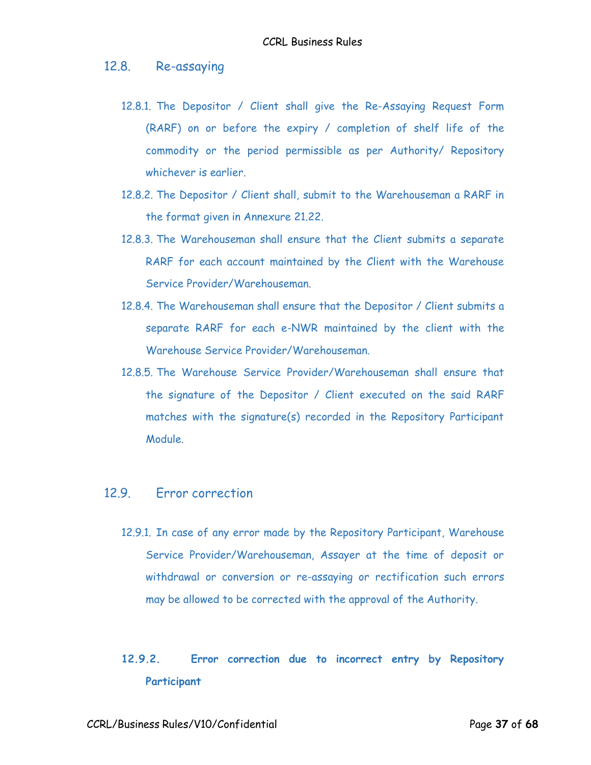## 12.8. Re-assaying

12.8.1. The Depositor / Client shall give the Re-Assaying Request Form (RARF) on or before the expiry / completion of shelf life of the commodity or the period permissible as per Authority/ Repository whichever is earlier.

12.8.2. The Depositor / Client shall, submit to the Warehouseman a RARF in the format given in Annexure 21.22.

12.8.3. The Warehouseman shall ensure that the Client submits a separate RARF for each account maintained by the Client with the Warehouse Service Provider/Warehouseman.

12.8.4. The Warehouseman shall ensure that the Depositor / Client submits a separate RARF for each e-NWR maintained by the client with the Warehouse Service Provider/Warehouseman.

12.8.5. The Warehouse Service Provider/Warehouseman shall ensure that the signature of the Depositor / Client executed on the said RARF matches with the signature(s) recorded in the Repository Participant Module.

## 12.9. Error correction

12.9.1. In case of any error made by the Repository Participant, Warehouse Service Provider/Warehouseman, Assayer at the time of deposit or withdrawal or conversion or re-assaying or rectification such errors may be allowed to be corrected with the approval of the Authority.

### 12.9.2. Error correction due to incorrect entry by Repository Participant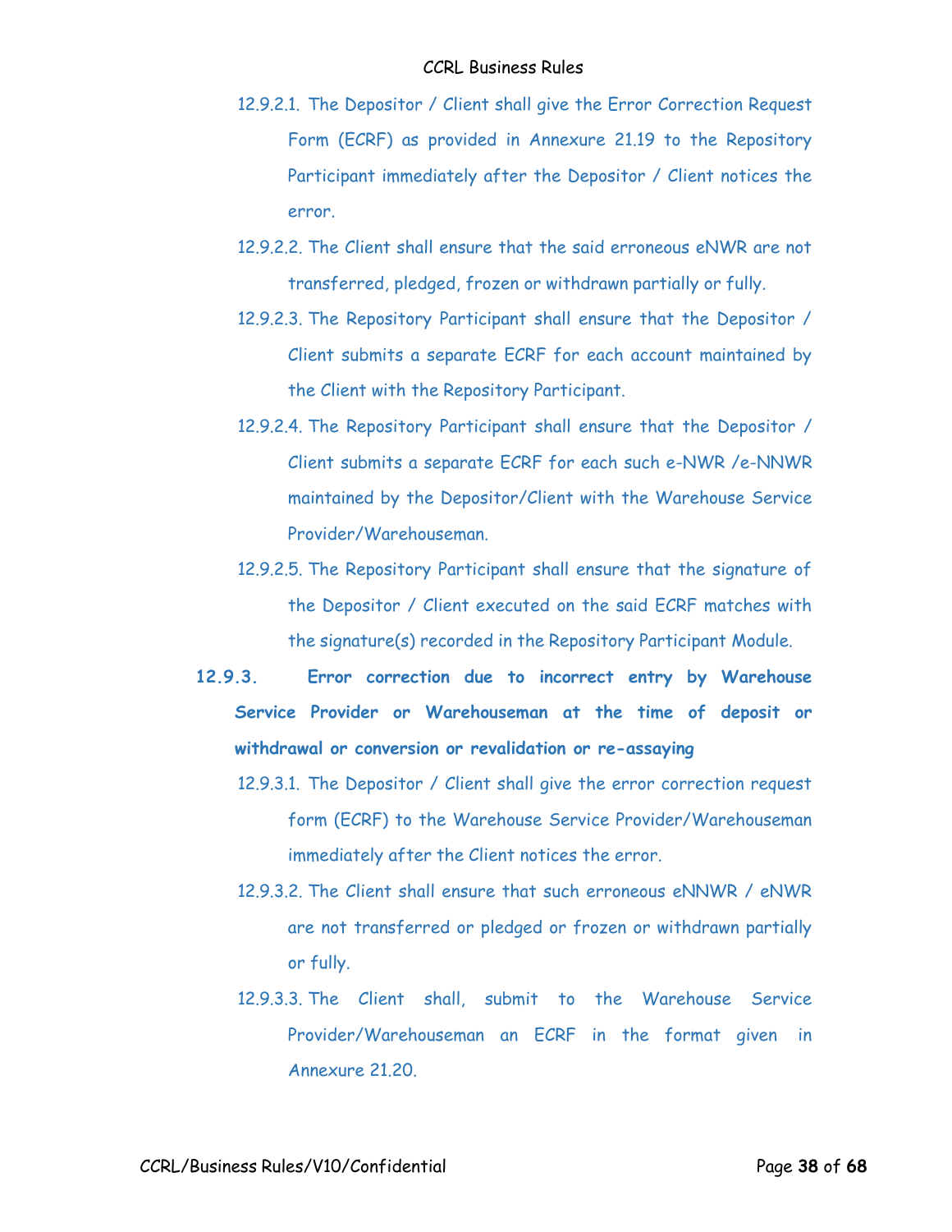12.9.2.1. The Depositor / Client shall give the Error Correction Request Form (ECRF) as provided in Annexure 21.19 to the Repository Participant immediately after the Depositor / Client notices the error.

12.9.2.2. The Client shall ensure that the said erroneous eNWR are not transferred, pledged, frozen or withdrawn partially or fully.

12.9.2.3. The Repository Participant shall ensure that the Depositor / Client submits a separate ECRF for each account maintained by the Client with the Repository Participant.

12.9.2.4. The Repository Participant shall ensure that the Depositor / Client submits a separate ECRF for each such e-NWR /e-NNWR maintained by the Depositor/Client with the Warehouse Service Provider/Warehouseman.

12.9.2.5. The Repository Participant shall ensure that the signature of the Depositor / Client executed on the said ECRF matches with the signature(s) recorded in the Repository Participant Module.

**12.9.3. Error correction due to incorrect entry by Warehouse Service Provider or Warehouseman at the time of deposit or withdrawal or conversion or revalidation or re-assaying**

12.9.3.1. The Depositor / Client shall give the error correction request form (ECRF) to the Warehouse Service Provider/Warehouseman immediately after the Client notices the error.

12.9.3.2. The Client shall ensure that such erroneous eNNWR / eNWR are not transferred or pledged or frozen or withdrawn partially or fully.

12.9.3.3. The Client shall, submit to the Warehouse Service Provider/Warehouseman an ECRF in the format given in Annexure 21.20.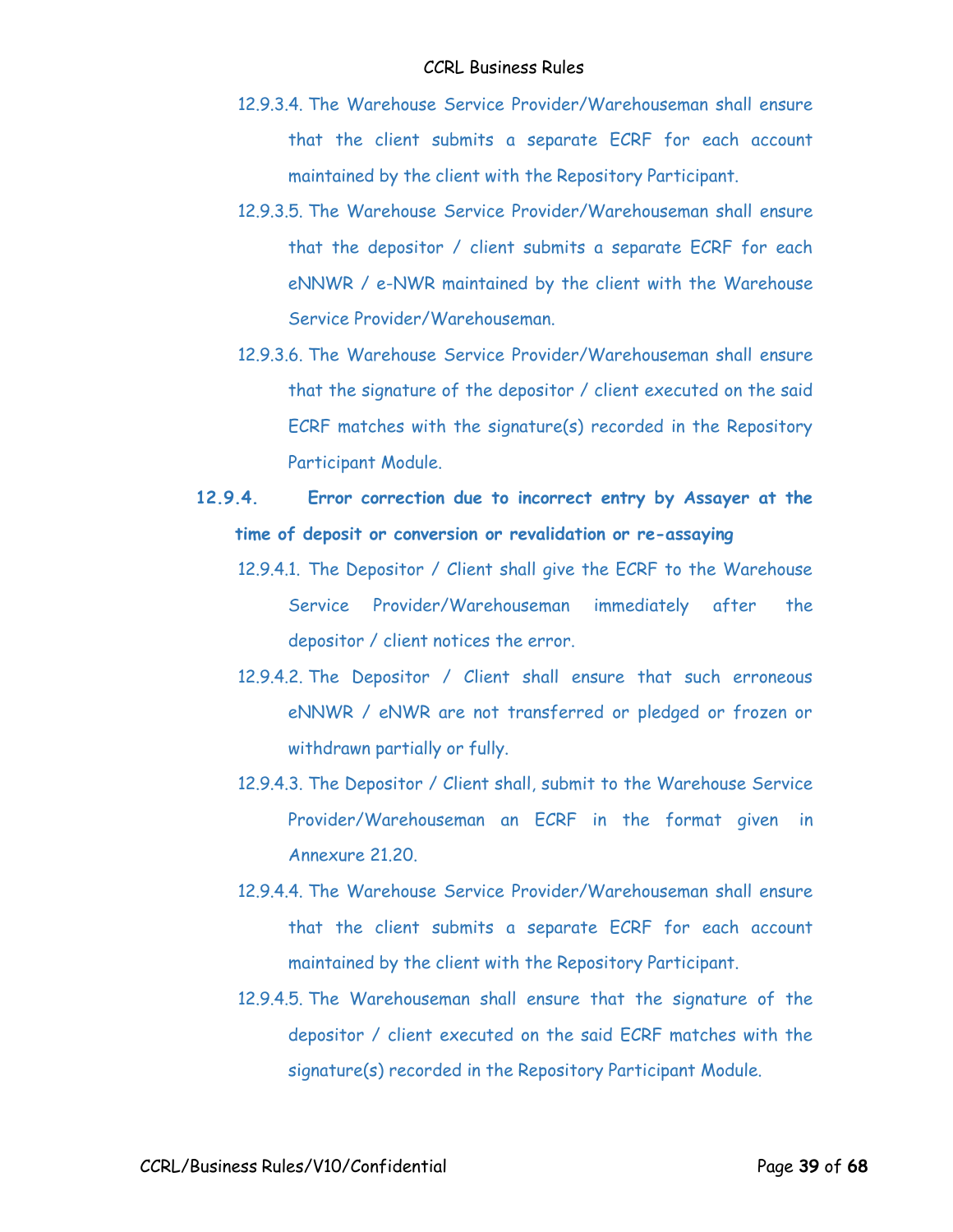12.9.3.4. The Warehouse Service Provider/Warehouseman shall ensure that the client submits a separate ECRF for each account maintained by the client with the Repository Participant.

12.9.3.5. The Warehouse Service Provider/Warehouseman shall ensure that the depositor / client submits a separate ECRF for each eNNWR / e-NWR maintained by the client with the Warehouse Service Provider/Warehouseman.

12.9.3.6. The Warehouse Service Provider/Warehouseman shall ensure that the signature of the depositor / client executed on the said ECRF matches with the signature(s) recorded in the Repository Participant Module.

**12.9.4. Error correction due to incorrect entry by Assayer at the time of deposit or conversion or revalidation or re-assaying**

12.9.4.1. The Depositor / Client shall give the ECRF to the Warehouse Service Provider/Warehouseman immediately after the depositor / client notices the error.

12.9.4.2. The Depositor / Client shall ensure that such erroneous eNNWR / eNWR are not transferred or pledged or frozen or withdrawn partially or fully.

12.9.4.3. The Depositor / Client shall, submit to the Warehouse Service Provider/Warehouseman an ECRF in the format given in Annexure 21.20.

12.9.4.4. The Warehouse Service Provider/Warehouseman shall ensure that the client submits a separate ECRF for each account maintained by the client with the Repository Participant.

12.9.4.5. The Warehouseman shall ensure that the signature of the depositor / client executed on the said ECRF matches with the signature(s) recorded in the Repository Participant Module.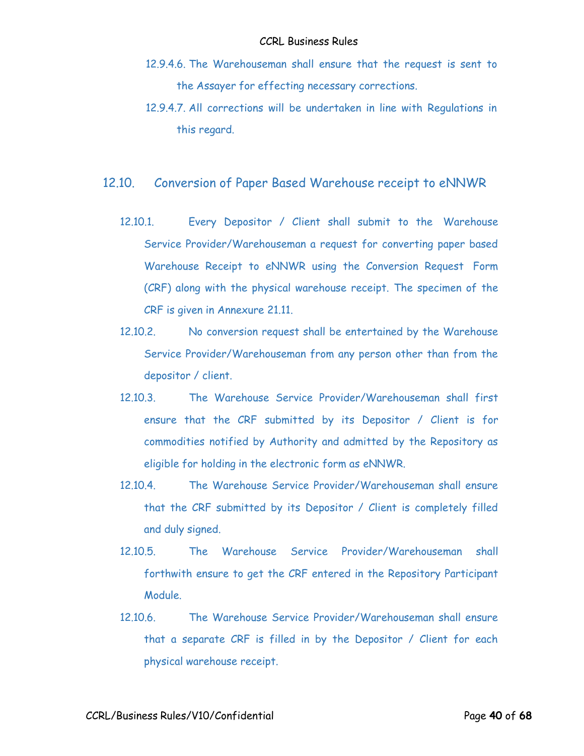12.9.4.6. The Warehouseman shall ensure that the request is sent to the Assayer for effecting necessary corrections.

12.9.4.7. All corrections will be undertaken in line with Regulations in this regard.

## 12.10. Conversion of Paper Based Warehouse receipt to eNNWR

12.10.1. Every Depositor / Client shall submit to the Warehouse Service Provider/Warehouseman a request for converting paper based Warehouse Receipt to eNNWR using the Conversion Request Form (CRF) along with the physical warehouse receipt. The specimen of the CRF is given in Annexure 21.11.

12.10.2. No conversion request shall be entertained by the Warehouse Service Provider/Warehouseman from any person other than from the depositor / client.

12.10.3. The Warehouse Service Provider/Warehouseman shall first ensure that the CRF submitted by its Depositor / Client is for commodities notified by Authority and admitted by the Repository as eligible for holding in the electronic form as eNNWR.

12.10.4. The Warehouse Service Provider/Warehouseman shall ensure that the CRF submitted by its Depositor / Client is completely filled and duly signed.

12.10.5. The Warehouse Service Provider/Warehouseman shall forthwith ensure to get the CRF entered in the Repository Participant Module.

12.10.6. The Warehouse Service Provider/Warehouseman shall ensure that a separate CRF is filled in by the Depositor / Client for each physical warehouse receipt.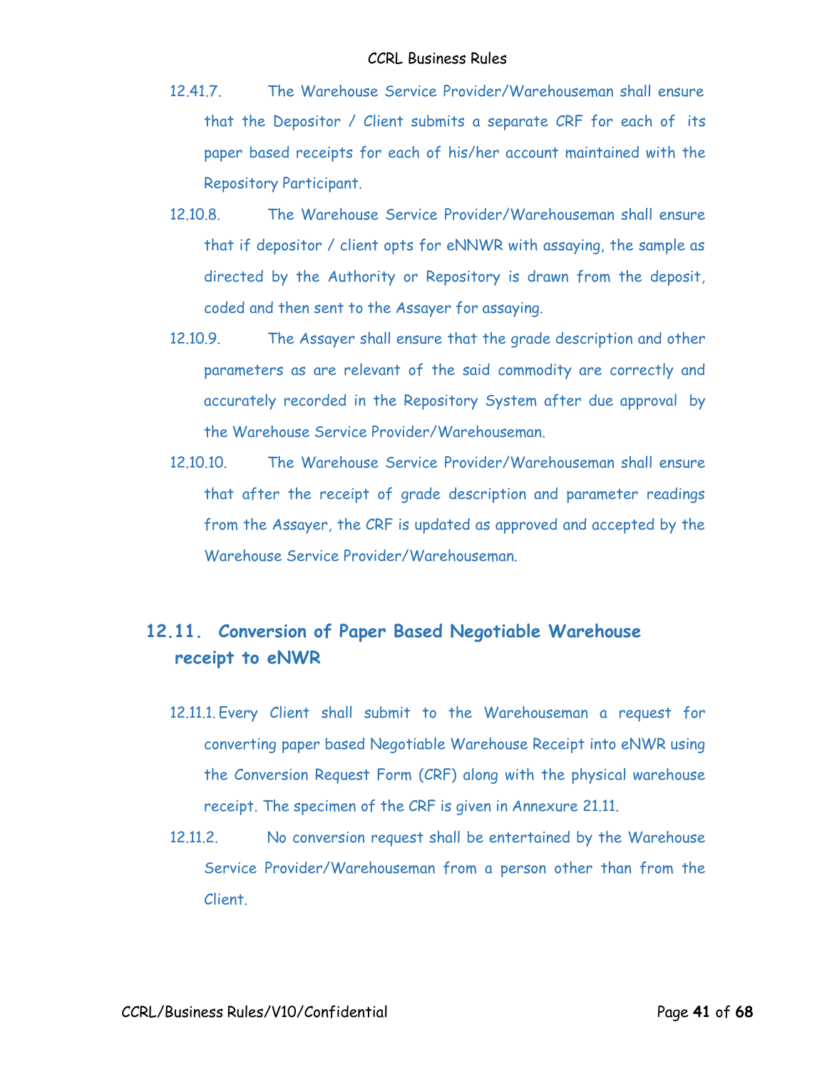12.41.7. The Warehouse Service Provider/Warehouseman shall ensure that the Depositor / Client submits a separate CRF for each of its paper based receipts for each of his/her account maintained with the Repository Participant.

12.10.8. The Warehouse Service Provider/Warehouseman shall ensure that if depositor / client opts for eNNWR with assaying, the sample as directed by the Authority or Repository is drawn from the deposit, coded and then sent to the Assayer for assaying.

12.10.9. The Assayer shall ensure that the grade description and other parameters as are relevant of the said commodity are correctly and accurately recorded in the Repository System after due approval by the Warehouse Service Provider/Warehouseman.

12.10.10. The Warehouse Service Provider/Warehouseman shall ensure that after the receipt of grade description and parameter readings from the Assayer, the CRF is updated as approved and accepted by the Warehouse Service Provider/Warehouseman.

## 12.11. Conversion of Paper Based Negotiable Warehouse receipt to eNWR

12.11.1. Every Client shall submit to the Warehouseman a request for converting paper based Negotiable Warehouse Receipt into eNWR using the Conversion Request Form (CRF) along with the physical warehouse receipt. The specimen of the CRF is given in Annexure 21.11.

12.11.2. No conversion request shall be entertained by the Warehouse Service Provider/Warehouseman from a person other than from the Client.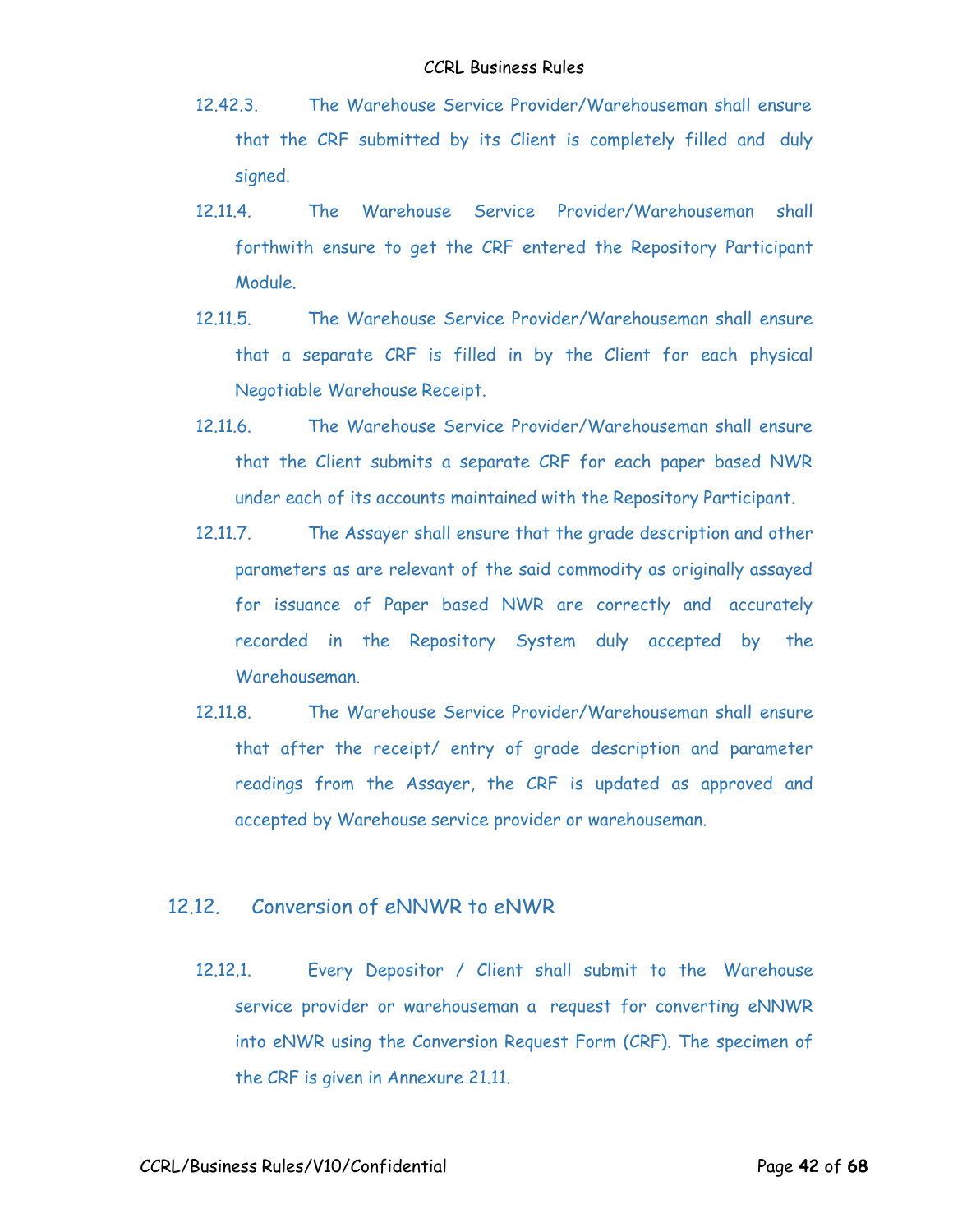12.42.3. The Warehouse Service Provider/Warehouseman shall ensure that the CRF submitted by its Client is completely filled and duly signed.

12.11.4. The Warehouse Service Provider/Warehouseman shall forthwith ensure to get the CRF entered the Repository Participant Module.

12.11.5. The Warehouse Service Provider/Warehouseman shall ensure that a separate CRF is filled in by the Client for each physical Negotiable Warehouse Receipt.

12.11.6. The Warehouse Service Provider/Warehouseman shall ensure that the Client submits a separate CRF for each paper based NWR under each of its accounts maintained with the Repository Participant.

12.11.7. The Assayer shall ensure that the grade description and other parameters as are relevant of the said commodity as originally assayed for issuance of Paper based NWR are correctly and accurately recorded in the Repository System duly accepted by the Warehouseman.

12.11.8. The Warehouse Service Provider/Warehouseman shall ensure that after the receipt/ entry of grade description and parameter readings from the Assayer, the CRF is updated as approved and accepted by Warehouse service provider or warehouseman.

## 12.12. Conversion of eNNWR to eNWR

12.12.1. Every Depositor / Client shall submit to the Warehouse service provider or warehouseman a request for converting eNNWR into eNWR using the Conversion Request Form (CRF). The specimen of the CRF is given in Annexure 21.11.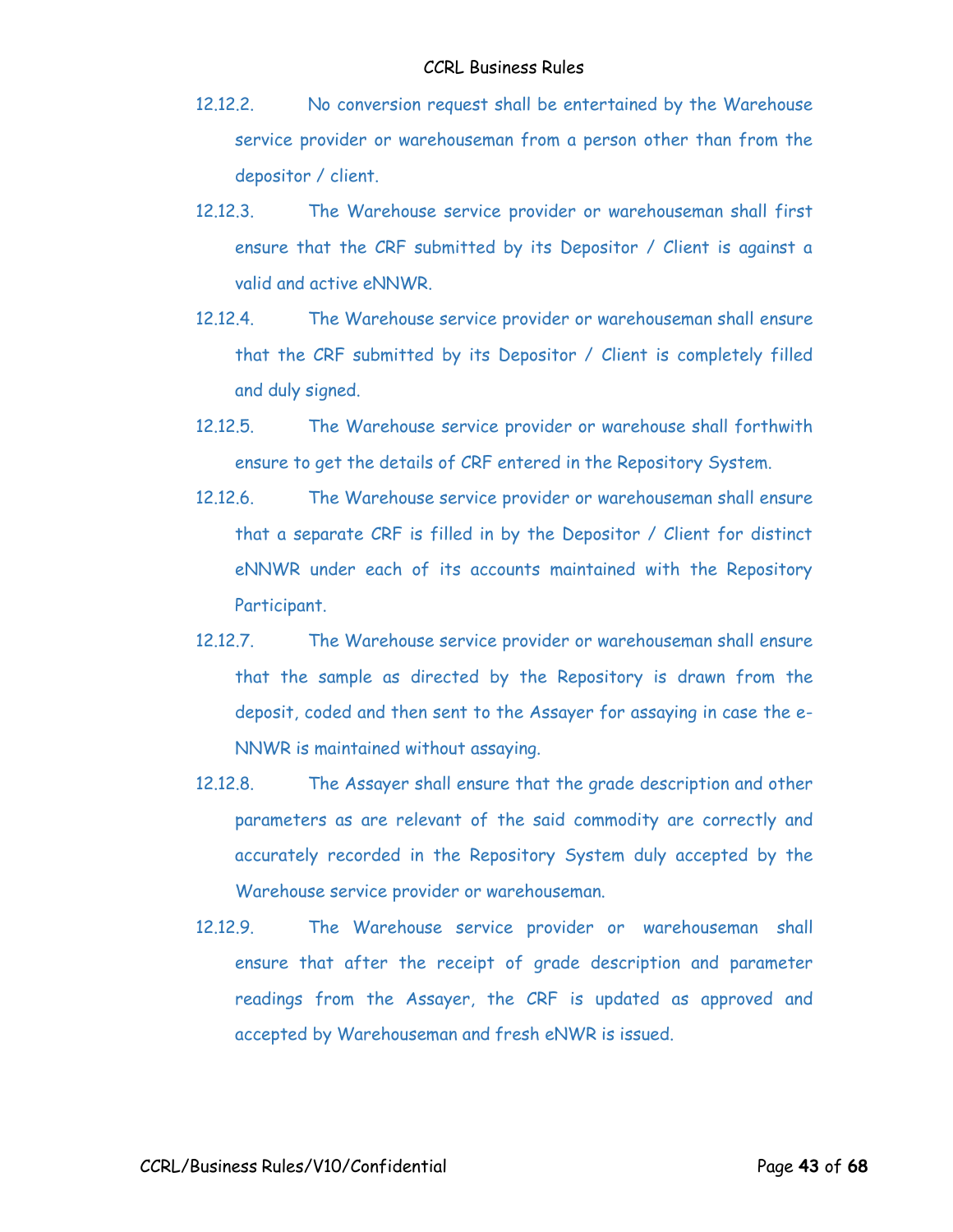12.12.2. No conversion request shall be entertained by the Warehouse service provider or warehouseman from a person other than from the depositor / client.

12.12.3. The Warehouse service provider or warehouseman shall first ensure that the CRF submitted by its Depositor / Client is against a valid and active eNNWR.

12.12.4. The Warehouse service provider or warehouseman shall ensure that the CRF submitted by its Depositor / Client is completely filled and duly signed.

12.12.5. The Warehouse service provider or warehouse shall forthwith ensure to get the details of CRF entered in the Repository System.

12.12.6. The Warehouse service provider or warehouseman shall ensure that a separate CRF is filled in by the Depositor / Client for distinct eNNWR under each of its accounts maintained with the Repository Participant.

12.12.7. The Warehouse service provider or warehouseman shall ensure that the sample as directed by the Repository is drawn from the deposit, coded and then sent to the Assayer for assaying in case the e-NNWR is maintained without assaying.

12.12.8. The Assayer shall ensure that the grade description and other parameters as are relevant of the said commodity are correctly and accurately recorded in the Repository System duly accepted by the Warehouse service provider or warehouseman.

12.12.9. The Warehouse service provider or warehouseman shall ensure that after the receipt of grade description and parameter readings from the Assayer, the CRF is updated as approved and accepted by Warehouseman and fresh eNWR is issued.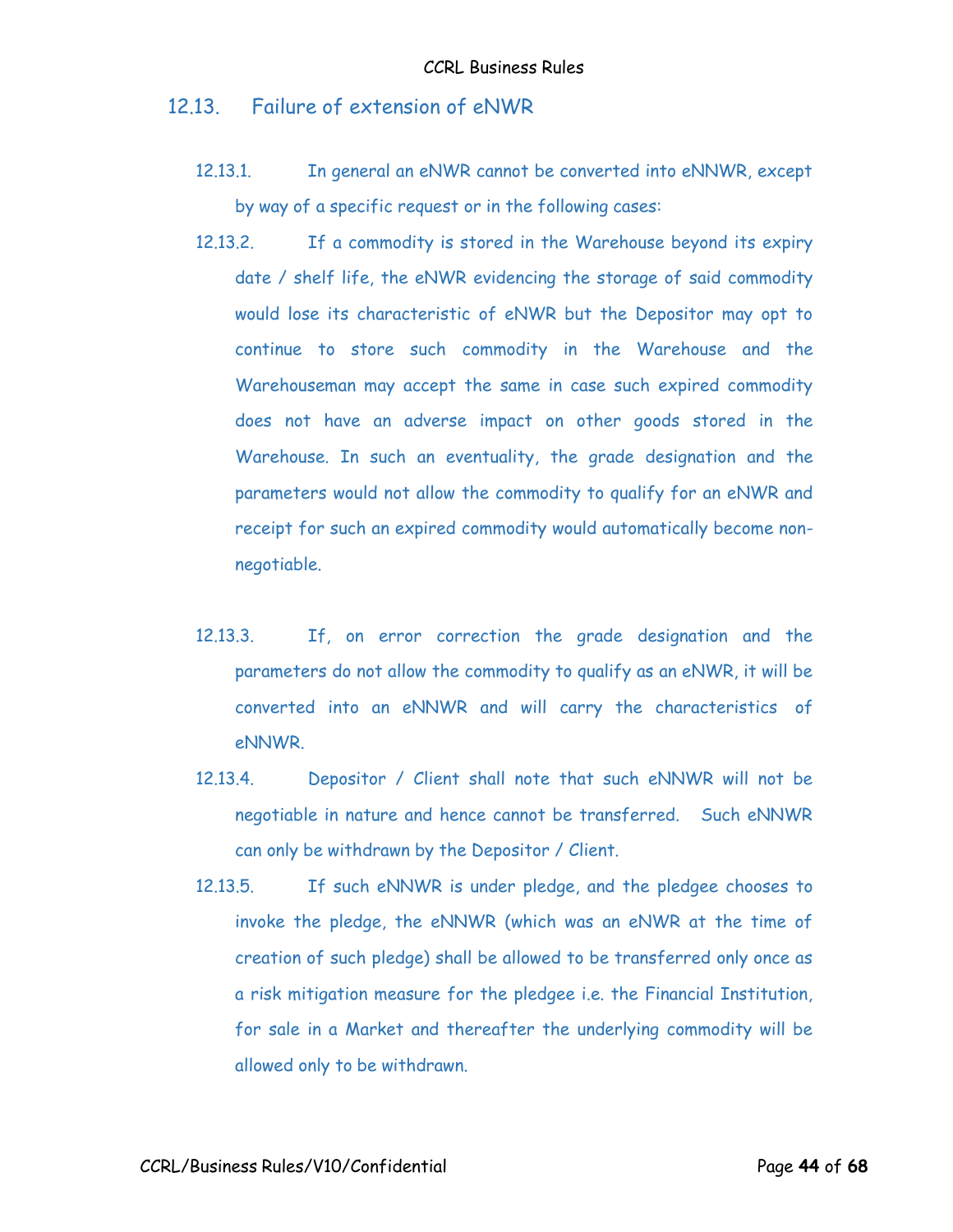## 12.13. Failure of extension of eNWR

12.13.1. In general an eNWR cannot be converted into eNNWR, except by way of a specific request or in the following cases:

12.13.2. If a commodity is stored in the Warehouse beyond its expiry date / shelf life, the eNWR evidencing the storage of said commodity would lose its characteristic of eNWR but the Depositor may opt to continue to store such commodity in the Warehouse and the Warehouseman may accept the same in case such expired commodity does not have an adverse impact on other goods stored in the Warehouse. In such an eventuality, the grade designation and the parameters would not allow the commodity to qualify for an eNWR and receipt for such an expired commodity would automatically become non-negotiable.

12.13.3. If, on error correction the grade designation and the parameters do not allow the commodity to qualify as an eNWR, it will be converted into an eNNWR and will carry the characteristics of eNNWR.

12.13.4. Depositor / Client shall note that such eNNWR will not be negotiable in nature and hence cannot be transferred. Such eNNWR can only be withdrawn by the Depositor / Client.

12.13.5. If such eNNWR is under pledge, and the pledgee chooses to invoke the pledge, the eNNWR (which was an eNWR at the time of creation of such pledge) shall be allowed to be transferred only once as a risk mitigation measure for the pledgee i.e. the Financial Institution, for sale in a Market and thereafter the underlying commodity will be allowed only to be withdrawn.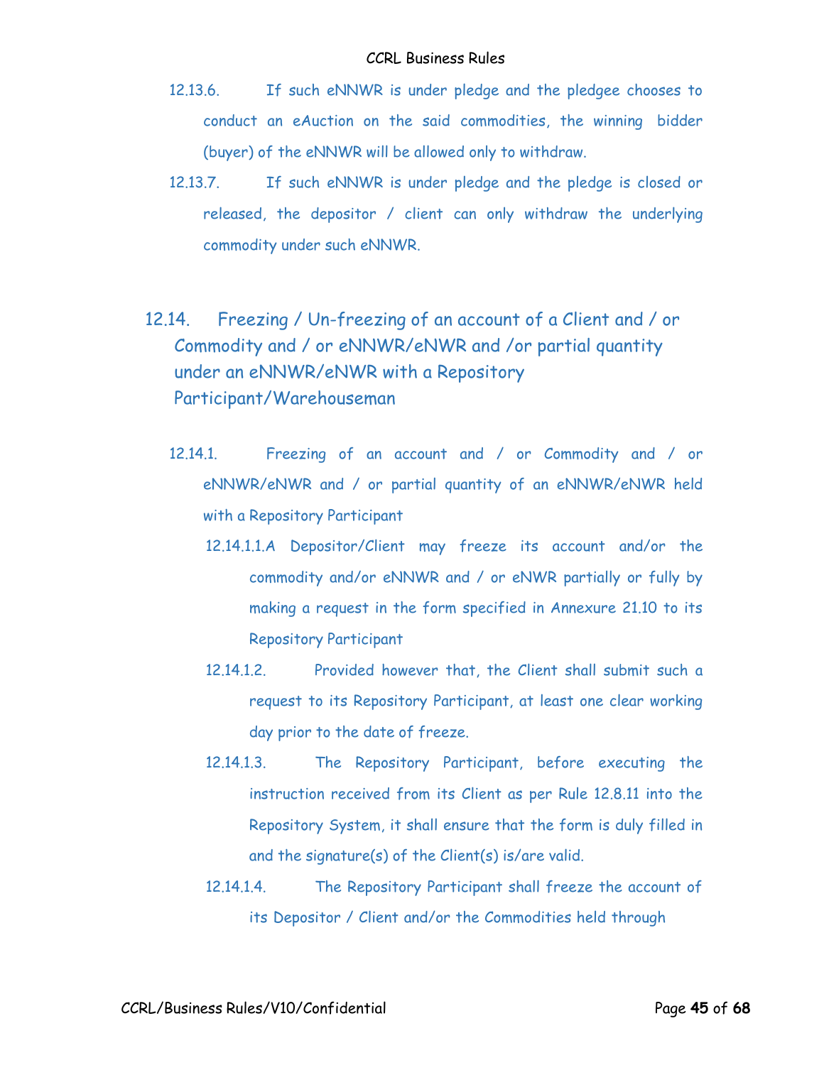12.13.6. If such eNNWR is under pledge and the pledgee chooses to conduct an eAuction on the said commodities, the winning bidder (buyer) of the eNNWR will be allowed only to withdraw.

12.13.7. If such eNNWR is under pledge and the pledge is closed or released, the depositor / client can only withdraw the underlying commodity under such eNNWR.

## 12.14. Freezing / Un-freezing of an account of a Client and / or Commodity and / or eNNWR/eNWR and /or partial quantity under an eNNWR/eNWR with a Repository Participant/Warehouseman

12.14.1. Freezing of an account and / or Commodity and / or eNNWR/eNWR and / or partial quantity of an eNNWR/eNWR held with a Repository Participant

12.14.1.1.A Depositor/Client may freeze its account and/or the commodity and/or eNNWR and / or eNWR partially or fully by making a request in the form specified in Annexure 21.10 to its Repository Participant

12.14.1.2. Provided however that, the Client shall submit such a request to its Repository Participant, at least one clear working day prior to the date of freeze.

12.14.1.3. The Repository Participant, before executing the instruction received from its Client as per Rule 12.8.11 into the Repository System, it shall ensure that the form is duly filled in and the signature(s) of the Client(s) is/are valid.

12.14.1.4. The Repository Participant shall freeze the account of its Depositor / Client and/or the Commodities held through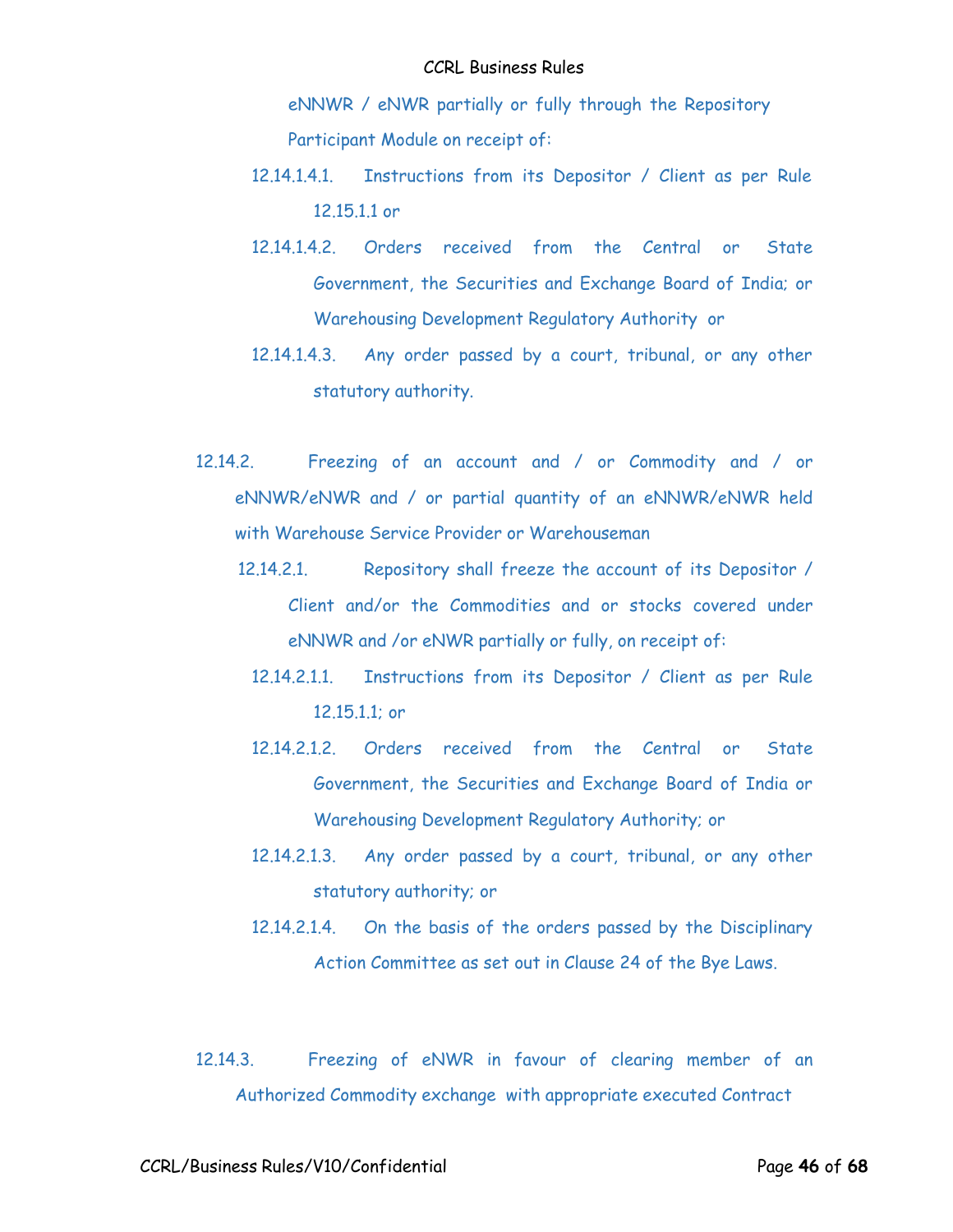eNNWR / eNWR partially or fully through the Repository Participant Module on receipt of:

12.14.1.4.1. Instructions from its Depositor / Client as per Rule 12.15.1.1 or

12.14.1.4.2. Orders received from the Central or State Government, the Securities and Exchange Board of India; or Warehousing Development Regulatory Authority or

12.14.1.4.3. Any order passed by a court, tribunal, or any other statutory authority.

12.14.2. Freezing of an account and / or Commodity and / or eNNWR/eNWR and / or partial quantity of an eNNWR/eNWR held with Warehouse Service Provider or Warehouseman

12.14.2.1. Repository shall freeze the account of its Depositor / Client and/or the Commodities and or stocks covered under eNNWR and /or eNWR partially or fully, on receipt of:

12.14.2.1.1. Instructions from its Depositor / Client as per Rule 12.15.1.1; or

12.14.2.1.2. Orders received from the Central or State Government, the Securities and Exchange Board of India or Warehousing Development Regulatory Authority; or

12.14.2.1.3. Any order passed by a court, tribunal, or any other statutory authority; or

12.14.2.1.4. On the basis of the orders passed by the Disciplinary Action Committee as set out in Clause 24 of the Bye Laws.

12.14.3. Freezing of eNWR in favour of clearing member of an Authorized Commodity exchange with appropriate executed Contract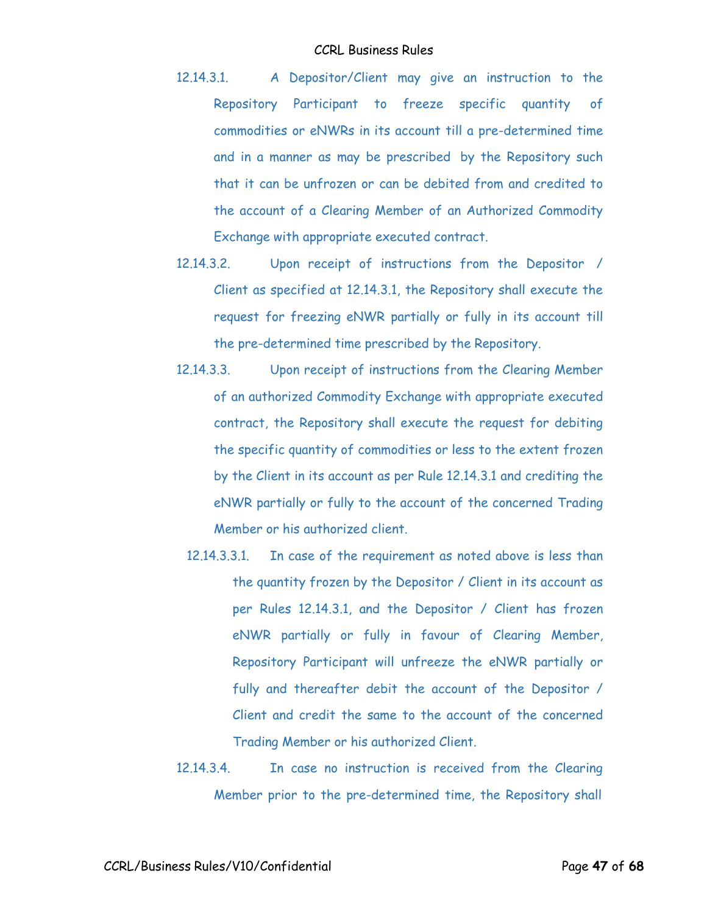12.14.3.1. A Depositor/Client may give an instruction to the Repository Participant to freeze specific quantity of commodities or eNWRs in its account till a pre-determined time and in a manner as may be prescribed by the Repository such that it can be unfrozen or can be debited from and credited to the account of a Clearing Member of an Authorized Commodity Exchange with appropriate executed contract.

12.14.3.2. Upon receipt of instructions from the Depositor / Client as specified at 12.14.3.1, the Repository shall execute the request for freezing eNWR partially or fully in its account till the pre-determined time prescribed by the Repository.

12.14.3.3. Upon receipt of instructions from the Clearing Member of an authorized Commodity Exchange with appropriate executed contract, the Repository shall execute the request for debiting the specific quantity of commodities or less to the extent frozen by the Client in its account as per Rule 12.14.3.1 and crediting the eNWR partially or fully to the account of the concerned Trading Member or his authorized client.

12.14.3.3.1. In case of the requirement as noted above is less than the quantity frozen by the Depositor / Client in its account as per Rules 12.14.3.1, and the Depositor / Client has frozen eNWR partially or fully in favour of Clearing Member, Repository Participant will unfreeze the eNWR partially or fully and thereafter debit the account of the Depositor / Client and credit the same to the account of the concerned Trading Member or his authorized Client.

12.14.3.4. In case no instruction is received from the Clearing Member prior to the pre-determined time, the Repository shall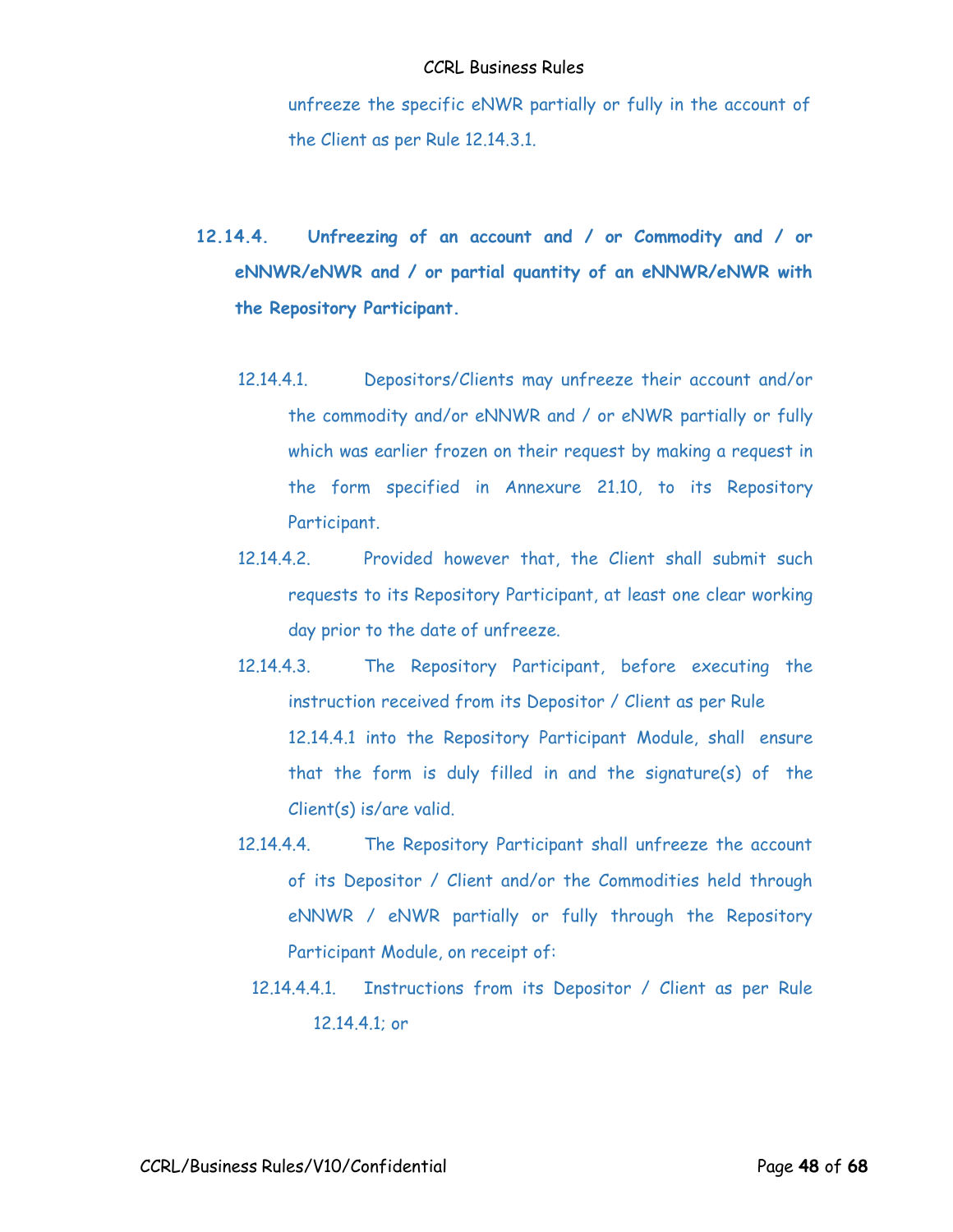unfreeze the specific eNWR partially or fully in the account of the Client as per Rule 12.14.3.1.

### 12.14.4. Unfreezing of an account and / or Commodity and / or eNNWR/eNWR and / or partial quantity of an eNNWR/eNWR with the Repository Participant.

12.14.4.1. Depositors/Clients may unfreeze their account and/or the commodity and/or eNNWR and / or eNWR partially or fully which was earlier frozen on their request by making a request in the form specified in Annexure 21.10, to its Repository Participant.

12.14.4.2. Provided however that, the Client shall submit such requests to its Repository Participant, at least one clear working day prior to the date of unfreeze.

12.14.4.3. The Repository Participant, before executing the instruction received from its Depositor / Client as per Rule 12.14.4.1 into the Repository Participant Module, shall ensure that the form is duly filled in and the signature(s) of the Client(s) is/are valid.

12.14.4.4. The Repository Participant shall unfreeze the account of its Depositor / Client and/or the Commodities held through eNNWR / eNWR partially or fully through the Repository Participant Module, on receipt of:

12.14.4.4.1. Instructions from its Depositor / Client as per Rule 12.14.4.1; or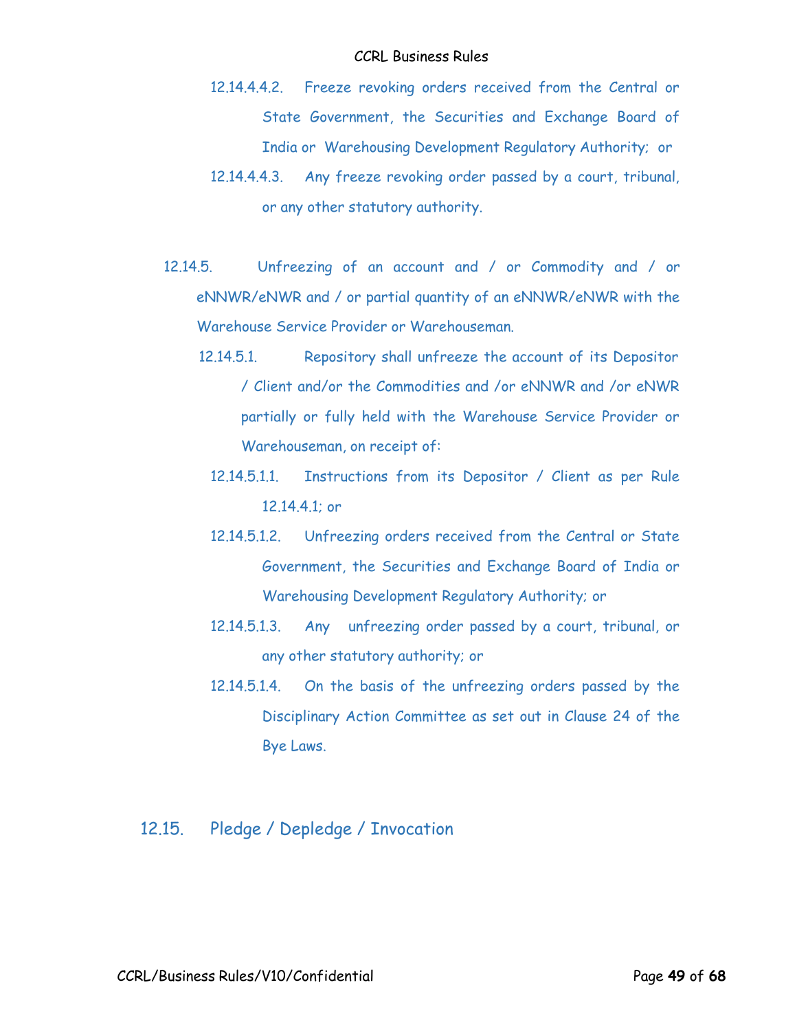12.14.4.4.2. Freeze revoking orders received from the Central or State Government, the Securities and Exchange Board of India or Warehousing Development Regulatory Authority; or

12.14.4.4.3. Any freeze revoking order passed by a court, tribunal, or any other statutory authority.

12.14.5. Unfreezing of an account and / or Commodity and / or eNNWR/eNWR and / or partial quantity of an eNNWR/eNWR with the Warehouse Service Provider or Warehouseman.

12.14.5.1. Repository shall unfreeze the account of its Depositor / Client and/or the Commodities and /or eNNWR and /or eNWR partially or fully held with the Warehouse Service Provider or Warehouseman, on receipt of:

12.14.5.1.1. Instructions from its Depositor / Client as per Rule 12.14.4.1; or

12.14.5.1.2. Unfreezing orders received from the Central or State Government, the Securities and Exchange Board of India or Warehousing Development Regulatory Authority; or

12.14.5.1.3. Any unfreezing order passed by a court, tribunal, or any other statutory authority; or

12.14.5.1.4. On the basis of the unfreezing orders passed by the Disciplinary Action Committee as set out in Clause 24 of the Bye Laws.

## 12.15. Pledge / Depledge / Invocation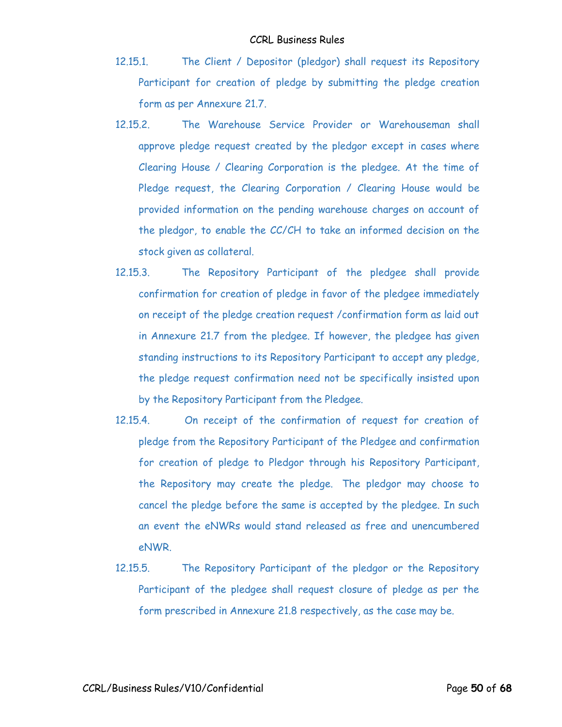12.15.1. The Client / Depositor (pledgor) shall request its Repository Participant for creation of pledge by submitting the pledge creation form as per Annexure 21.7.

12.15.2. The Warehouse Service Provider or Warehouseman shall approve pledge request created by the pledgor except in cases where Clearing House / Clearing Corporation is the pledgee. At the time of Pledge request, the Clearing Corporation / Clearing House would be provided information on the pending warehouse charges on account of the pledgor, to enable the CC/CH to take an informed decision on the stock given as collateral.

12.15.3. The Repository Participant of the pledgee shall provide confirmation for creation of pledge in favor of the pledgee immediately on receipt of the pledge creation request /confirmation form as laid out in Annexure 21.7 from the pledgee. If however, the pledgee has given standing instructions to its Repository Participant to accept any pledge, the pledge request confirmation need not be specifically insisted upon by the Repository Participant from the Pledgee.

12.15.4. On receipt of the confirmation of request for creation of pledge from the Repository Participant of the Pledgee and confirmation for creation of pledge to Pledgor through his Repository Participant, the Repository may create the pledge. The pledgor may choose to cancel the pledge before the same is accepted by the pledgee. In such an event the eNWRs would stand released as free and unencumbered eNWR.

12.15.5. The Repository Participant of the pledgor or the Repository Participant of the pledgee shall request closure of pledge as per the form prescribed in Annexure 21.8 respectively, as the case may be.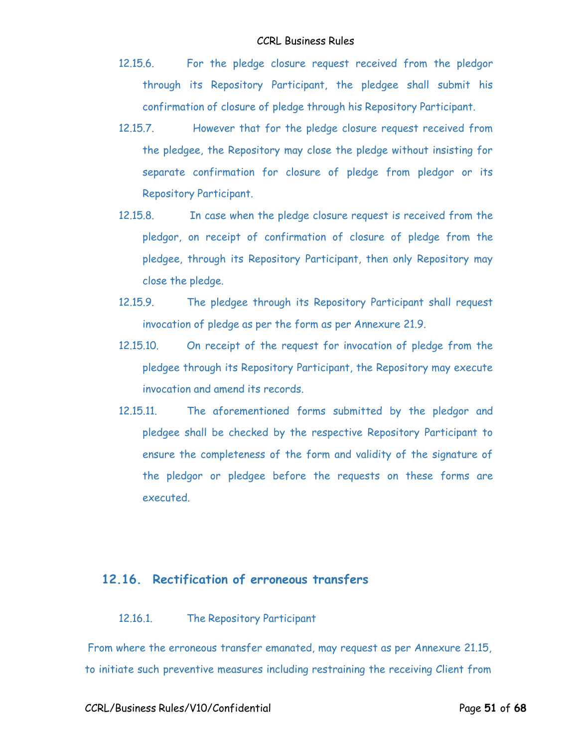12.15.6. For the pledge closure request received from the pledgor through its Repository Participant, the pledgee shall submit his confirmation of closure of pledge through his Repository Participant.

12.15.7. However that for the pledge closure request received from the pledgee, the Repository may close the pledge without insisting for separate confirmation for closure of pledge from pledgor or its Repository Participant.

12.15.8. In case when the pledge closure request is received from the pledgor, on receipt of confirmation of closure of pledge from the pledgee, through its Repository Participant, then only Repository may close the pledge.

12.15.9. The pledgee through its Repository Participant shall request invocation of pledge as per the form as per Annexure 21.9.

12.15.10. On receipt of the request for invocation of pledge from the pledgee through its Repository Participant, the Repository may execute invocation and amend its records.

12.15.11. The aforementioned forms submitted by the pledgor and pledgee shall be checked by the respective Repository Participant to ensure the completeness of the form and validity of the signature of the pledgor or pledgee before the requests on these forms are executed.

## 12.16. Rectification of erroneous transfers

12.16.1. The Repository Participant

From where the erroneous transfer emanated, may request as per Annexure 21.15, to initiate such preventive measures including restraining the receiving Client from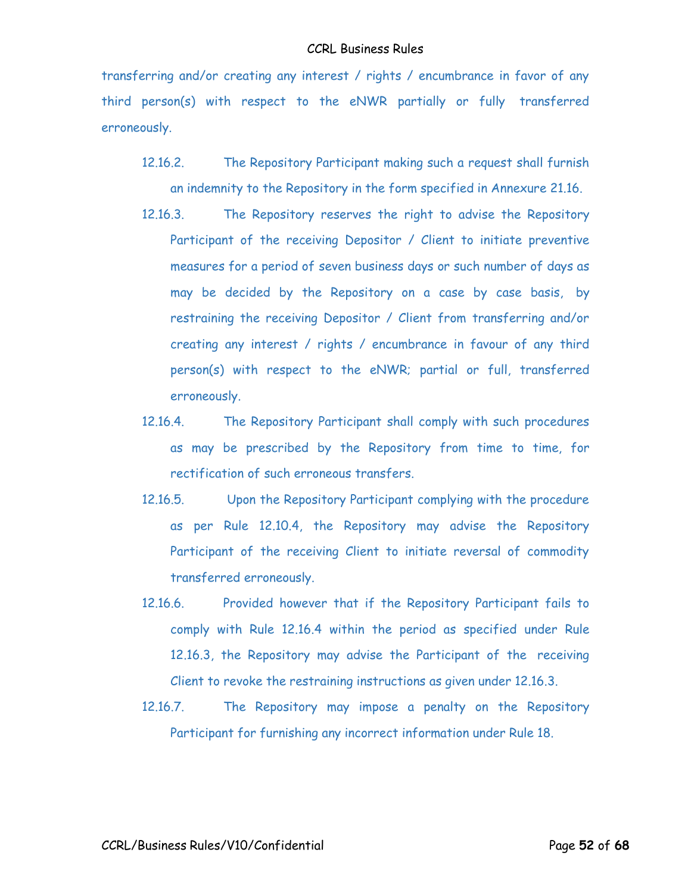transferring and/or creating any interest / rights / encumbrance in favor of any third person(s) with respect to the eNWR partially or fully transferred erroneously.

12.16.2. The Repository Participant making such a request shall furnish an indemnity to the Repository in the form specified in Annexure 21.16.

12.16.3. The Repository reserves the right to advise the Repository Participant of the receiving Depositor / Client to initiate preventive measures for a period of seven business days or such number of days as may be decided by the Repository on a case by case basis, by restraining the receiving Depositor / Client from transferring and/or creating any interest / rights / encumbrance in favour of any third person(s) with respect to the eNWR; partial or full, transferred erroneously.

12.16.4. The Repository Participant shall comply with such procedures as may be prescribed by the Repository from time to time, for rectification of such erroneous transfers.

12.16.5. Upon the Repository Participant complying with the procedure as per Rule 12.10.4, the Repository may advise the Repository Participant of the receiving Client to initiate reversal of commodity transferred erroneously.

12.16.6. Provided however that if the Repository Participant fails to comply with Rule 12.16.4 within the period as specified under Rule 12.16.3, the Repository may advise the Participant of the receiving Client to revoke the restraining instructions as given under 12.16.3.

12.16.7. The Repository may impose a penalty on the Repository Participant for furnishing any incorrect information under Rule 18.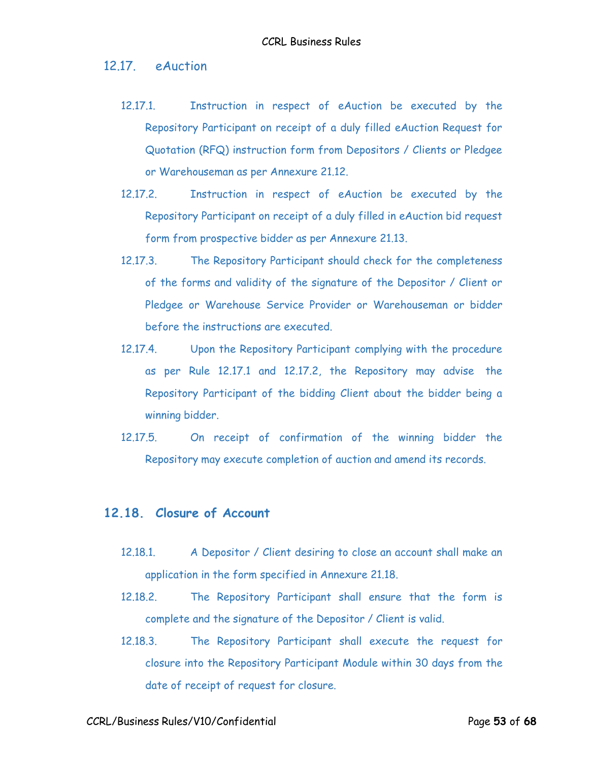## 12.17. eAuction

12.17.1. Instruction in respect of eAuction be executed by the Repository Participant on receipt of a duly filled eAuction Request for Quotation (RFQ) instruction form from Depositors / Clients or Pledgee or Warehouseman as per Annexure 21.12.

12.17.2. Instruction in respect of eAuction be executed by the Repository Participant on receipt of a duly filled in eAuction bid request form from prospective bidder as per Annexure 21.13.

12.17.3. The Repository Participant should check for the completeness of the forms and validity of the signature of the Depositor / Client or Pledgee or Warehouse Service Provider or Warehouseman or bidder before the instructions are executed.

12.17.4. Upon the Repository Participant complying with the procedure as per Rule 12.17.1 and 12.17.2, the Repository may advise the Repository Participant of the bidding Client about the bidder being a winning bidder.

12.17.5. On receipt of confirmation of the winning bidder the Repository may execute completion of auction and amend its records.

## 12.18. Closure of Account

12.18.1. A Depositor / Client desiring to close an account shall make an application in the form specified in Annexure 21.18.

12.18.2. The Repository Participant shall ensure that the form is complete and the signature of the Depositor / Client is valid.

12.18.3. The Repository Participant shall execute the request for closure into the Repository Participant Module within 30 days from the date of receipt of request for closure.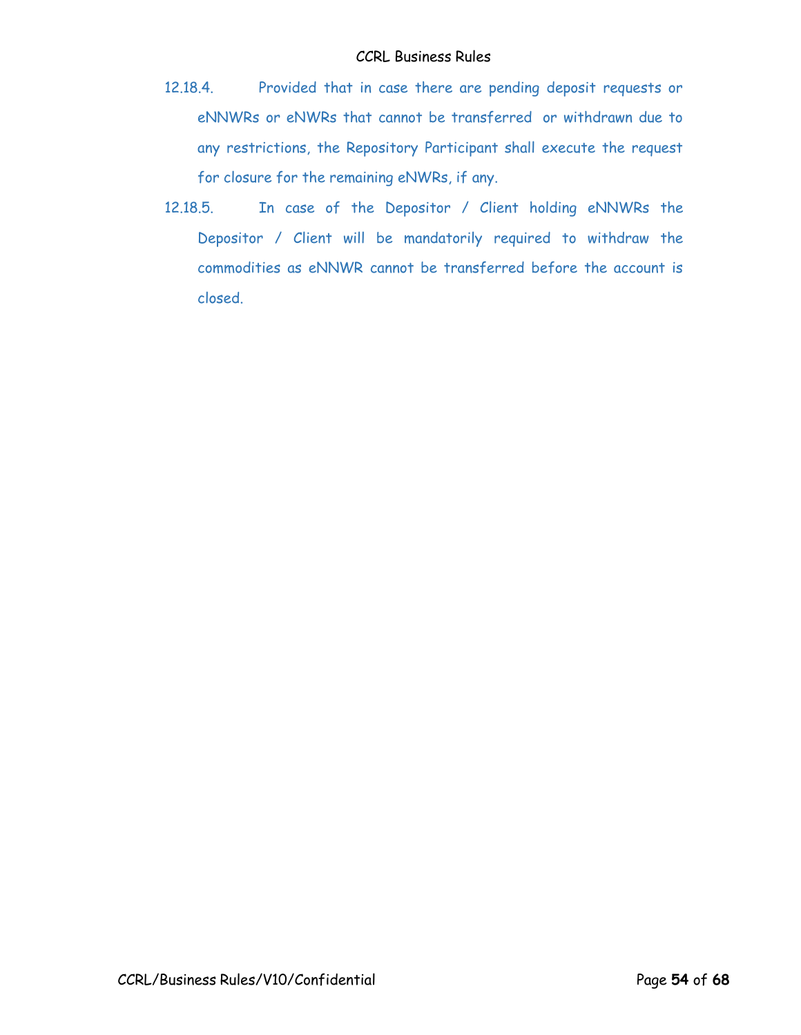12.18.4. Provided that in case there are pending deposit requests or eNNWRs or eNWRs that cannot be transferred or withdrawn due to any restrictions, the Repository Participant shall execute the request for closure for the remaining eNWRs, if any.

12.18.5. In case of the Depositor / Client holding eNNWRs the Depositor / Client will be mandatorily required to withdraw the commodities as eNNWR cannot be transferred before the account is closed.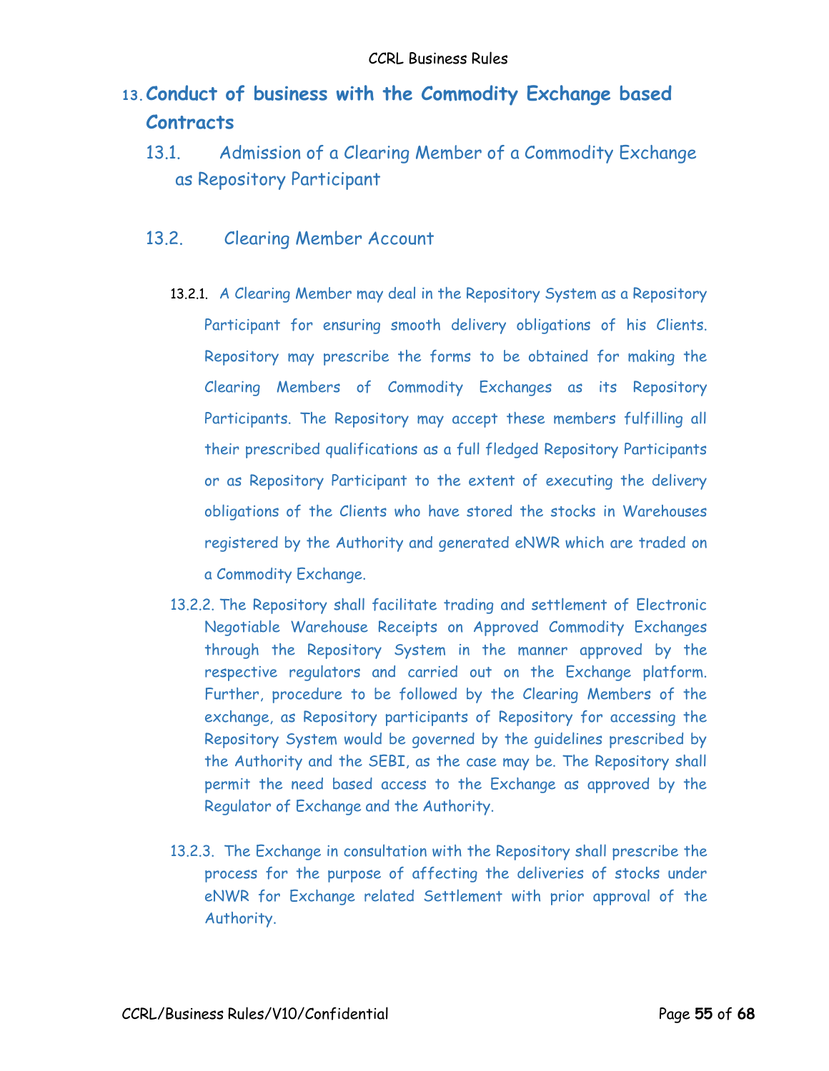## 13. Conduct of business with the Commodity Exchange based Contracts

### 13.1. Admission of a Clearing Member of a Commodity Exchange as Repository Participant

### 13.2. Clearing Member Account

13.2.1. A Clearing Member may deal in the Repository System as a Repository Participant for ensuring smooth delivery obligations of his Clients. Repository may prescribe the forms to be obtained for making the Clearing Members of Commodity Exchanges as its Repository Participants. The Repository may accept these members fulfilling all their prescribed qualifications as a full fledged Repository Participants or as Repository Participant to the extent of executing the delivery obligations of the Clients who have stored the stocks in Warehouses registered by the Authority and generated eNWR which are traded on a Commodity Exchange.

13.2.2. The Repository shall facilitate trading and settlement of Electronic Negotiable Warehouse Receipts on Approved Commodity Exchanges through the Repository System in the manner approved by the respective regulators and carried out on the Exchange platform. Further, procedure to be followed by the Clearing Members of the exchange, as Repository participants of Repository for accessing the Repository System would be governed by the guidelines prescribed by the Authority and the SEBI, as the case may be. The Repository shall permit the need based access to the Exchange as approved by the Regulator of Exchange and the Authority.

13.2.3. The Exchange in consultation with the Repository shall prescribe the process for the purpose of affecting the deliveries of stocks under eNWR for Exchange related Settlement with prior approval of the Authority.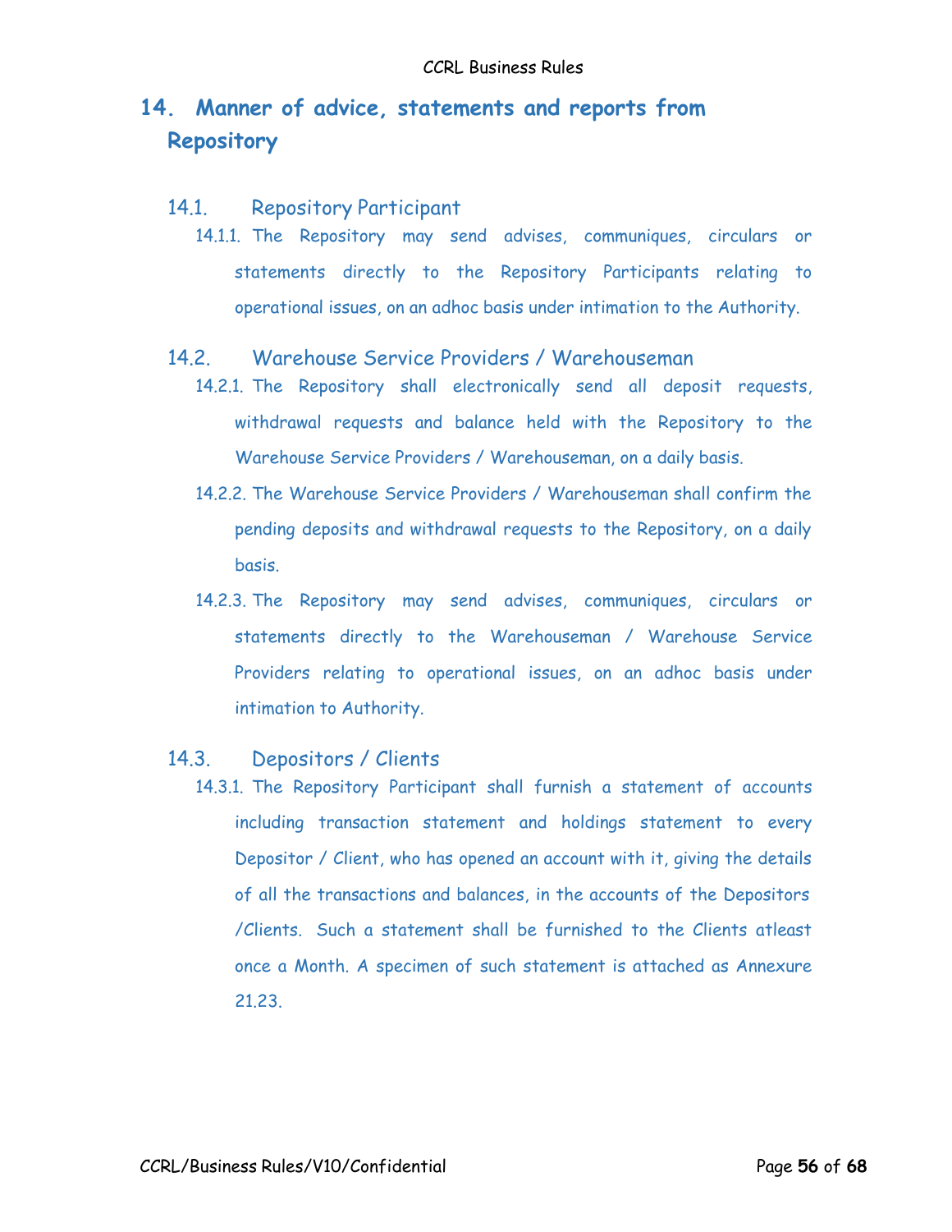# 14. Manner of advice, statements and reports from Repository

## 14.1. Repository Participant

14.1.1. The Repository may send advises, communiques, circulars or statements directly to the Repository Participants relating to operational issues, on an adhoc basis under intimation to the Authority.

## 14.2. Warehouse Service Providers / Warehouseman

14.2.1. The Repository shall electronically send all deposit requests, withdrawal requests and balance held with the Repository to the Warehouse Service Providers / Warehouseman, on a daily basis.

14.2.2. The Warehouse Service Providers / Warehouseman shall confirm the pending deposits and withdrawal requests to the Repository, on a daily basis.

14.2.3. The Repository may send advises, communiques, circulars or statements directly to the Warehouseman / Warehouse Service Providers relating to operational issues, on an adhoc basis under intimation to Authority.

## 14.3. Depositors / Clients

14.3.1. The Repository Participant shall furnish a statement of accounts including transaction statement and holdings statement to every Depositor / Client, who has opened an account with it, giving the details of all the transactions and balances, in the accounts of the Depositors /Clients. Such a statement shall be furnished to the Clients atleast once a Month. A specimen of such statement is attached as Annexure 21.23.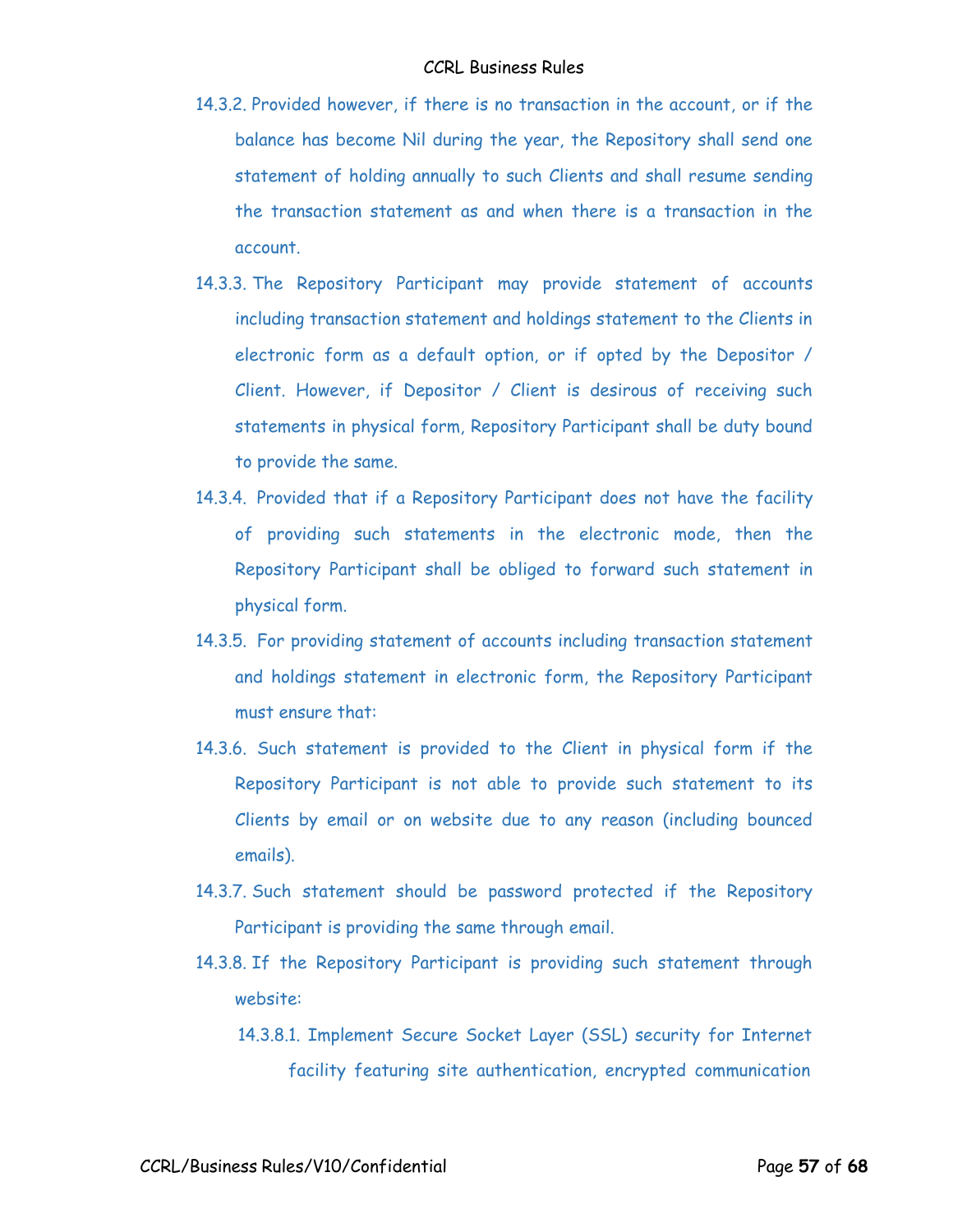14.3.2. Provided however, if there is no transaction in the account, or if the balance has become Nil during the year, the Repository shall send one statement of holding annually to such Clients and shall resume sending the transaction statement as and when there is a transaction in the account.

14.3.3. The Repository Participant may provide statement of accounts including transaction statement and holdings statement to the Clients in electronic form as a default option, or if opted by the Depositor / Client. However, if Depositor / Client is desirous of receiving such statements in physical form, Repository Participant shall be duty bound to provide the same.

14.3.4. Provided that if a Repository Participant does not have the facility of providing such statements in the electronic mode, then the Repository Participant shall be obliged to forward such statement in physical form.

14.3.5. For providing statement of accounts including transaction statement and holdings statement in electronic form, the Repository Participant must ensure that:

14.3.6. Such statement is provided to the Client in physical form if the Repository Participant is not able to provide such statement to its Clients by email or on website due to any reason (including bounced emails).

14.3.7. Such statement should be password protected if the Repository Participant is providing the same through email.

14.3.8. If the Repository Participant is providing such statement through website:

14.3.8.1. Implement Secure Socket Layer (SSL) security for Internet facility featuring site authentication, encrypted communication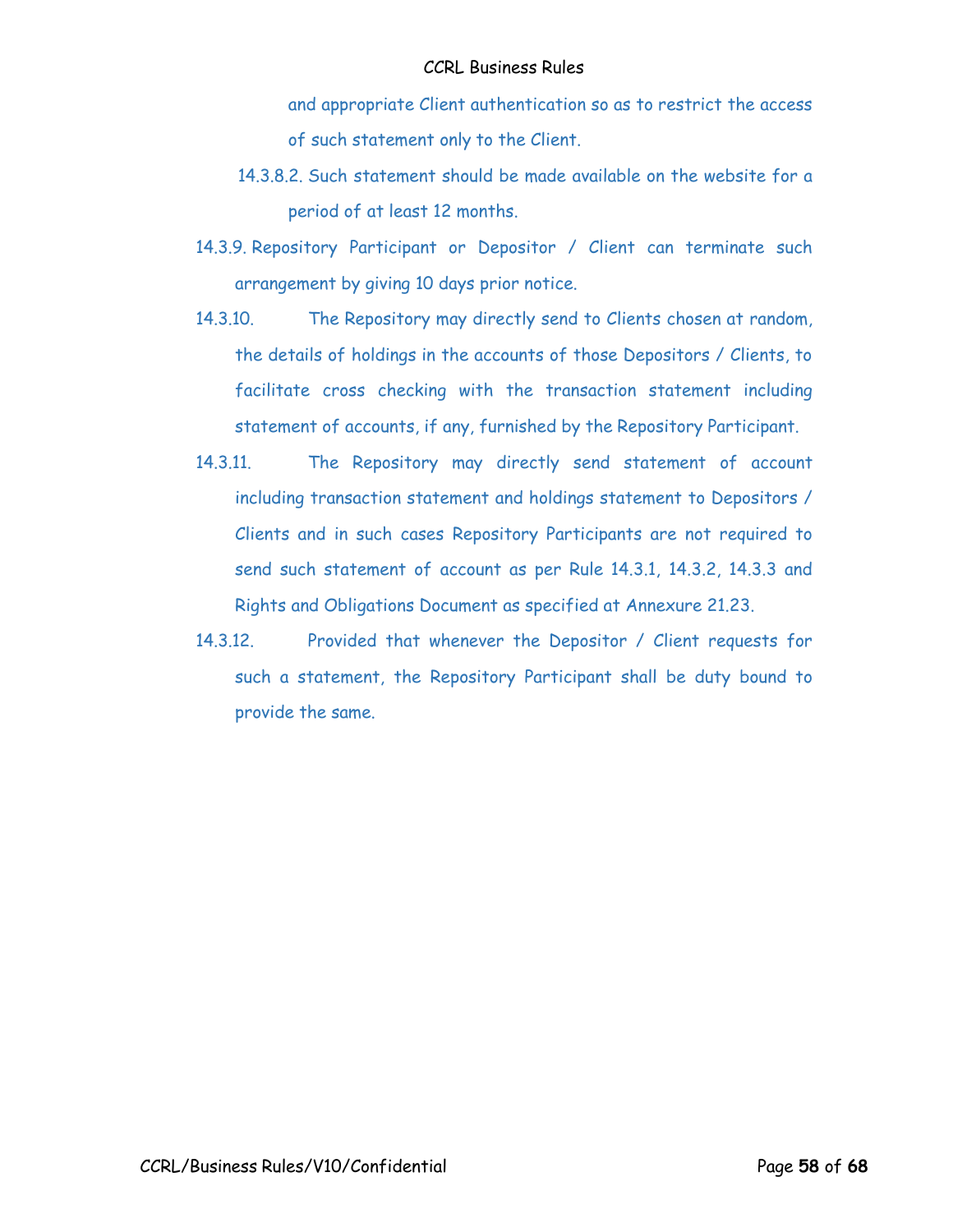and appropriate Client authentication so as to restrict the access of such statement only to the Client.

14.3.8.2. Such statement should be made available on the website for a period of at least 12 months.

14.3.9. Repository Participant or Depositor / Client can terminate such arrangement by giving 10 days prior notice.

14.3.10. The Repository may directly send to Clients chosen at random, the details of holdings in the accounts of those Depositors / Clients, to facilitate cross checking with the transaction statement including statement of accounts, if any, furnished by the Repository Participant.

14.3.11. The Repository may directly send statement of account including transaction statement and holdings statement to Depositors / Clients and in such cases Repository Participants are not required to send such statement of account as per Rule 14.3.1, 14.3.2, 14.3.3 and Rights and Obligations Document as specified at Annexure 21.23.

14.3.12. Provided that whenever the Depositor / Client requests for such a statement, the Repository Participant shall be duty bound to provide the same.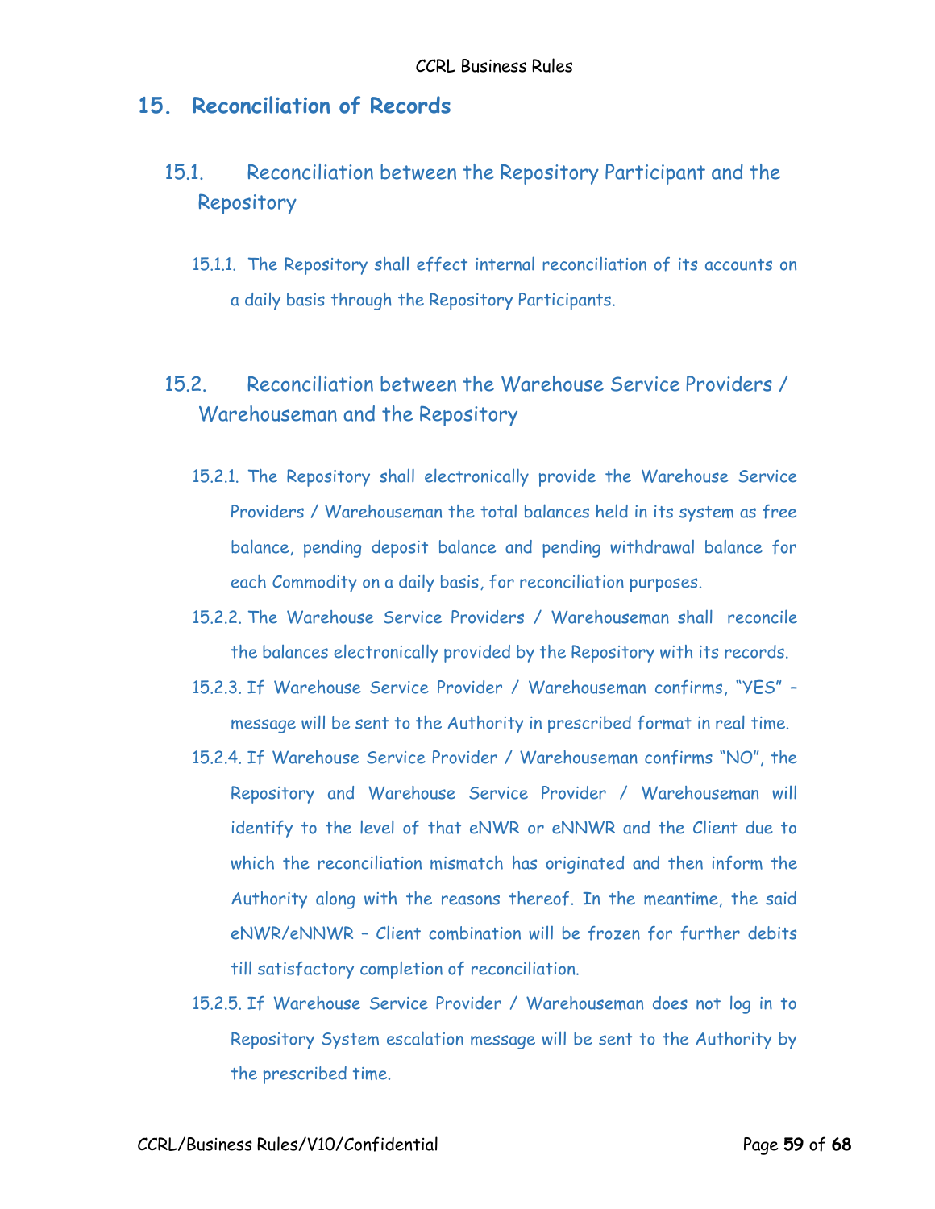# 15. Reconciliation of Records

## 15.1. Reconciliation between the Repository Participant and the Repository

15.1.1. The Repository shall effect internal reconciliation of its accounts on a daily basis through the Repository Participants.

## 15.2. Reconciliation between the Warehouse Service Providers / Warehouseman and the Repository

15.2.1. The Repository shall electronically provide the Warehouse Service Providers / Warehouseman the total balances held in its system as free balance, pending deposit balance and pending withdrawal balance for each Commodity on a daily basis, for reconciliation purposes.

15.2.2. The Warehouse Service Providers / Warehouseman shall reconcile the balances electronically provided by the Repository with its records.

15.2.3. If Warehouse Service Provider / Warehouseman confirms, "YES" – message will be sent to the Authority in prescribed format in real time.

15.2.4. If Warehouse Service Provider / Warehouseman confirms "NO", the Repository and Warehouse Service Provider / Warehouseman will identify to the level of that eNWR or eNNWR and the Client due to which the reconciliation mismatch has originated and then inform the Authority along with the reasons thereof. In the meantime, the said eNWR/eNNWR – Client combination will be frozen for further debits till satisfactory completion of reconciliation.

15.2.5. If Warehouse Service Provider / Warehouseman does not log in to Repository System escalation message will be sent to the Authority by the prescribed time.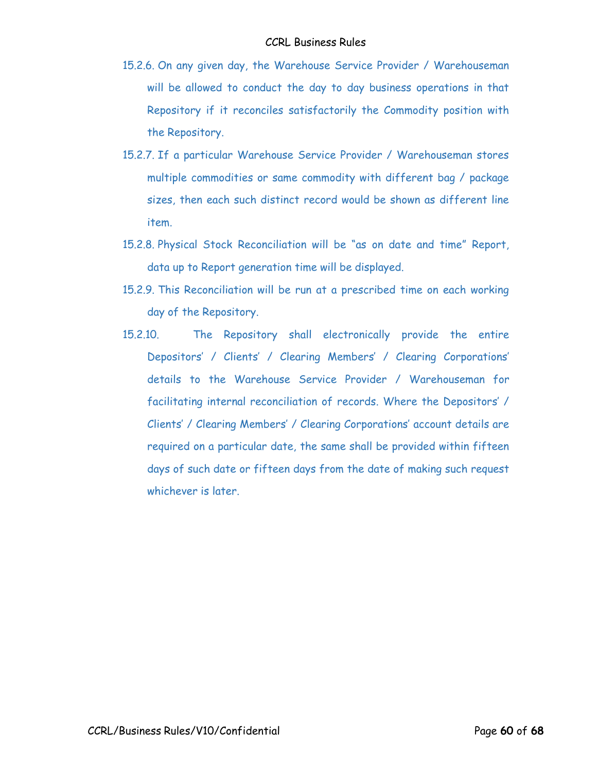15.2.6. On any given day, the Warehouse Service Provider / Warehouseman will be allowed to conduct the day to day business operations in that Repository if it reconciles satisfactorily the Commodity position with the Repository.

15.2.7. If a particular Warehouse Service Provider / Warehouseman stores multiple commodities or same commodity with different bag / package sizes, then each such distinct record would be shown as different line item.

15.2.8. Physical Stock Reconciliation will be "as on date and time" Report, data up to Report generation time will be displayed.

15.2.9. This Reconciliation will be run at a prescribed time on each working day of the Repository.

15.2.10. The Repository shall electronically provide the entire Depositors' / Clients' / Clearing Members' / Clearing Corporations' details to the Warehouse Service Provider / Warehouseman for facilitating internal reconciliation of records. Where the Depositors' / Clients' / Clearing Members' / Clearing Corporations' account details are required on a particular date, the same shall be provided within fifteen days of such date or fifteen days from the date of making such request whichever is later.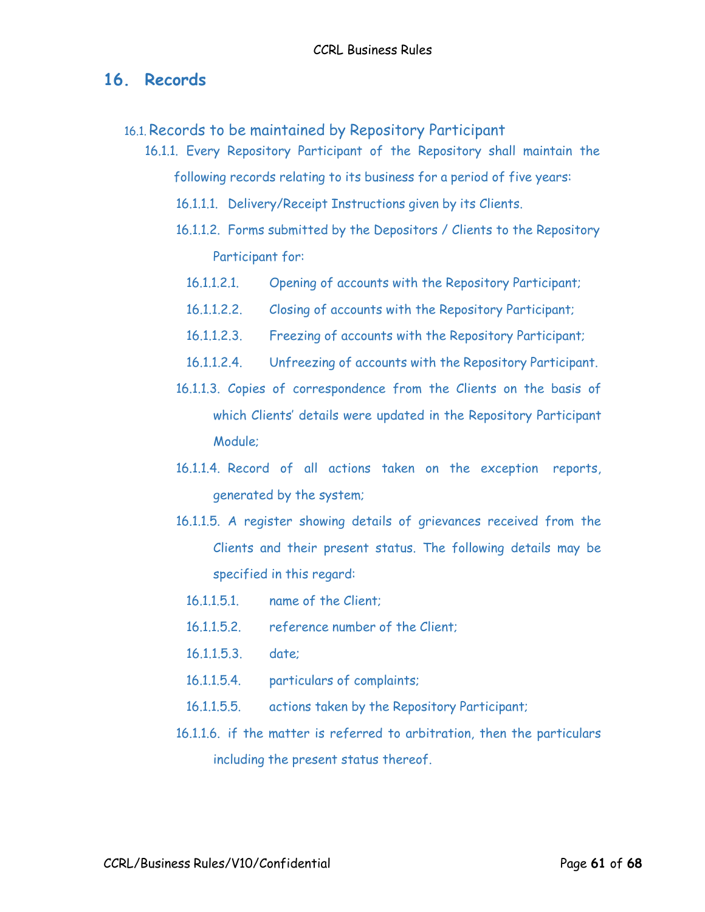# 16. Records

## 16.1. Records to be maintained by Repository Participant

16.1.1. Every Repository Participant of the Repository shall maintain the following records relating to its business for a period of five years:

16.1.1.1. Delivery/Receipt Instructions given by its Clients.

16.1.1.2. Forms submitted by the Depositors / Clients to the Repository Participant for:

16.1.1.2.1. Opening of accounts with the Repository Participant;

16.1.1.2.2. Closing of accounts with the Repository Participant;

16.1.1.2.3. Freezing of accounts with the Repository Participant;

16.1.1.2.4. Unfreezing of accounts with the Repository Participant.

16.1.1.3. Copies of correspondence from the Clients on the basis of which Clients' details were updated in the Repository Participant Module;

16.1.1.4. Record of all actions taken on the exception reports, generated by the system;

16.1.1.5. A register showing details of grievances received from the Clients and their present status. The following details may be specified in this regard:

16.1.1.5.1. name of the Client;

16.1.1.5.2. reference number of the Client;

16.1.1.5.3. date;

16.1.1.5.4. particulars of complaints;

16.1.1.5.5. actions taken by the Repository Participant;

16.1.1.6. if the matter is referred to arbitration, then the particulars including the present status thereof.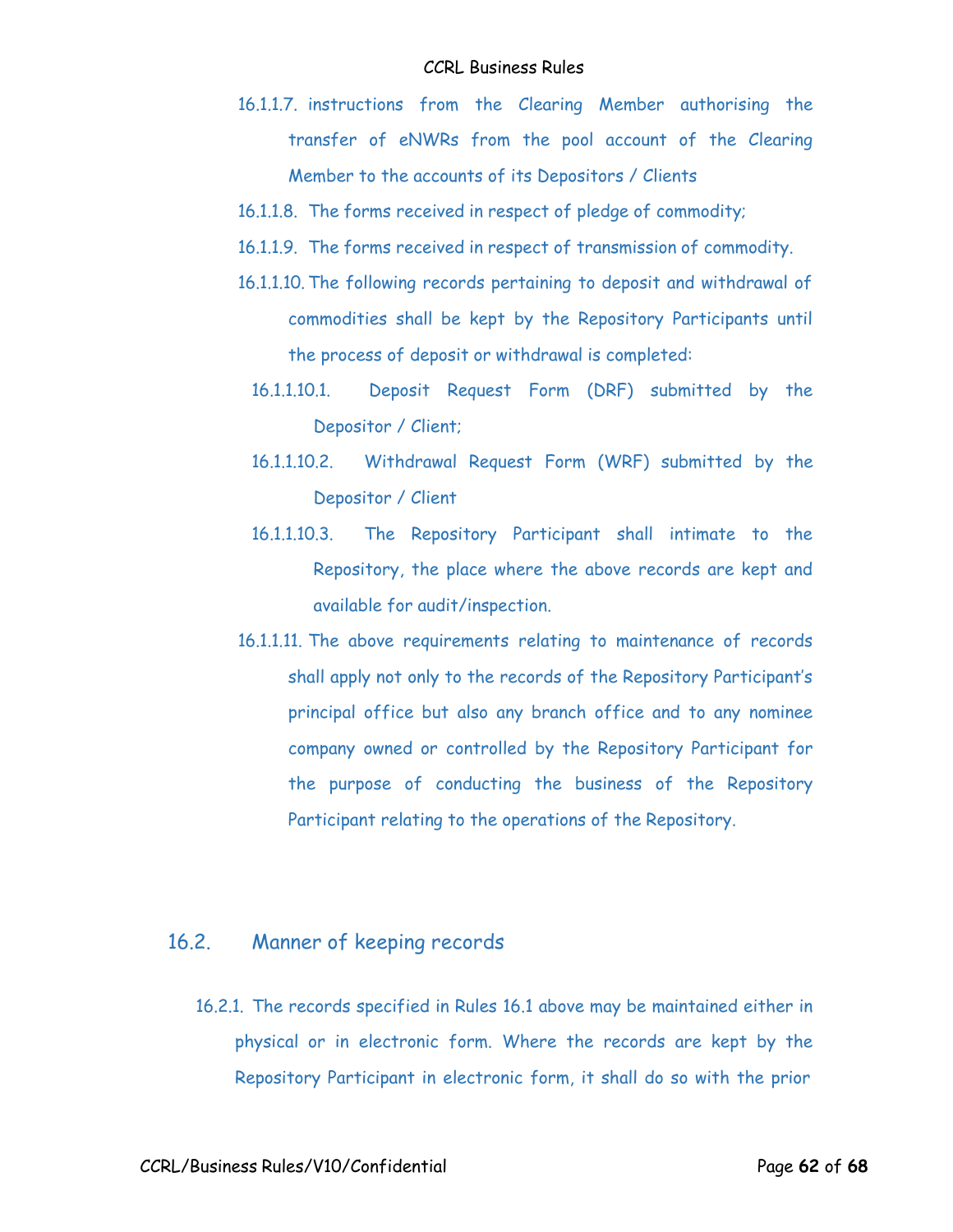16.1.1.7. instructions from the Clearing Member authorising the transfer of eNWRs from the pool account of the Clearing Member to the accounts of its Depositors / Clients

16.1.1.8. The forms received in respect of pledge of commodity;

16.1.1.9. The forms received in respect of transmission of commodity.

16.1.1.10. The following records pertaining to deposit and withdrawal of commodities shall be kept by the Repository Participants until the process of deposit or withdrawal is completed:

16.1.1.10.1. Deposit Request Form (DRF) submitted by the Depositor / Client;

16.1.1.10.2. Withdrawal Request Form (WRF) submitted by the Depositor / Client

16.1.1.10.3. The Repository Participant shall intimate to the Repository, the place where the above records are kept and available for audit/inspection.

16.1.1.11. The above requirements relating to maintenance of records shall apply not only to the records of the Repository Participant's principal office but also any branch office and to any nominee company owned or controlled by the Repository Participant for the purpose of conducting the business of the Repository Participant relating to the operations of the Repository.

## 16.2. Manner of keeping records

16.2.1. The records specified in Rules 16.1 above may be maintained either in physical or in electronic form. Where the records are kept by the Repository Participant in electronic form, it shall do so with the prior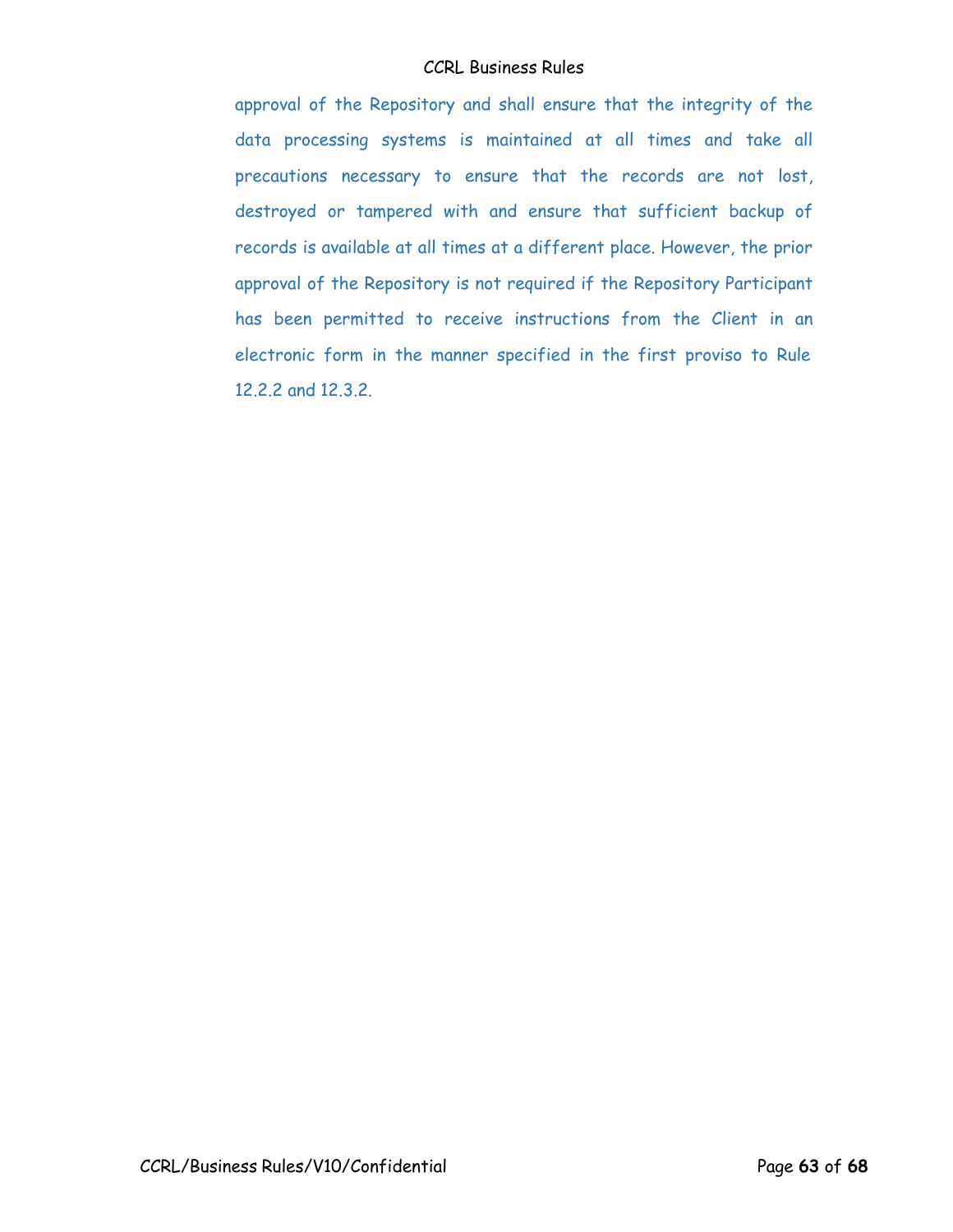approval of the Repository and shall ensure that the integrity of the data processing systems is maintained at all times and take all precautions necessary to ensure that the records are not lost, destroyed or tampered with and ensure that sufficient backup of records is available at all times at a different place. However, the prior approval of the Repository is not required if the Repository Participant has been permitted to receive instructions from the Client in an electronic form in the manner specified in the first proviso to Rule 12.2.2 and 12.3.2.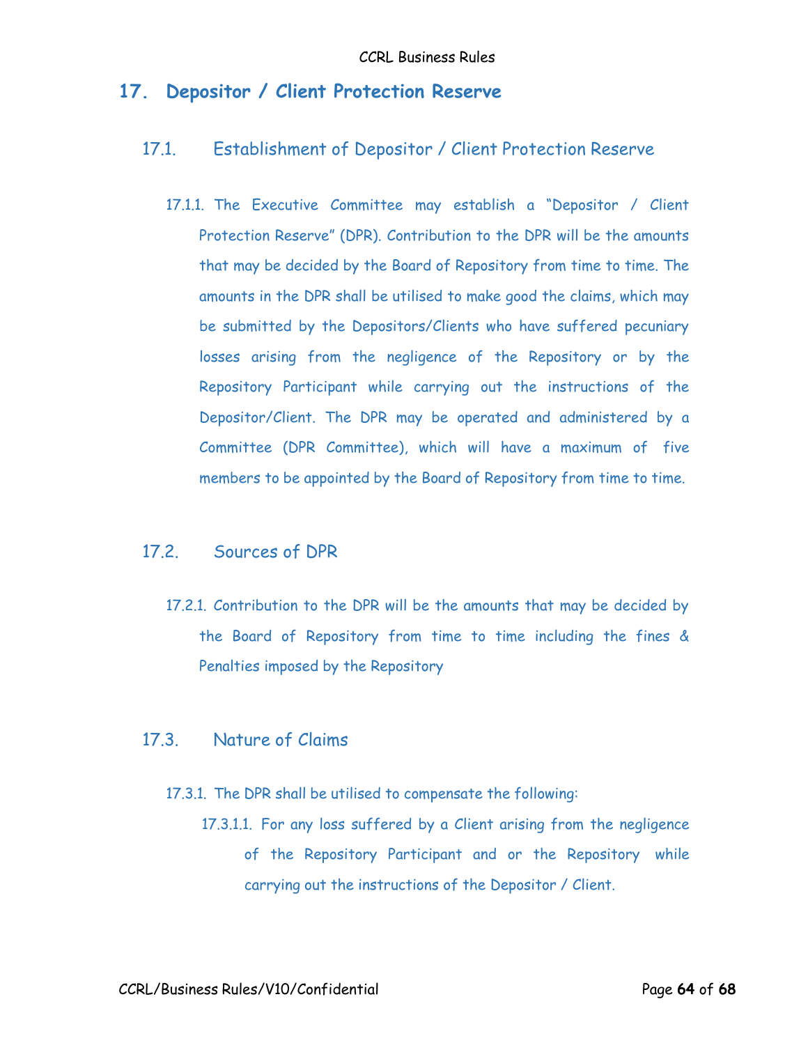# 17. Depositor / Client Protection Reserve

## 17.1. Establishment of Depositor / Client Protection Reserve

17.1.1. The Executive Committee may establish a "Depositor / Client Protection Reserve" (DPR). Contribution to the DPR will be the amounts that may be decided by the Board of Repository from time to time. The amounts in the DPR shall be utilised to make good the claims, which may be submitted by the Depositors/Clients who have suffered pecuniary losses arising from the negligence of the Repository or by the Repository Participant while carrying out the instructions of the Depositor/Client. The DPR may be operated and administered by a Committee (DPR Committee), which will have a maximum of five members to be appointed by the Board of Repository from time to time.

## 17.2. Sources of DPR

17.2.1. Contribution to the DPR will be the amounts that may be decided by the Board of Repository from time to time including the fines & Penalties imposed by the Repository

## 17.3. Nature of Claims

17.3.1. The DPR shall be utilised to compensate the following:

17.3.1.1. For any loss suffered by a Client arising from the negligence of the Repository Participant and or the Repository while carrying out the instructions of the Depositor / Client.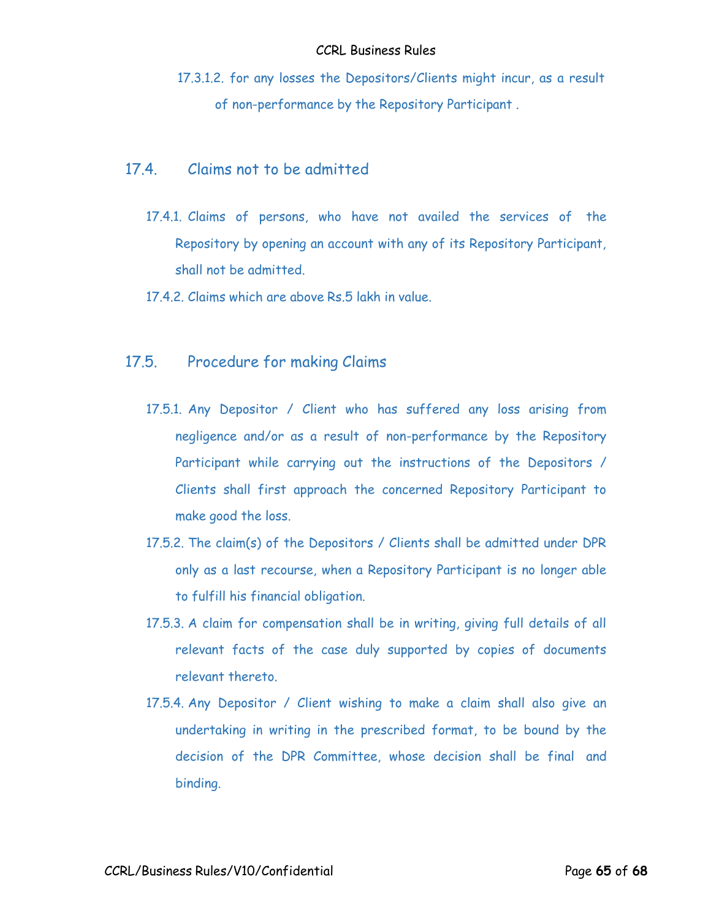17.3.1.2. for any losses the Depositors/Clients might incur, as a result of non-performance by the Repository Participant .

## 17.4. Claims not to be admitted

17.4.1. Claims of persons, who have not availed the services of the Repository by opening an account with any of its Repository Participant, shall not be admitted.

17.4.2. Claims which are above Rs.5 lakh in value.

## 17.5. Procedure for making Claims

17.5.1. Any Depositor / Client who has suffered any loss arising from negligence and/or as a result of non-performance by the Repository Participant while carrying out the instructions of the Depositors / Clients shall first approach the concerned Repository Participant to make good the loss.

17.5.2. The claim(s) of the Depositors / Clients shall be admitted under DPR only as a last recourse, when a Repository Participant is no longer able to fulfill his financial obligation.

17.5.3. A claim for compensation shall be in writing, giving full details of all relevant facts of the case duly supported by copies of documents relevant thereto.

17.5.4. Any Depositor / Client wishing to make a claim shall also give an undertaking in writing in the prescribed format, to be bound by the decision of the DPR Committee, whose decision shall be final and binding.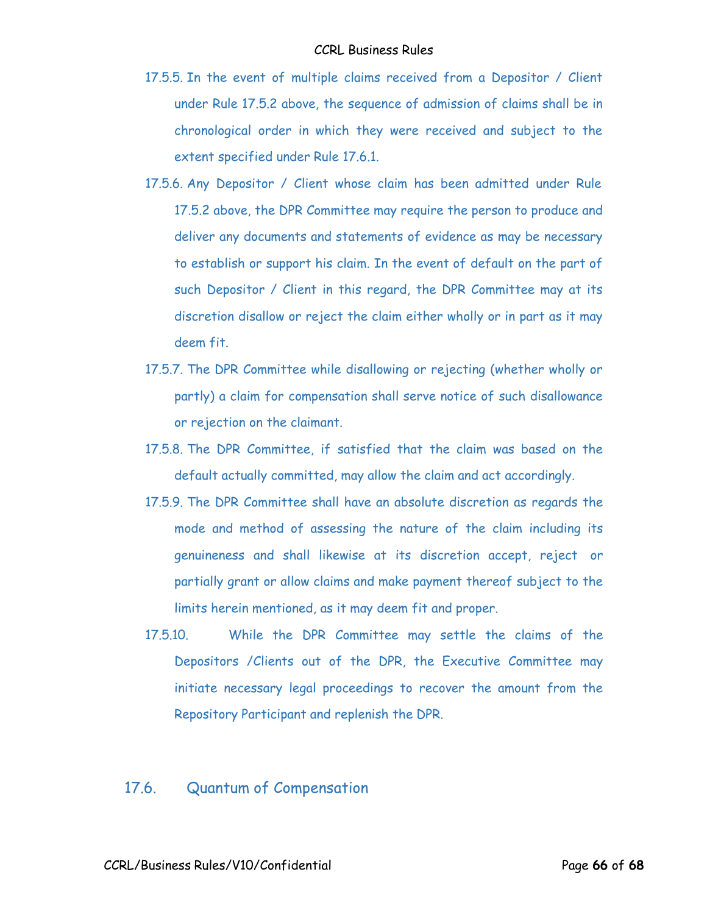17.5.5. In the event of multiple claims received from a Depositor / Client under Rule 17.5.2 above, the sequence of admission of claims shall be in chronological order in which they were received and subject to the extent specified under Rule 17.6.1.

17.5.6. Any Depositor / Client whose claim has been admitted under Rule 17.5.2 above, the DPR Committee may require the person to produce and deliver any documents and statements of evidence as may be necessary to establish or support his claim. In the event of default on the part of such Depositor / Client in this regard, the DPR Committee may at its discretion disallow or reject the claim either wholly or in part as it may deem fit.

17.5.7. The DPR Committee while disallowing or rejecting (whether wholly or partly) a claim for compensation shall serve notice of such disallowance or rejection on the claimant.

17.5.8. The DPR Committee, if satisfied that the claim was based on the default actually committed, may allow the claim and act accordingly.

17.5.9. The DPR Committee shall have an absolute discretion as regards the mode and method of assessing the nature of the claim including its genuineness and shall likewise at its discretion accept, reject or partially grant or allow claims and make payment thereof subject to the limits herein mentioned, as it may deem fit and proper.

17.5.10. While the DPR Committee may settle the claims of the Depositors /Clients out of the DPR, the Executive Committee may initiate necessary legal proceedings to recover the amount from the Repository Participant and replenish the DPR.

## 17.6. Quantum of Compensation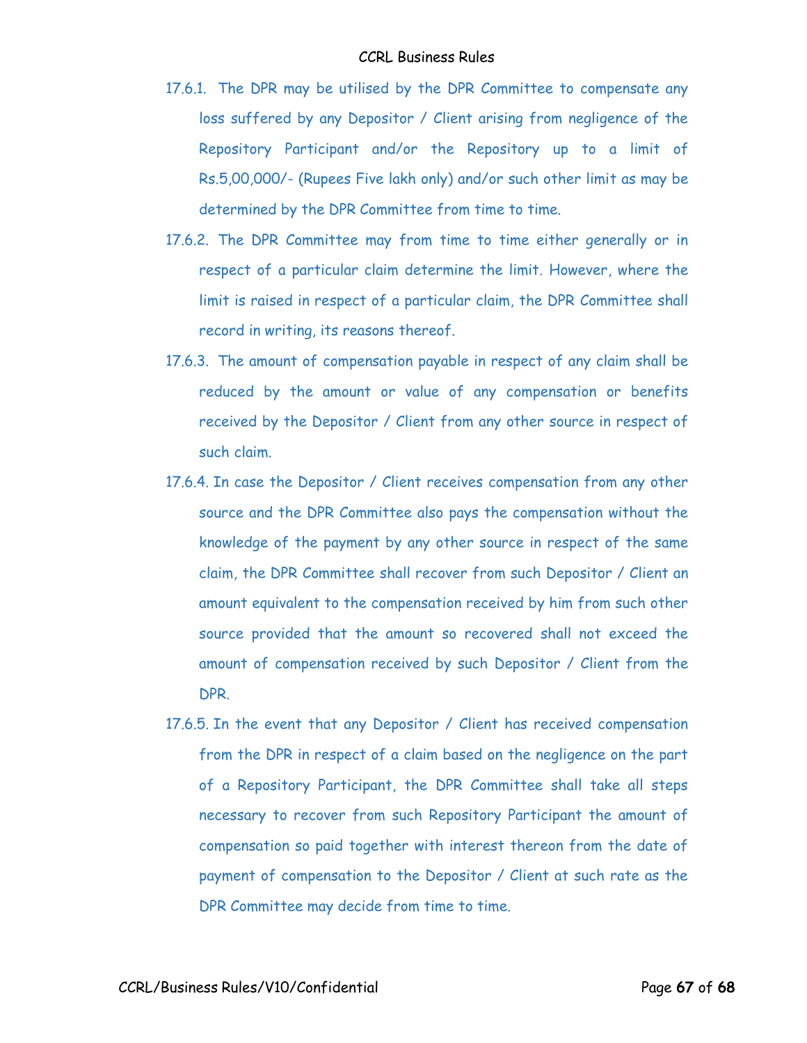17.6.1. The DPR may be utilised by the DPR Committee to compensate any loss suffered by any Depositor / Client arising from negligence of the Repository Participant and/or the Repository up to a limit of Rs.5,00,000/- (Rupees Five lakh only) and/or such other limit as may be determined by the DPR Committee from time to time.

17.6.2. The DPR Committee may from time to time either generally or in respect of a particular claim determine the limit. However, where the limit is raised in respect of a particular claim, the DPR Committee shall record in writing, its reasons thereof.

17.6.3. The amount of compensation payable in respect of any claim shall be reduced by the amount or value of any compensation or benefits received by the Depositor / Client from any other source in respect of such claim.

17.6.4. In case the Depositor / Client receives compensation from any other source and the DPR Committee also pays the compensation without the knowledge of the payment by any other source in respect of the same claim, the DPR Committee shall recover from such Depositor / Client an amount equivalent to the compensation received by him from such other source provided that the amount so recovered shall not exceed the amount of compensation received by such Depositor / Client from the DPR.

17.6.5. In the event that any Depositor / Client has received compensation from the DPR in respect of a claim based on the negligence on the part of a Repository Participant, the DPR Committee shall take all steps necessary to recover from such Repository Participant the amount of compensation so paid together with interest thereon from the date of payment of compensation to the Depositor / Client at such rate as the DPR Committee may decide from time to time.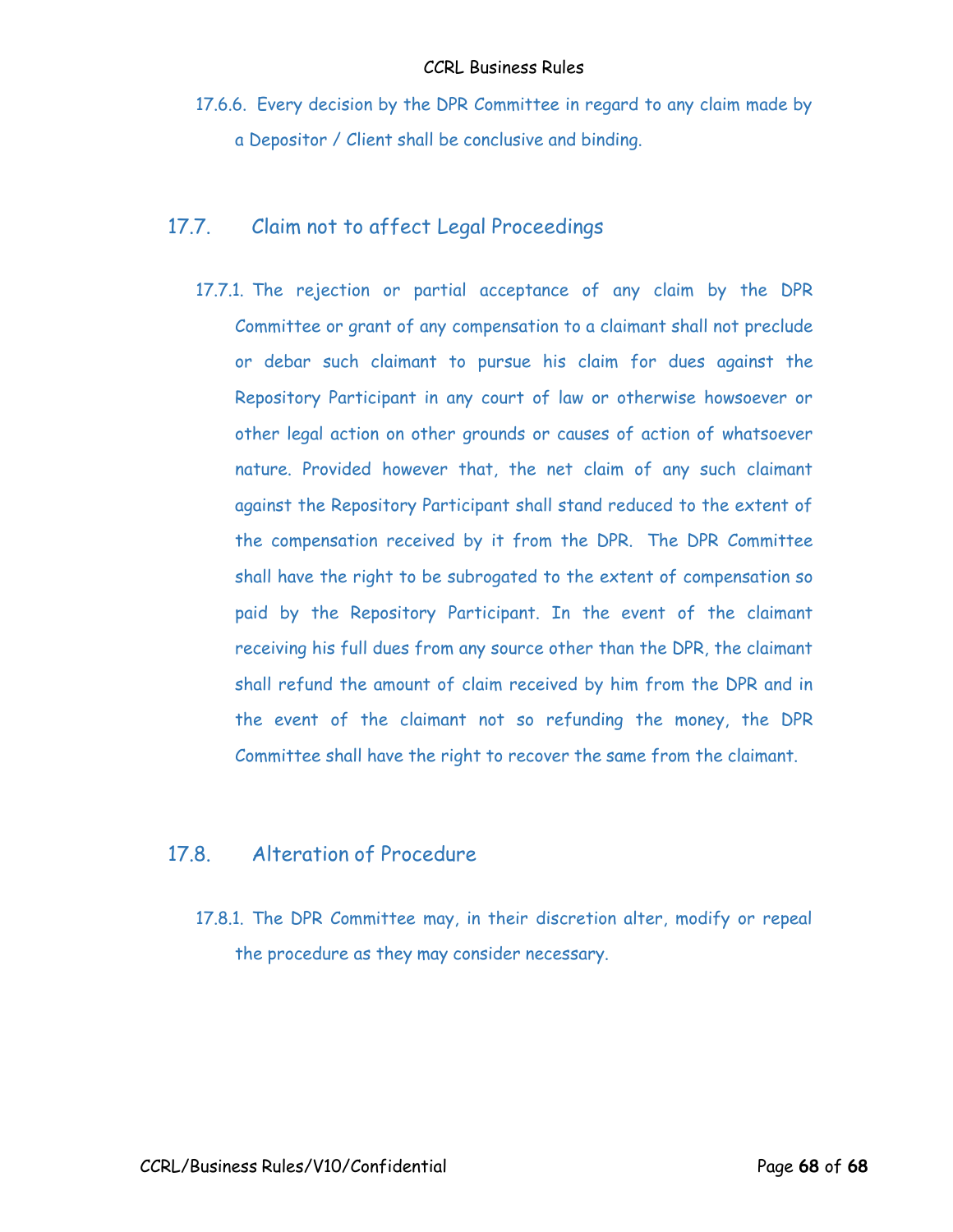17.6.6. Every decision by the DPR Committee in regard to any claim made by a Depositor / Client shall be conclusive and binding.

## 17.7. Claim not to affect Legal Proceedings

17.7.1. The rejection or partial acceptance of any claim by the DPR Committee or grant of any compensation to a claimant shall not preclude or debar such claimant to pursue his claim for dues against the Repository Participant in any court of law or otherwise howsoever or other legal action on other grounds or causes of action of whatsoever nature. Provided however that, the net claim of any such claimant against the Repository Participant shall stand reduced to the extent of the compensation received by it from the DPR. The DPR Committee shall have the right to be subrogated to the extent of compensation so paid by the Repository Participant. In the event of the claimant receiving his full dues from any source other than the DPR, the claimant shall refund the amount of claim received by him from the DPR and in the event of the claimant not so refunding the money, the DPR Committee shall have the right to recover the same from the claimant.

## 17.8. Alteration of Procedure

17.8.1. The DPR Committee may, in their discretion alter, modify or repeal the procedure as they may consider necessary.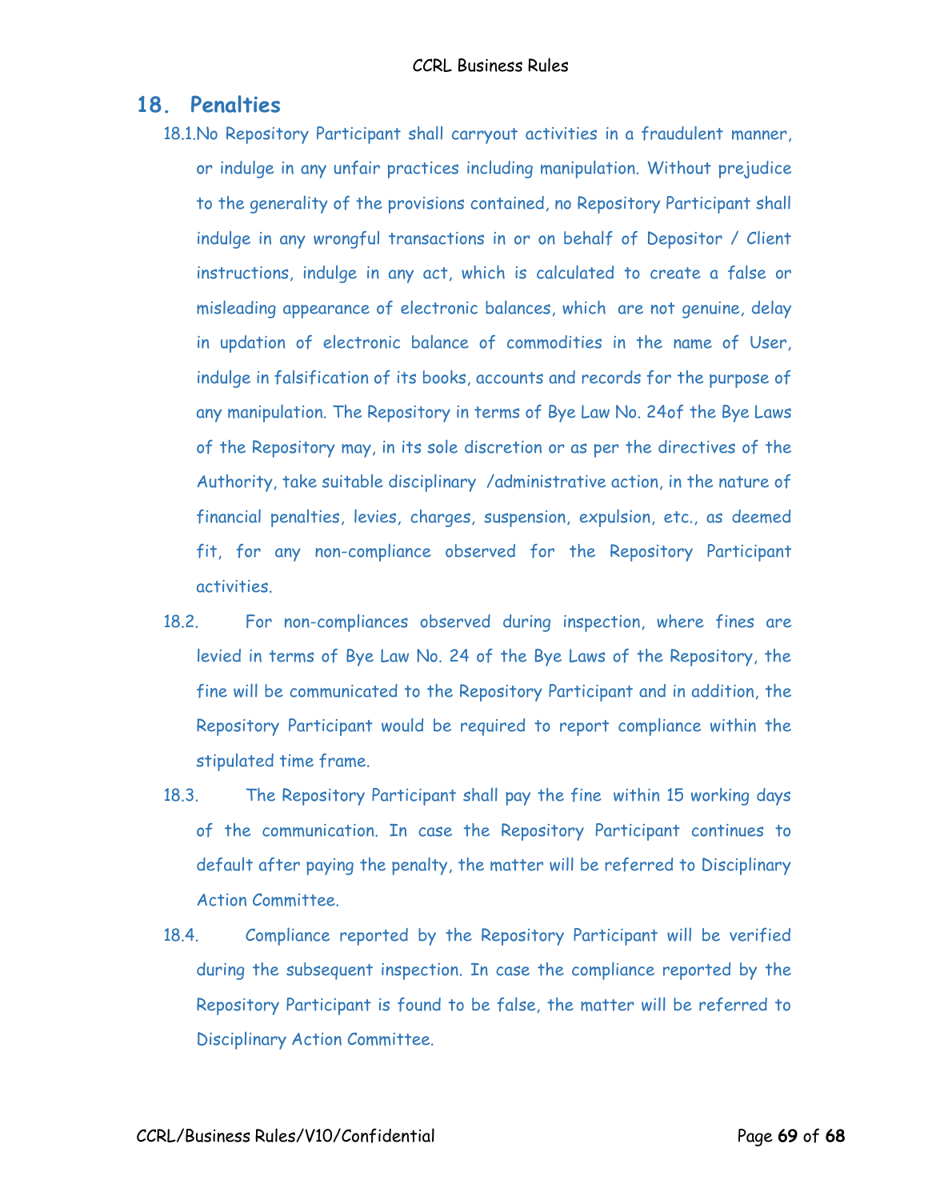## 18. Penalties

18.1. No Repository Participant shall carryout activities in a fraudulent manner, or indulge in any unfair practices including manipulation. Without prejudice to the generality of the provisions contained, no Repository Participant shall indulge in any wrongful transactions in or on behalf of Depositor / Client instructions, indulge in any act, which is calculated to create a false or misleading appearance of electronic balances, which are not genuine, delay in updation of electronic balance of commodities in the name of User, indulge in falsification of its books, accounts and records for the purpose of any manipulation. The Repository in terms of Bye Law No. 24of the Bye Laws of the Repository may, in its sole discretion or as per the directives of the Authority, take suitable disciplinary /administrative action, in the nature of financial penalties, levies, charges, suspension, expulsion, etc., as deemed fit, for any non-compliance observed for the Repository Participant activities.

18.2. For non-compliances observed during inspection, where fines are levied in terms of Bye Law No. 24 of the Bye Laws of the Repository, the fine will be communicated to the Repository Participant and in addition, the Repository Participant would be required to report compliance within the stipulated time frame.

18.3. The Repository Participant shall pay the fine within 15 working days of the communication. In case the Repository Participant continues to default after paying the penalty, the matter will be referred to Disciplinary Action Committee.

18.4. Compliance reported by the Repository Participant will be verified during the subsequent inspection. In case the compliance reported by the Repository Participant is found to be false, the matter will be referred to Disciplinary Action Committee.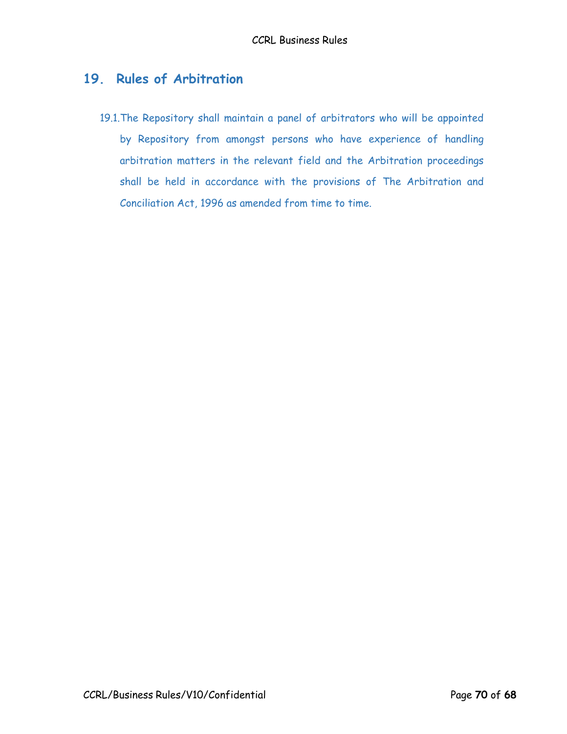## 19. Rules of Arbitration

19.1. The Repository shall maintain a panel of arbitrators who will be appointed by Repository from amongst persons who have experience of handling arbitration matters in the relevant field and the Arbitration proceedings shall be held in accordance with the provisions of The Arbitration and Conciliation Act, 1996 as amended from time to time.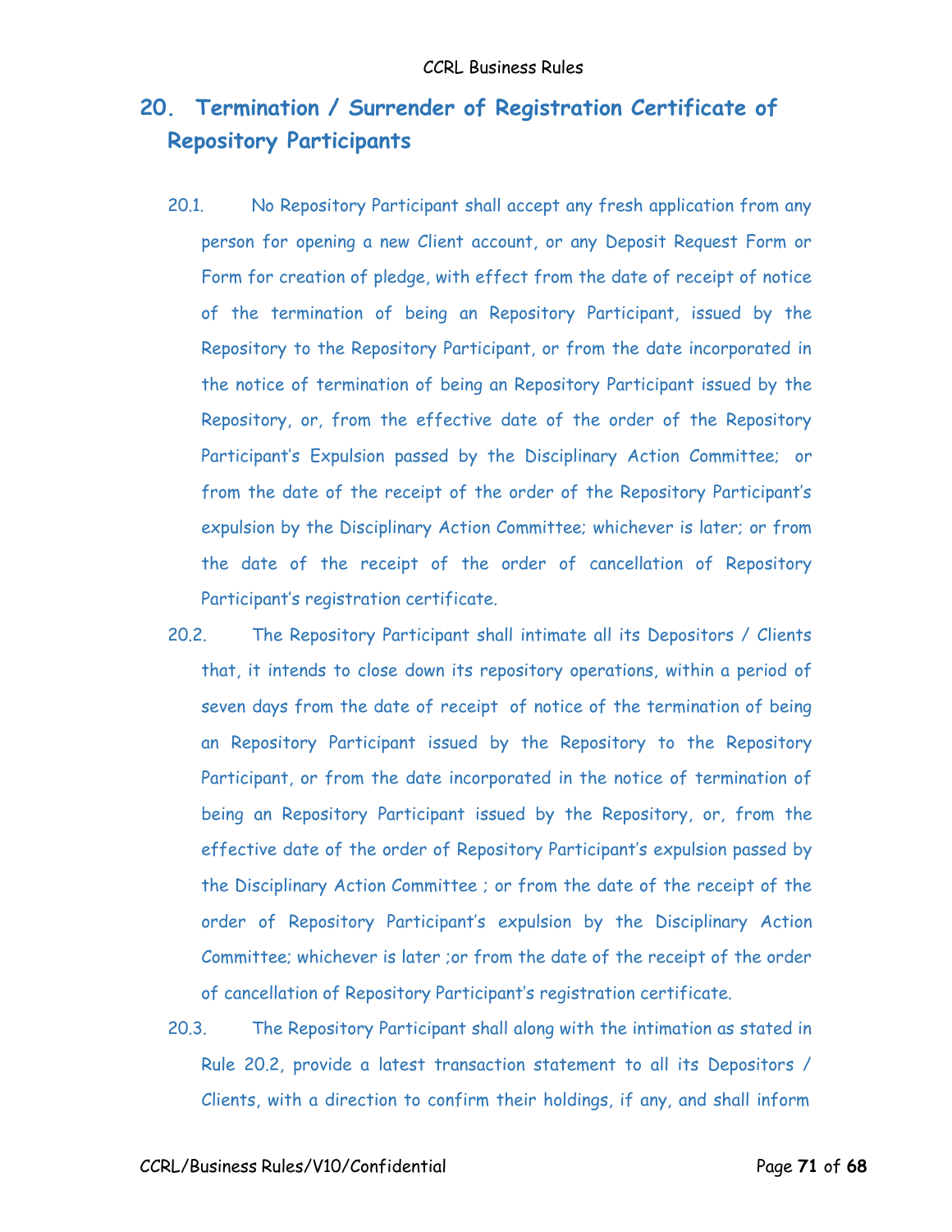## 20. Termination / Surrender of Registration Certificate of Repository Participants

20.1. No Repository Participant shall accept any fresh application from any person for opening a new Client account, or any Deposit Request Form or Form for creation of pledge, with effect from the date of receipt of notice of the termination of being an Repository Participant, issued by the Repository to the Repository Participant, or from the date incorporated in the notice of termination of being an Repository Participant issued by the Repository, or, from the effective date of the order of the Repository Participant's Expulsion passed by the Disciplinary Action Committee; or from the date of the receipt of the order of the Repository Participant's expulsion by the Disciplinary Action Committee; whichever is later; or from the date of the receipt of the order of cancellation of Repository Participant's registration certificate.

20.2. The Repository Participant shall intimate all its Depositors / Clients that, it intends to close down its repository operations, within a period of seven days from the date of receipt of notice of the termination of being an Repository Participant issued by the Repository to the Repository Participant, or from the date incorporated in the notice of termination of being an Repository Participant issued by the Repository, or, from the effective date of the order of Repository Participant's expulsion passed by the Disciplinary Action Committee ; or from the date of the receipt of the order of Repository Participant's expulsion by the Disciplinary Action Committee; whichever is later ;or from the date of the receipt of the order of cancellation of Repository Participant's registration certificate.

20.3. The Repository Participant shall along with the intimation as stated in Rule 20.2, provide a latest transaction statement to all its Depositors / Clients, with a direction to confirm their holdings, if any, and shall inform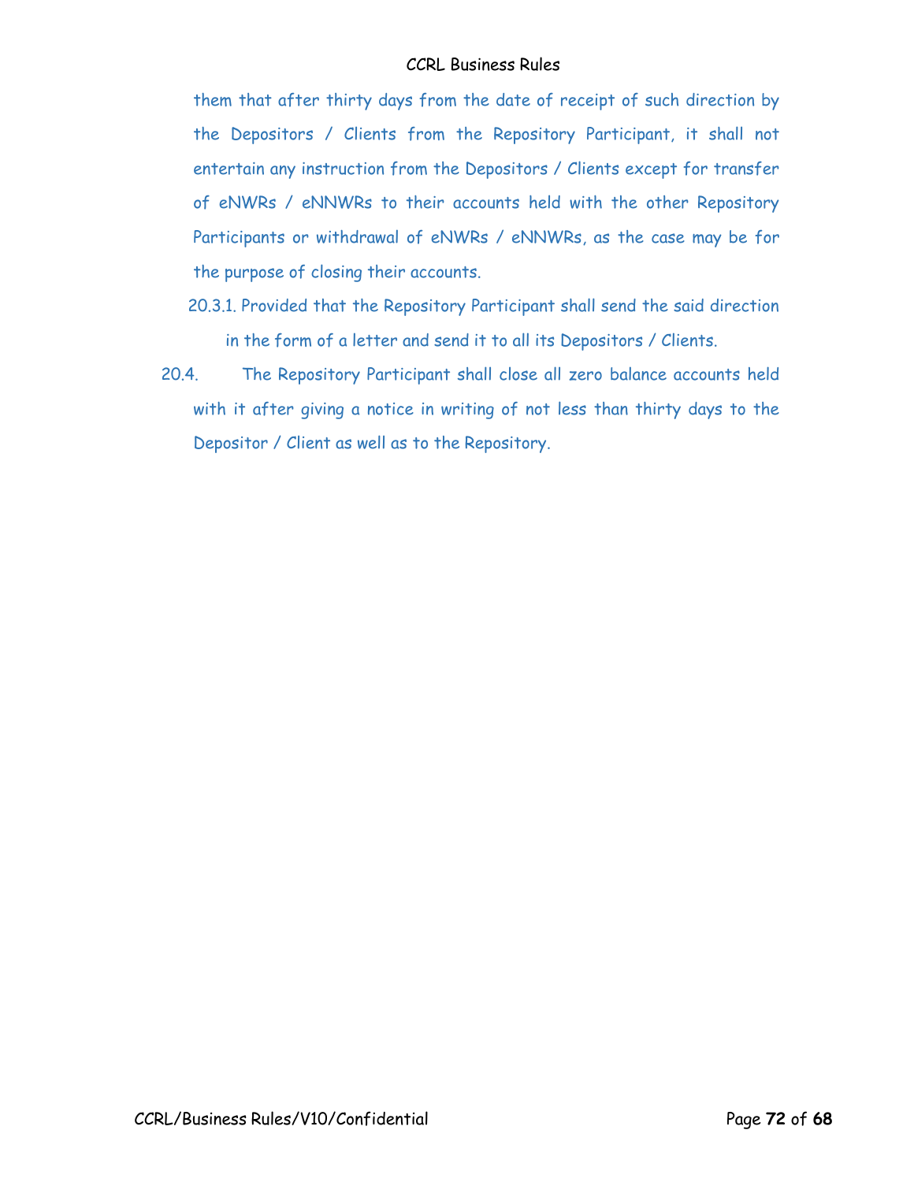them that after thirty days from the date of receipt of such direction by the Depositors / Clients from the Repository Participant, it shall not entertain any instruction from the Depositors / Clients except for transfer of eNWRs / eNNWRs to their accounts held with the other Repository Participants or withdrawal of eNWRs / eNNWRs, as the case may be for the purpose of closing their accounts.

20.3.1. Provided that the Repository Participant shall send the said direction in the form of a letter and send it to all its Depositors / Clients.

20.4. The Repository Participant shall close all zero balance accounts held with it after giving a notice in writing of not less than thirty days to the Depositor / Client as well as to the Repository.